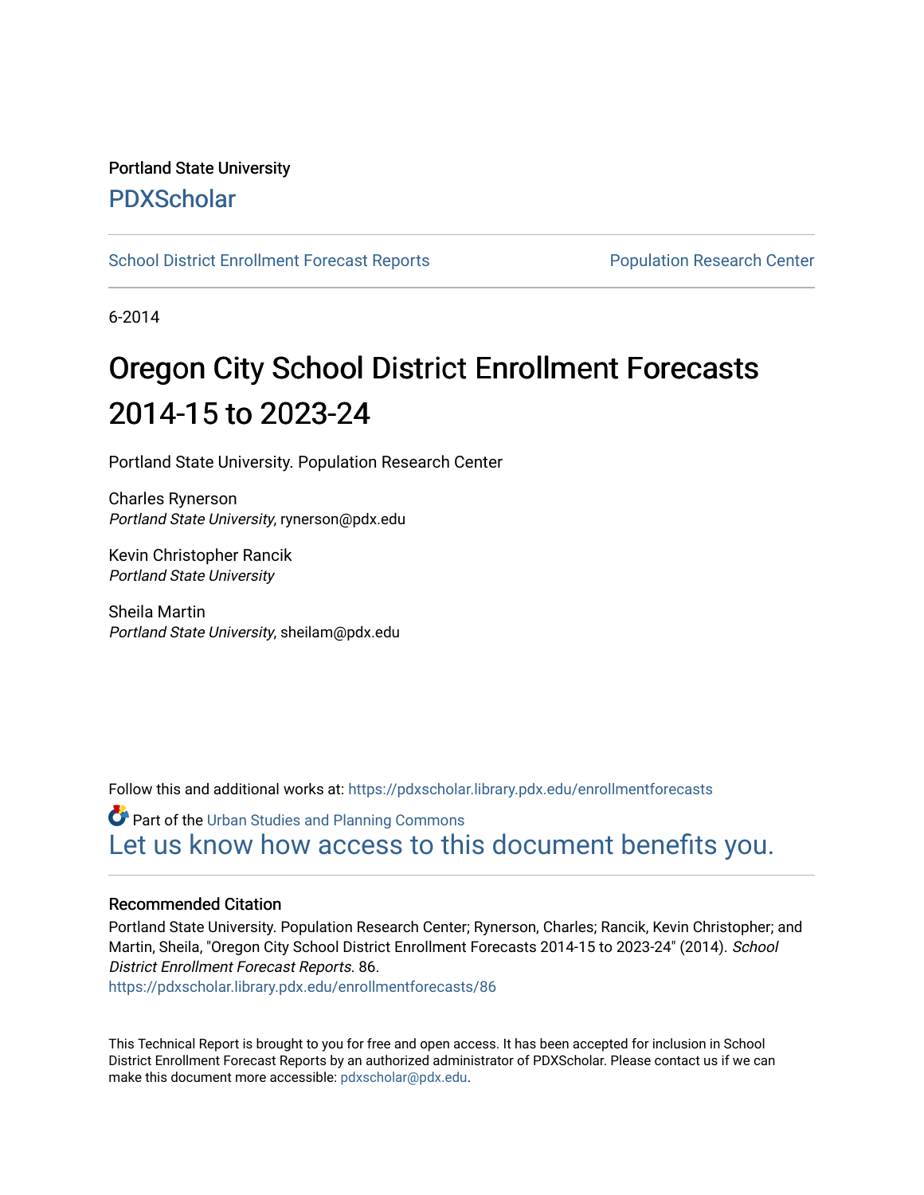Portland State University

PDXScholar

School District Enrollment Forecast Reports | Population Research Center

6-2014

# Oregon City School District Enrollment Forecasts 2014-15 to 2023-24

Portland State University. Population Research Center

Charles Rynerson
*Portland State University*, rynerson@pdx.edu

Kevin Christopher Rancik
*Portland State University*

Sheila Martin
*Portland State University*, sheilam@pdx.edu

Follow this and additional works at: https://pdxscholar.library.pdx.edu/enrollmentforecasts

Part of the Urban Studies and Planning Commons

Let us know how access to this document benefits you.

### Recommended Citation

Portland State University. Population Research Center; Rynerson, Charles; Rancik, Kevin Christopher; and Martin, Sheila, "Oregon City School District Enrollment Forecasts 2014-15 to 2023-24" (2014). *School District Enrollment Forecast Reports*. 86.
https://pdxscholar.library.pdx.edu/enrollmentforecasts/86

This Technical Report is brought to you for free and open access. It has been accepted for inclusion in School District Enrollment Forecast Reports by an authorized administrator of PDXScholar. Please contact us if we can make this document more accessible: pdxscholar@pdx.edu.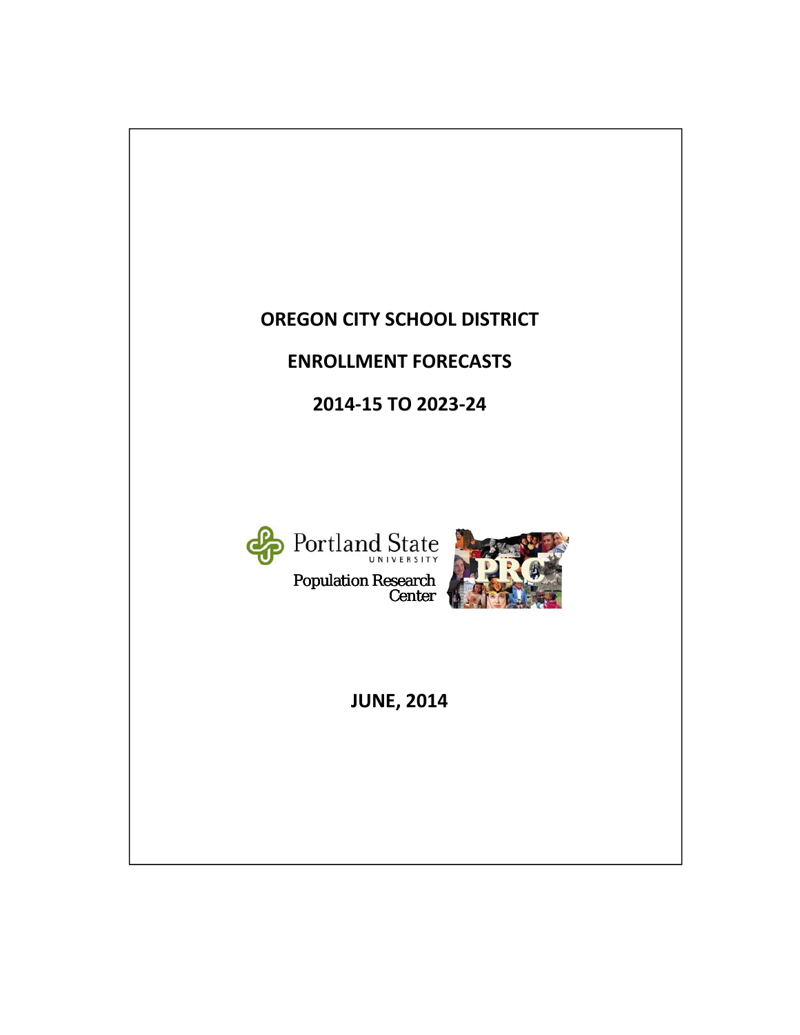# OREGON CITY SCHOOL DISTRICT

# ENROLLMENT FORECASTS

# 2014-15 TO 2023-24

Portland State University

Population Research Center

**JUNE, 2014**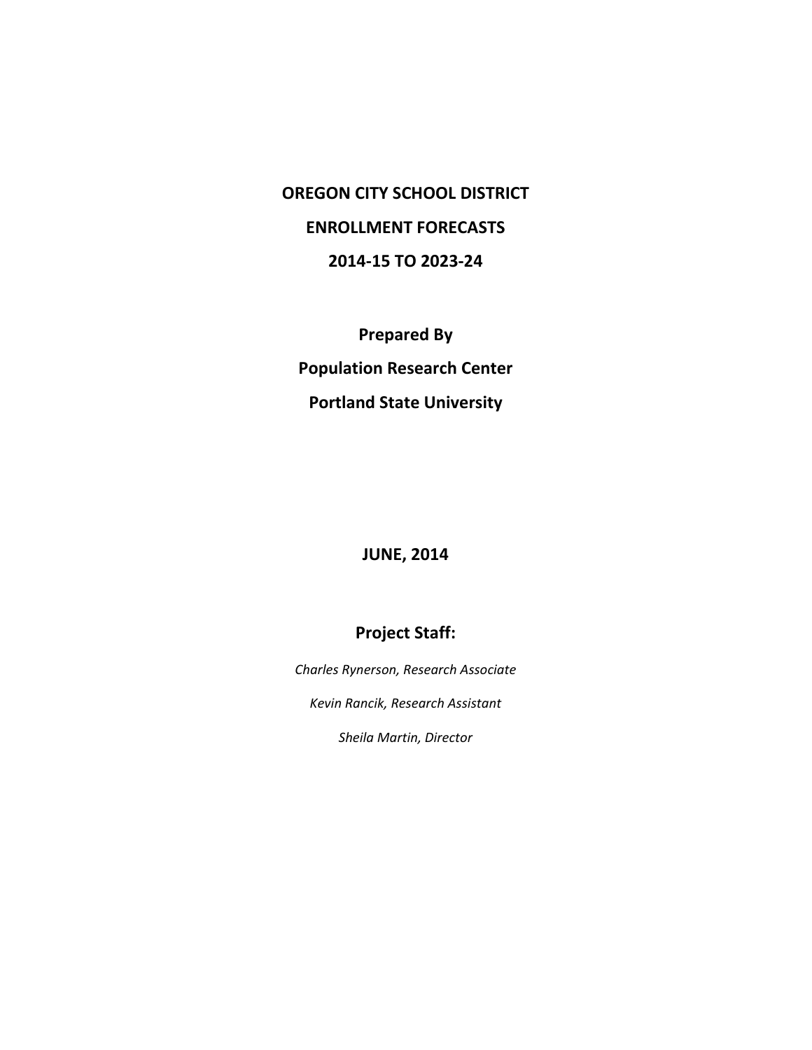# OREGON CITY SCHOOL DISTRICT

# ENROLLMENT FORECASTS

# 2014-15 TO 2023-24

**Prepared By**

**Population Research Center**

**Portland State University**

**JUNE, 2014**

## Project Staff:

*Charles Rynerson, Research Associate*

*Kevin Rancik, Research Assistant*

*Sheila Martin, Director*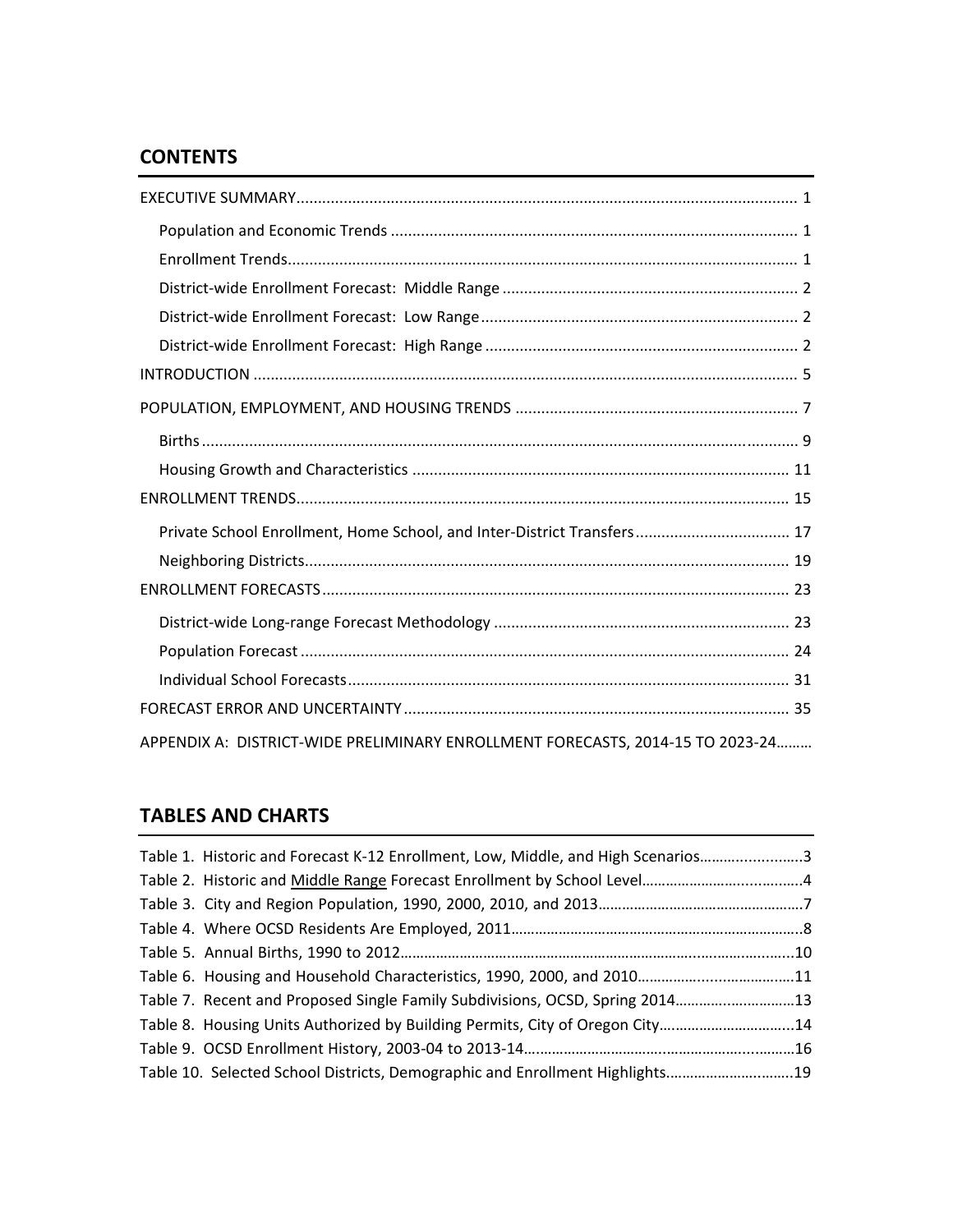## CONTENTS

EXECUTIVE SUMMARY .................................................................................................................... 1

- Population and Economic Trends .............................................................................................. 1
- Enrollment Trends....................................................................................................................... 1
- District-wide Enrollment Forecast: Middle Range ..................................................................... 2
- District-wide Enrollment Forecast: Low Range .......................................................................... 2
- District-wide Enrollment Forecast: High Range ......................................................................... 2

INTRODUCTION .............................................................................................................................. 5

POPULATION, EMPLOYMENT, AND HOUSING TRENDS .................................................................. 7

- Births ........................................................................................................................................... 9
- Housing Growth and Characteristics ....................................................................................... 11

ENROLLMENT TRENDS.................................................................................................................. 15

- Private School Enrollment, Home School, and Inter-District Transfers .................................... 17
- Neighboring Districts................................................................................................................ 19

ENROLLMENT FORECASTS ............................................................................................................ 23

- District-wide Long-range Forecast Methodology ..................................................................... 23
- Population Forecast .................................................................................................................. 24
- Individual School Forecasts ...................................................................................................... 31

FORECAST ERROR AND UNCERTAINTY .......................................................................................... 35

APPENDIX A: DISTRICT-WIDE PRELIMINARY ENROLLMENT FORECASTS, 2014-15 TO 2023-24.........

## TABLES AND CHARTS

Table 1. Historic and Forecast K-12 Enrollment, Low, Middle, and High Scenarios.........................3
Table 2. Historic and <u>Middle Range</u> Forecast Enrollment by School Level.......................................4
Table 3. City and Region Population, 1990, 2000, 2010, and 2013...................................................7
Table 4. Where OCSD Residents Are Employed, 2011.........................................................................8
Table 5. Annual Births, 1990 to 2012.................................................................................................10
Table 6. Housing and Household Characteristics, 1990, 2000, and 2010.......................................11
Table 7. Recent and Proposed Single Family Subdivisions, OCSD, Spring 2014..............................13
Table 8. Housing Units Authorized by Building Permits, City of Oregon City.................................14
Table 9. OCSD Enrollment History, 2003-04 to 2013-14...................................................................16
Table 10. Selected School Districts, Demographic and Enrollment Highlights................................19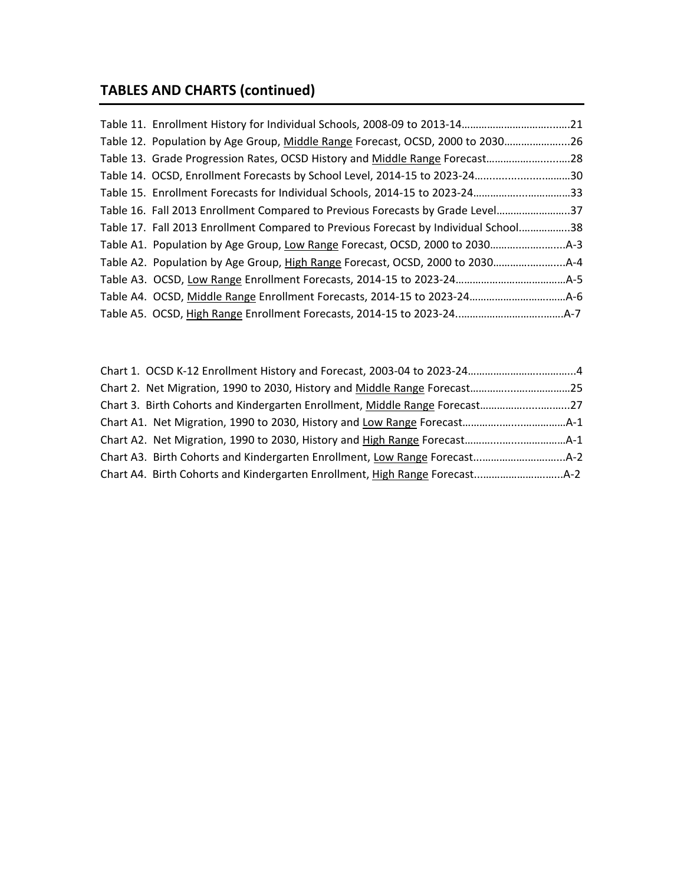## TABLES AND CHARTS (continued)

Table 11. Enrollment History for Individual Schools, 2008-09 to 2013-14……………………………......21
Table 12. Population by Age Group, Middle Range Forecast, OCSD, 2000 to 2030…………………...26
Table 13. Grade Progression Rates, OCSD History and Middle Range Forecast…………………..……28
Table 14. OCSD, Enrollment Forecasts by School Level, 2014-15 to 2023-24………………………………30
Table 15. Enrollment Forecasts for Individual Schools, 2014-15 to 2023-24……………………………33
Table 16. Fall 2013 Enrollment Compared to Previous Forecasts by Grade Level……………………..37
Table 17. Fall 2013 Enrollment Compared to Previous Forecast by Individual School……………...38
Table A1. Population by Age Group, Low Range Forecast, OCSD, 2000 to 2030……………………...A-3
Table A2. Population by Age Group, High Range Forecast, OCSD, 2000 to 2030…………………….A-4
Table A3. OCSD, Low Range Enrollment Forecasts, 2014-15 to 2023-24…………………………………A-5
Table A4. OCSD, Middle Range Enrollment Forecasts, 2014-15 to 2023-24…………………………….A-6
Table A5. OCSD, High Range Enrollment Forecasts, 2014-15 to 2023-24.……………………………….A-7

Chart 1. OCSD K-12 Enrollment History and Forecast, 2003-04 to 2023-24……………………………….4
Chart 2. Net Migration, 1990 to 2030, History and Middle Range Forecast……………………………25
Chart 3. Birth Cohorts and Kindergarten Enrollment, Middle Range Forecast………………………...27
Chart A1. Net Migration, 1990 to 2030, History and Low Range Forecast…………………………….A-1
Chart A2. Net Migration, 1990 to 2030, History and High Range Forecast…………………………….A-1
Chart A3. Birth Cohorts and Kindergarten Enrollment, Low Range Forecast…………………………..A-2
Chart A4. Birth Cohorts and Kindergarten Enrollment, High Range Forecast………………………….A-2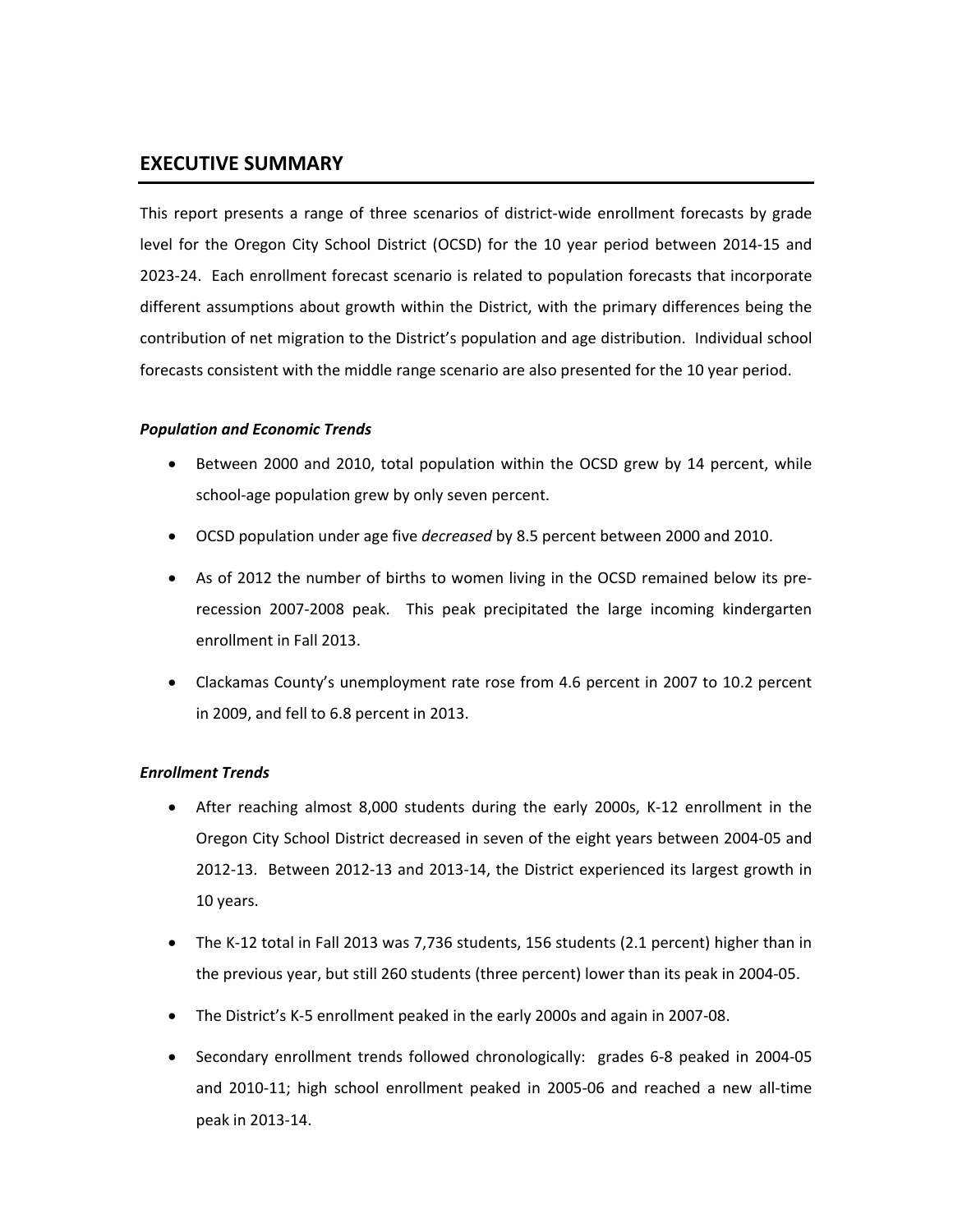## EXECUTIVE SUMMARY

This report presents a range of three scenarios of district-wide enrollment forecasts by grade level for the Oregon City School District (OCSD) for the 10 year period between 2014-15 and 2023-24. Each enrollment forecast scenario is related to population forecasts that incorporate different assumptions about growth within the District, with the primary differences being the contribution of net migration to the District's population and age distribution. Individual school forecasts consistent with the middle range scenario are also presented for the 10 year period.

***Population and Economic Trends***

- Between 2000 and 2010, total population within the OCSD grew by 14 percent, while school-age population grew by only seven percent.
- OCSD population under age five *decreased* by 8.5 percent between 2000 and 2010.
- As of 2012 the number of births to women living in the OCSD remained below its pre-recession 2007-2008 peak. This peak precipitated the large incoming kindergarten enrollment in Fall 2013.
- Clackamas County's unemployment rate rose from 4.6 percent in 2007 to 10.2 percent in 2009, and fell to 6.8 percent in 2013.

***Enrollment Trends***

- After reaching almost 8,000 students during the early 2000s, K-12 enrollment in the Oregon City School District decreased in seven of the eight years between 2004-05 and 2012-13. Between 2012-13 and 2013-14, the District experienced its largest growth in 10 years.
- The K-12 total in Fall 2013 was 7,736 students, 156 students (2.1 percent) higher than in the previous year, but still 260 students (three percent) lower than its peak in 2004-05.
- The District's K-5 enrollment peaked in the early 2000s and again in 2007-08.
- Secondary enrollment trends followed chronologically: grades 6-8 peaked in 2004-05 and 2010-11; high school enrollment peaked in 2005-06 and reached a new all-time peak in 2013-14.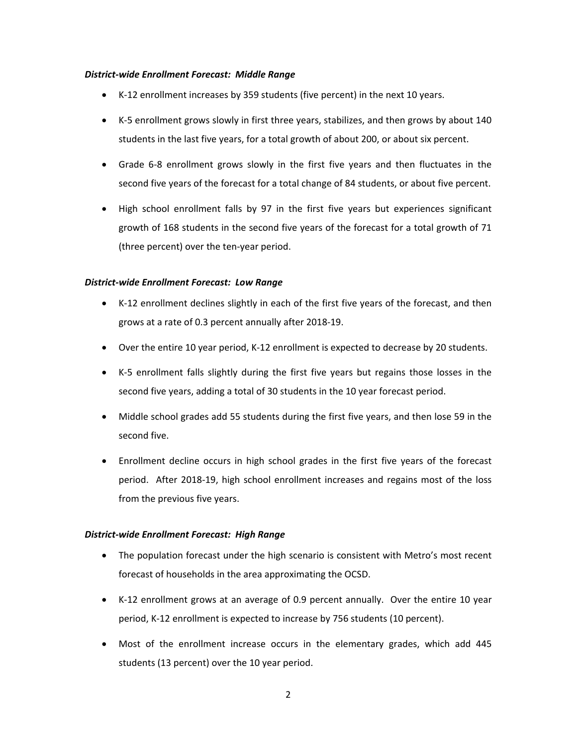***District-wide Enrollment Forecast: Middle Range***

- K-12 enrollment increases by 359 students (five percent) in the next 10 years.
- K-5 enrollment grows slowly in first three years, stabilizes, and then grows by about 140 students in the last five years, for a total growth of about 200, or about six percent.
- Grade 6-8 enrollment grows slowly in the first five years and then fluctuates in the second five years of the forecast for a total change of 84 students, or about five percent.
- High school enrollment falls by 97 in the first five years but experiences significant growth of 168 students in the second five years of the forecast for a total growth of 71 (three percent) over the ten-year period.

***District-wide Enrollment Forecast: Low Range***

- K-12 enrollment declines slightly in each of the first five years of the forecast, and then grows at a rate of 0.3 percent annually after 2018-19.
- Over the entire 10 year period, K-12 enrollment is expected to decrease by 20 students.
- K-5 enrollment falls slightly during the first five years but regains those losses in the second five years, adding a total of 30 students in the 10 year forecast period.
- Middle school grades add 55 students during the first five years, and then lose 59 in the second five.
- Enrollment decline occurs in high school grades in the first five years of the forecast period. After 2018-19, high school enrollment increases and regains most of the loss from the previous five years.

***District-wide Enrollment Forecast: High Range***

- The population forecast under the high scenario is consistent with Metro's most recent forecast of households in the area approximating the OCSD.
- K-12 enrollment grows at an average of 0.9 percent annually. Over the entire 10 year period, K-12 enrollment is expected to increase by 756 students (10 percent).
- Most of the enrollment increase occurs in the elementary grades, which add 445 students (13 percent) over the 10 year period.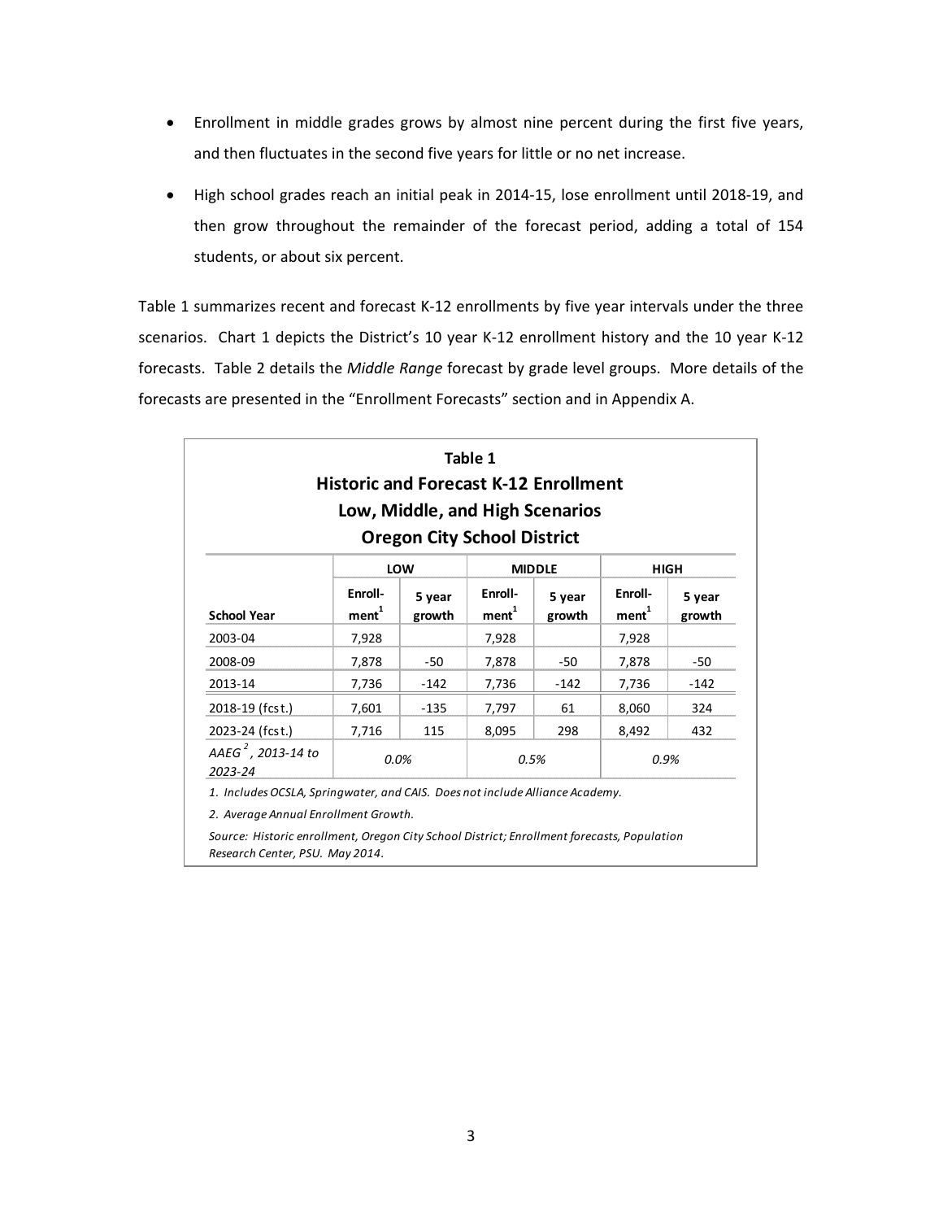- Enrollment in middle grades grows by almost nine percent during the first five years, and then fluctuates in the second five years for little or no net increase.

- High school grades reach an initial peak in 2014-15, lose enrollment until 2018-19, and then grow throughout the remainder of the forecast period, adding a total of 154 students, or about six percent.

Table 1 summarizes recent and forecast K-12 enrollments by five year intervals under the three scenarios. Chart 1 depicts the District's 10 year K-12 enrollment history and the 10 year K-12 forecasts. Table 2 details the *Middle Range* forecast by grade level groups. More details of the forecasts are presented in the "Enrollment Forecasts" section and in Appendix A.

**Table 1**
**Historic and Forecast K-12 Enrollment**
**Low, Middle, and High Scenarios**
**Oregon City School District**

| | LOW | | MIDDLE | | HIGH | |
|---|---|---|---|---|---|---|
| **School Year** | **Enroll-ment[1]** | **5 year growth** | **Enroll-ment[1]** | **5 year growth** | **Enroll-ment[1]** | **5 year growth** |
| 2003-04 | 7,928 | | 7,928 | | 7,928 | |
| 2008-09 | 7,878 | -50 | 7,878 | -50 | 7,878 | -50 |
| 2013-14 | 7,736 | -142 | 7,736 | -142 | 7,736 | -142 |
| 2018-19 (fcst.) | 7,601 | -135 | 7,797 | 61 | 8,060 | 324 |
| 2023-24 (fcst.) | 7,716 | 115 | 8,095 | 298 | 8,492 | 432 |
| *AAEG[2], 2013-14 to 2023-24* | *0.0%* | | *0.5%* | | *0.9%* | |

*1. Includes OCSLA, Springwater, and CAIS. Does not include Alliance Academy.*

*2. Average Annual Enrollment Growth.*

*Source: Historic enrollment, Oregon City School District; Enrollment forecasts, Population Research Center, PSU. May 2014.*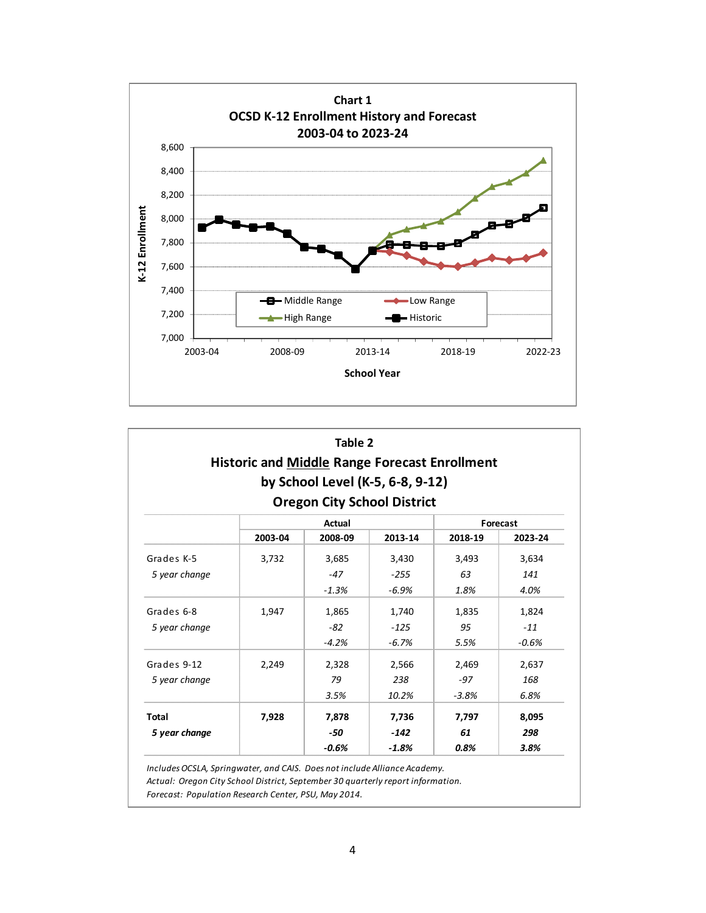**Chart 1**
**OCSD K-12 Enrollment History and Forecast**
**2003-04 to 2023-24**

**Table 2**
**Historic and Middle Range Forecast Enrollment by School Level (K-5, 6-8, 9-12)**
**Oregon City School District**

| | Actual | | | Forecast | |
|---|---|---|---|---|---|
| | 2003-04 | 2008-09 | 2013-14 | 2018-19 | 2023-24 |
| Grades K-5 | 3,732 | 3,685 | 3,430 | 3,493 | 3,634 |
| *5 year change* | | *-47* | *-255* | *63* | *141* |
| | | *-1.3%* | *-6.9%* | *1.8%* | *4.0%* |
| Grades 6-8 | 1,947 | 1,865 | 1,740 | 1,835 | 1,824 |
| *5 year change* | | *-82* | *-125* | *95* | *-11* |
| | | *-4.2%* | *-6.7%* | *5.5%* | *-0.6%* |
| Grades 9-12 | 2,249 | 2,328 | 2,566 | 2,469 | 2,637 |
| *5 year change* | | *79* | *238* | *-97* | *168* |
| | | *3.5%* | *10.2%* | *-3.8%* | *6.8%* |
| **Total** | **7,928** | **7,878** | **7,736** | **7,797** | **8,095** |
| ***5 year change*** | | ***-50*** | ***-142*** | ***61*** | ***298*** |
| | | ***-0.6%*** | ***-1.8%*** | ***0.8%*** | ***3.8%*** |

*Includes OCSLA, Springwater, and CAIS. Does not include Alliance Academy.*
*Actual: Oregon City School District, September 30 quarterly report information.*
*Forecast: Population Research Center, PSU, May 2014.*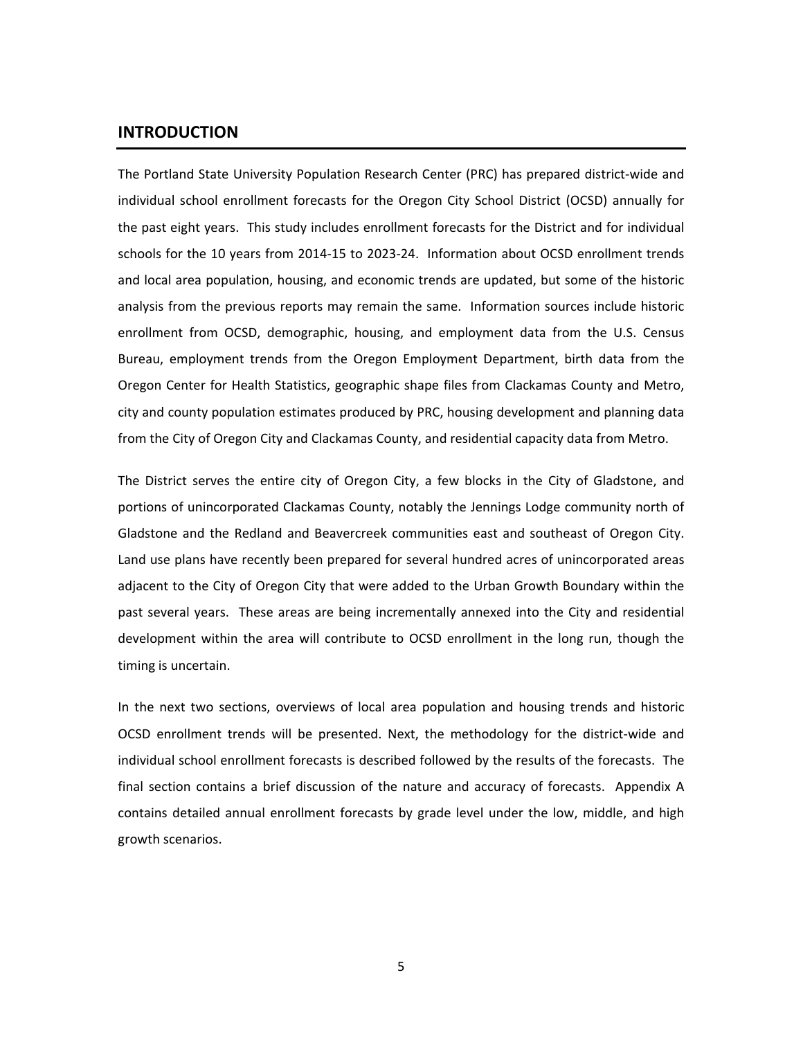## INTRODUCTION

The Portland State University Population Research Center (PRC) has prepared district-wide and individual school enrollment forecasts for the Oregon City School District (OCSD) annually for the past eight years. This study includes enrollment forecasts for the District and for individual schools for the 10 years from 2014-15 to 2023-24. Information about OCSD enrollment trends and local area population, housing, and economic trends are updated, but some of the historic analysis from the previous reports may remain the same. Information sources include historic enrollment from OCSD, demographic, housing, and employment data from the U.S. Census Bureau, employment trends from the Oregon Employment Department, birth data from the Oregon Center for Health Statistics, geographic shape files from Clackamas County and Metro, city and county population estimates produced by PRC, housing development and planning data from the City of Oregon City and Clackamas County, and residential capacity data from Metro.

The District serves the entire city of Oregon City, a few blocks in the City of Gladstone, and portions of unincorporated Clackamas County, notably the Jennings Lodge community north of Gladstone and the Redland and Beavercreek communities east and southeast of Oregon City. Land use plans have recently been prepared for several hundred acres of unincorporated areas adjacent to the City of Oregon City that were added to the Urban Growth Boundary within the past several years. These areas are being incrementally annexed into the City and residential development within the area will contribute to OCSD enrollment in the long run, though the timing is uncertain.

In the next two sections, overviews of local area population and housing trends and historic OCSD enrollment trends will be presented. Next, the methodology for the district-wide and individual school enrollment forecasts is described followed by the results of the forecasts. The final section contains a brief discussion of the nature and accuracy of forecasts. Appendix A contains detailed annual enrollment forecasts by grade level under the low, middle, and high growth scenarios.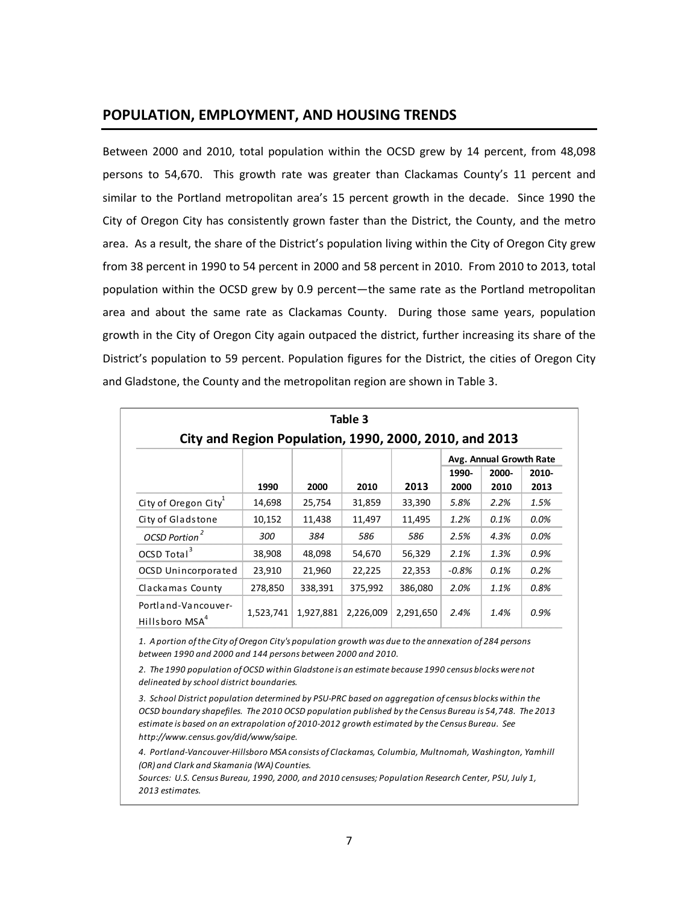## POPULATION, EMPLOYMENT, AND HOUSING TRENDS

Between 2000 and 2010, total population within the OCSD grew by 14 percent, from 48,098 persons to 54,670. This growth rate was greater than Clackamas County's 11 percent and similar to the Portland metropolitan area's 15 percent growth in the decade. Since 1990 the City of Oregon City has consistently grown faster than the District, the County, and the metro area. As a result, the share of the District's population living within the City of Oregon City grew from 38 percent in 1990 to 54 percent in 2000 and 58 percent in 2010. From 2010 to 2013, total population within the OCSD grew by 0.9 percent—the same rate as the Portland metropolitan area and about the same rate as Clackamas County. During those same years, population growth in the City of Oregon City again outpaced the district, further increasing its share of the District's population to 59 percent. Population figures for the District, the cities of Oregon City and Gladstone, the County and the metropolitan region are shown in Table 3.

**Table 3**

**City and Region Population, 1990, 2000, 2010, and 2013**

| | | | | | Avg. Annual Growth Rate | | |
|---|---|---|---|---|---|---|---|
| | 1990 | 2000 | 2010 | 2013 | 1990-2000 | 2000-2010 | 2010-2013 |
| City of Oregon City[1] | 14,698 | 25,754 | 31,859 | 33,390 | *5.8%* | *2.2%* | *1.5%* |
| City of Gladstone | 10,152 | 11,438 | 11,497 | 11,495 | *1.2%* | *0.1%* | *0.0%* |
| *OCSD Portion[2]* | *300* | *384* | *586* | *586* | *2.5%* | *4.3%* | *0.0%* |
| OCSD Total[3] | 38,908 | 48,098 | 54,670 | 56,329 | *2.1%* | *1.3%* | *0.9%* |
| OCSD Unincorporated | 23,910 | 21,960 | 22,225 | 22,353 | *-0.8%* | *0.1%* | *0.2%* |
| Clackamas County | 278,850 | 338,391 | 375,992 | 386,080 | *2.0%* | *1.1%* | *0.8%* |
| Portland-Vancouver-Hillsboro MSA[4] | 1,523,741 | 1,927,881 | 2,226,009 | 2,291,650 | *2.4%* | *1.4%* | *0.9%* |

*1. A portion of the City of Oregon City's population growth was due to the annexation of 284 persons between 1990 and 2000 and 144 persons between 2000 and 2010.*

*2. The 1990 population of OCSD within Gladstone is an estimate because 1990 census blocks were not delineated by school district boundaries.*

*3. School District population determined by PSU-PRC based on aggregation of census blocks within the OCSD boundary shapefiles. The 2010 OCSD population published by the Census Bureau is 54,748. The 2013 estimate is based on an extrapolation of 2010-2012 growth estimated by the Census Bureau. See http://www.census.gov/did/www/saipe.*

*4. Portland-Vancouver-Hillsboro MSA consists of Clackamas, Columbia, Multnomah, Washington, Yamhill (OR) and Clark and Skamania (WA) Counties.*

*Sources: U.S. Census Bureau, 1990, 2000, and 2010 censuses; Population Research Center, PSU, July 1, 2013 estimates.*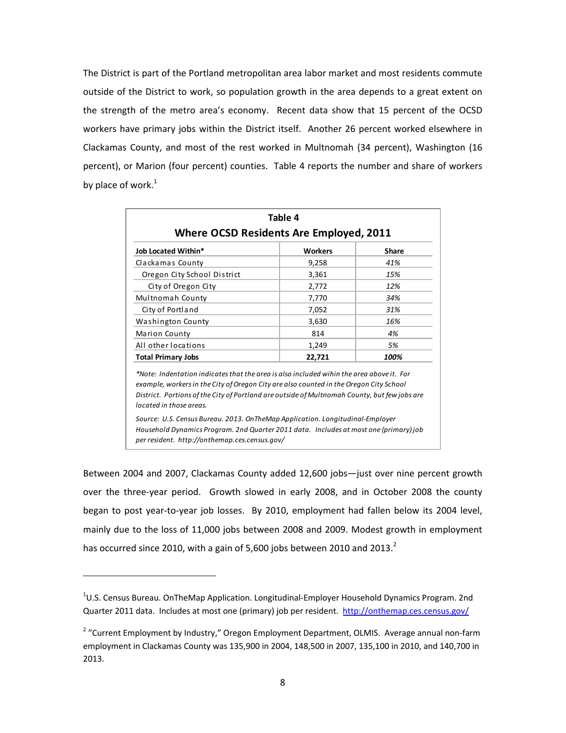The District is part of the Portland metropolitan area labor market and most residents commute outside of the District to work, so population growth in the area depends to a great extent on the strength of the metro area's economy. Recent data show that 15 percent of the OCSD workers have primary jobs within the District itself. Another 26 percent worked elsewhere in Clackamas County, and most of the rest worked in Multnomah (34 percent), Washington (16 percent), or Marion (four percent) counties. Table 4 reports the number and share of workers by place of work.[1]

**Table 4**

**Where OCSD Residents Are Employed, 2011**

| Job Located Within* | Workers | Share |
|---|---|---|
| Clackamas County | 9,258 | *41%* |
| Oregon City School District | 3,361 | *15%* |
| City of Oregon City | 2,772 | *12%* |
| Multnomah County | 7,770 | *34%* |
| City of Portland | 7,052 | *31%* |
| Washington County | 3,630 | *16%* |
| Marion County | 814 | *4%* |
| All other locations | 1,249 | *5%* |
| **Total Primary Jobs** | **22,721** | ***100%*** |

*\*Note: Indentation indicates that the area is also included wihin the area above it. For example, workers in the City of Oregon City are also counted in the Oregon City School District. Portions of the City of Portland are outside of Multnomah County, but few jobs are located in those areas.*

*Source: U.S. Census Bureau. 2013. OnTheMap Application. Longitudinal-Employer Household Dynamics Program. 2nd Quarter 2011 data. Includes at most one (primary) job per resident. http://onthemap.ces.census.gov/*

Between 2004 and 2007, Clackamas County added 12,600 jobs—just over nine percent growth over the three-year period. Growth slowed in early 2008, and in October 2008 the county began to post year-to-year job losses. By 2010, employment had fallen below its 2004 level, mainly due to the loss of 11,000 jobs between 2008 and 2009. Modest growth in employment has occurred since 2010, with a gain of 5,600 jobs between 2010 and 2013.[2]

---

[1] U.S. Census Bureau. OnTheMap Application. Longitudinal-Employer Household Dynamics Program. 2nd Quarter 2011 data. Includes at most one (primary) job per resident. http://onthemap.ces.census.gov/

[2] "Current Employment by Industry," Oregon Employment Department, OLMIS. Average annual non-farm employment in Clackamas County was 135,900 in 2004, 148,500 in 2007, 135,100 in 2010, and 140,700 in 2013.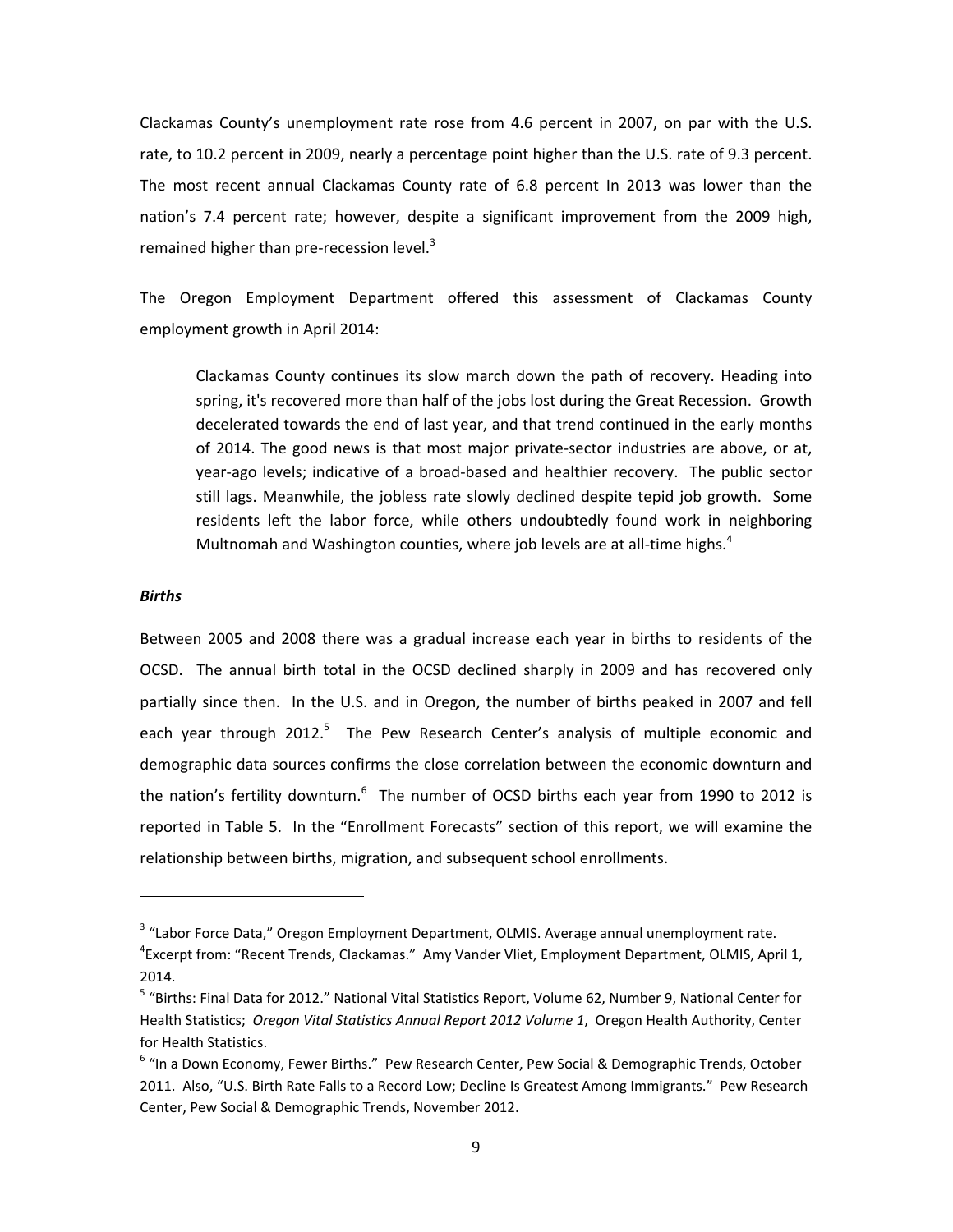Clackamas County's unemployment rate rose from 4.6 percent in 2007, on par with the U.S. rate, to 10.2 percent in 2009, nearly a percentage point higher than the U.S. rate of 9.3 percent. The most recent annual Clackamas County rate of 6.8 percent In 2013 was lower than the nation's 7.4 percent rate; however, despite a significant improvement from the 2009 high, remained higher than pre-recession level.[3]

The Oregon Employment Department offered this assessment of Clackamas County employment growth in April 2014:

> Clackamas County continues its slow march down the path of recovery. Heading into spring, it's recovered more than half of the jobs lost during the Great Recession. Growth decelerated towards the end of last year, and that trend continued in the early months of 2014. The good news is that most major private-sector industries are above, or at, year-ago levels; indicative of a broad-based and healthier recovery. The public sector still lags. Meanwhile, the jobless rate slowly declined despite tepid job growth. Some residents left the labor force, while others undoubtedly found work in neighboring Multnomah and Washington counties, where job levels are at all-time highs.[4]

***Births***

Between 2005 and 2008 there was a gradual increase each year in births to residents of the OCSD. The annual birth total in the OCSD declined sharply in 2009 and has recovered only partially since then. In the U.S. and in Oregon, the number of births peaked in 2007 and fell each year through 2012.[5] The Pew Research Center's analysis of multiple economic and demographic data sources confirms the close correlation between the economic downturn and the nation's fertility downturn.[6] The number of OCSD births each year from 1990 to 2012 is reported in Table 5. In the "Enrollment Forecasts" section of this report, we will examine the relationship between births, migration, and subsequent school enrollments.

---

[3] "Labor Force Data," Oregon Employment Department, OLMIS. Average annual unemployment rate.

[4] Excerpt from: "Recent Trends, Clackamas." Amy Vander Vliet, Employment Department, OLMIS, April 1, 2014.

[5] "Births: Final Data for 2012." National Vital Statistics Report, Volume 62, Number 9, National Center for Health Statistics; *Oregon Vital Statistics Annual Report 2012 Volume 1*, Oregon Health Authority, Center for Health Statistics.

[6] "In a Down Economy, Fewer Births." Pew Research Center, Pew Social & Demographic Trends, October 2011. Also, "U.S. Birth Rate Falls to a Record Low; Decline Is Greatest Among Immigrants." Pew Research Center, Pew Social & Demographic Trends, November 2012.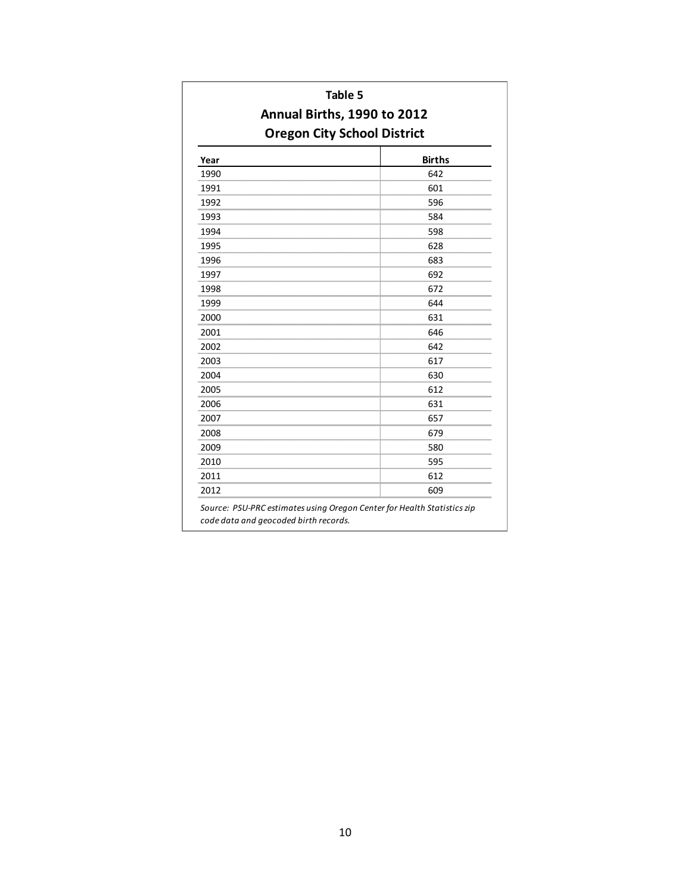**Table 5**

**Annual Births, 1990 to 2012**

**Oregon City School District**

| Year | Births |
|---|---|
| 1990 | 642 |
| 1991 | 601 |
| 1992 | 596 |
| 1993 | 584 |
| 1994 | 598 |
| 1995 | 628 |
| 1996 | 683 |
| 1997 | 692 |
| 1998 | 672 |
| 1999 | 644 |
| 2000 | 631 |
| 2001 | 646 |
| 2002 | 642 |
| 2003 | 617 |
| 2004 | 630 |
| 2005 | 612 |
| 2006 | 631 |
| 2007 | 657 |
| 2008 | 679 |
| 2009 | 580 |
| 2010 | 595 |
| 2011 | 612 |
| 2012 | 609 |

*Source: PSU-PRC estimates using Oregon Center for Health Statistics zip code data and geocoded birth records.*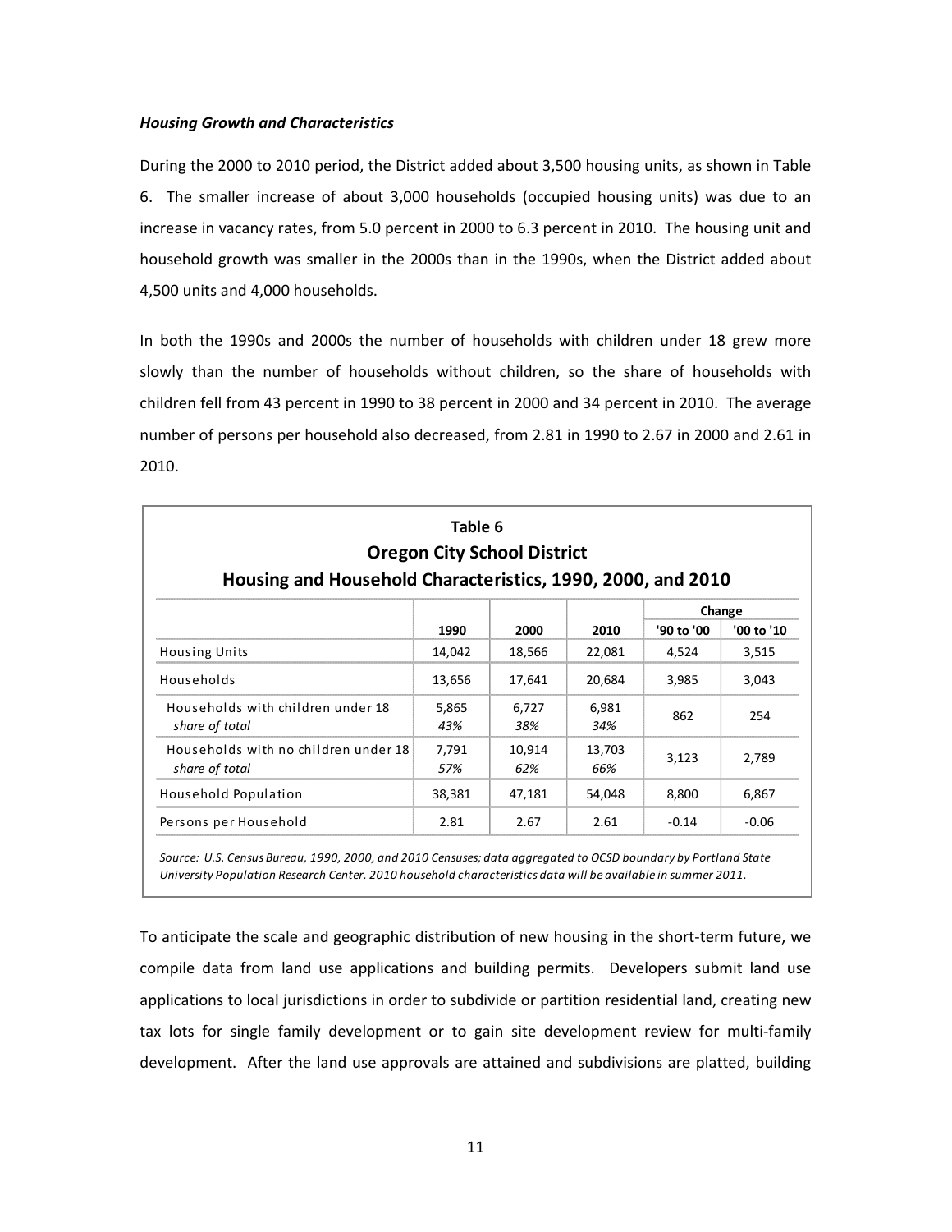***Housing Growth and Characteristics***

During the 2000 to 2010 period, the District added about 3,500 housing units, as shown in Table 6. The smaller increase of about 3,000 households (occupied housing units) was due to an increase in vacancy rates, from 5.0 percent in 2000 to 6.3 percent in 2010. The housing unit and household growth was smaller in the 2000s than in the 1990s, when the District added about 4,500 units and 4,000 households.

In both the 1990s and 2000s the number of households with children under 18 grew more slowly than the number of households without children, so the share of households with children fell from 43 percent in 1990 to 38 percent in 2000 and 34 percent in 2010. The average number of persons per household also decreased, from 2.81 in 1990 to 2.67 in 2000 and 2.61 in 2010.

**Table 6**
**Oregon City School District**
**Housing and Household Characteristics, 1990, 2000, and 2010**

| | 1990 | 2000 | 2010 | Change '90 to '00 | Change '00 to '10 |
|---|---|---|---|---|---|
| Housing Units | 14,042 | 18,566 | 22,081 | 4,524 | 3,515 |
| Households | 13,656 | 17,641 | 20,684 | 3,985 | 3,043 |
| Households with children under 18 | 5,865 | 6,727 | 6,981 | 862 | 254 |
| *share of total* | *43%* | *38%* | *34%* | | |
| Households with no children under 18 | 7,791 | 10,914 | 13,703 | 3,123 | 2,789 |
| *share of total* | *57%* | *62%* | *66%* | | |
| Household Population | 38,381 | 47,181 | 54,048 | 8,800 | 6,867 |
| Persons per Household | 2.81 | 2.67 | 2.61 | -0.14 | -0.06 |

*Source: U.S. Census Bureau, 1990, 2000, and 2010 Censuses; data aggregated to OCSD boundary by Portland State University Population Research Center. 2010 household characteristics data will be available in summer 2011.*

To anticipate the scale and geographic distribution of new housing in the short-term future, we compile data from land use applications and building permits. Developers submit land use applications to local jurisdictions in order to subdivide or partition residential land, creating new tax lots for single family development or to gain site development review for multi-family development. After the land use approvals are attained and subdivisions are platted, building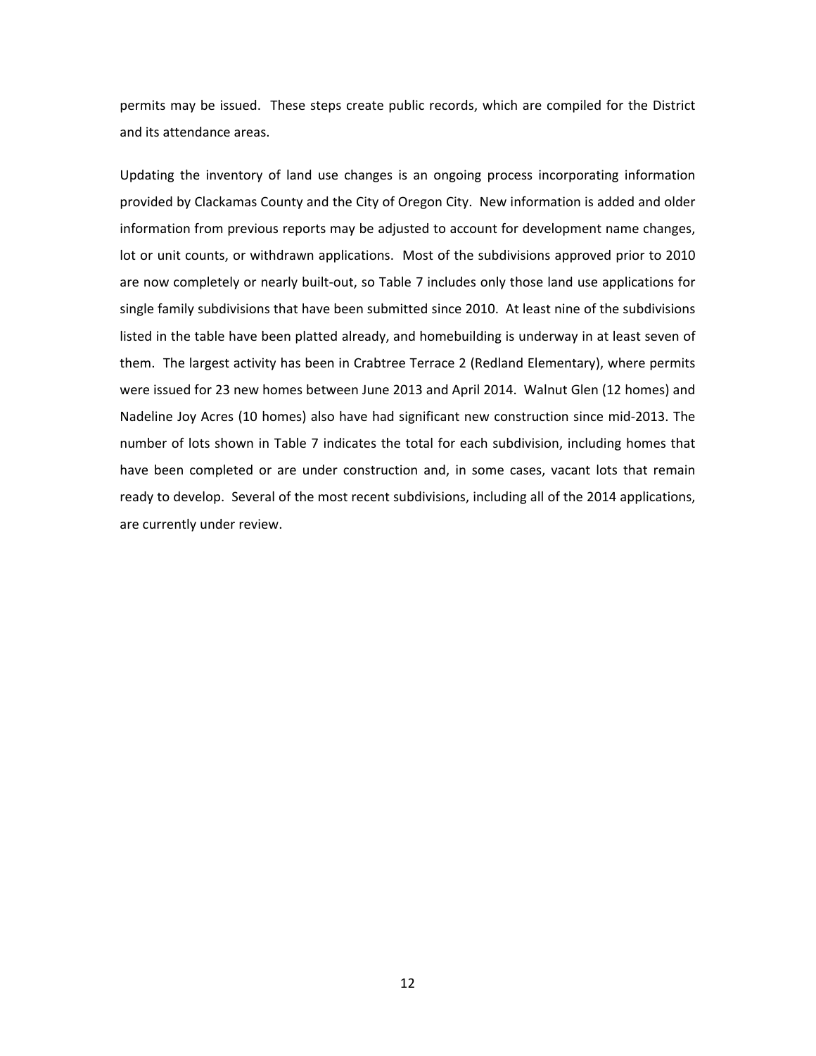permits may be issued. These steps create public records, which are compiled for the District and its attendance areas.

Updating the inventory of land use changes is an ongoing process incorporating information provided by Clackamas County and the City of Oregon City. New information is added and older information from previous reports may be adjusted to account for development name changes, lot or unit counts, or withdrawn applications. Most of the subdivisions approved prior to 2010 are now completely or nearly built-out, so Table 7 includes only those land use applications for single family subdivisions that have been submitted since 2010. At least nine of the subdivisions listed in the table have been platted already, and homebuilding is underway in at least seven of them. The largest activity has been in Crabtree Terrace 2 (Redland Elementary), where permits were issued for 23 new homes between June 2013 and April 2014. Walnut Glen (12 homes) and Nadeline Joy Acres (10 homes) also have had significant new construction since mid-2013. The number of lots shown in Table 7 indicates the total for each subdivision, including homes that have been completed or are under construction and, in some cases, vacant lots that remain ready to develop. Several of the most recent subdivisions, including all of the 2014 applications, are currently under review.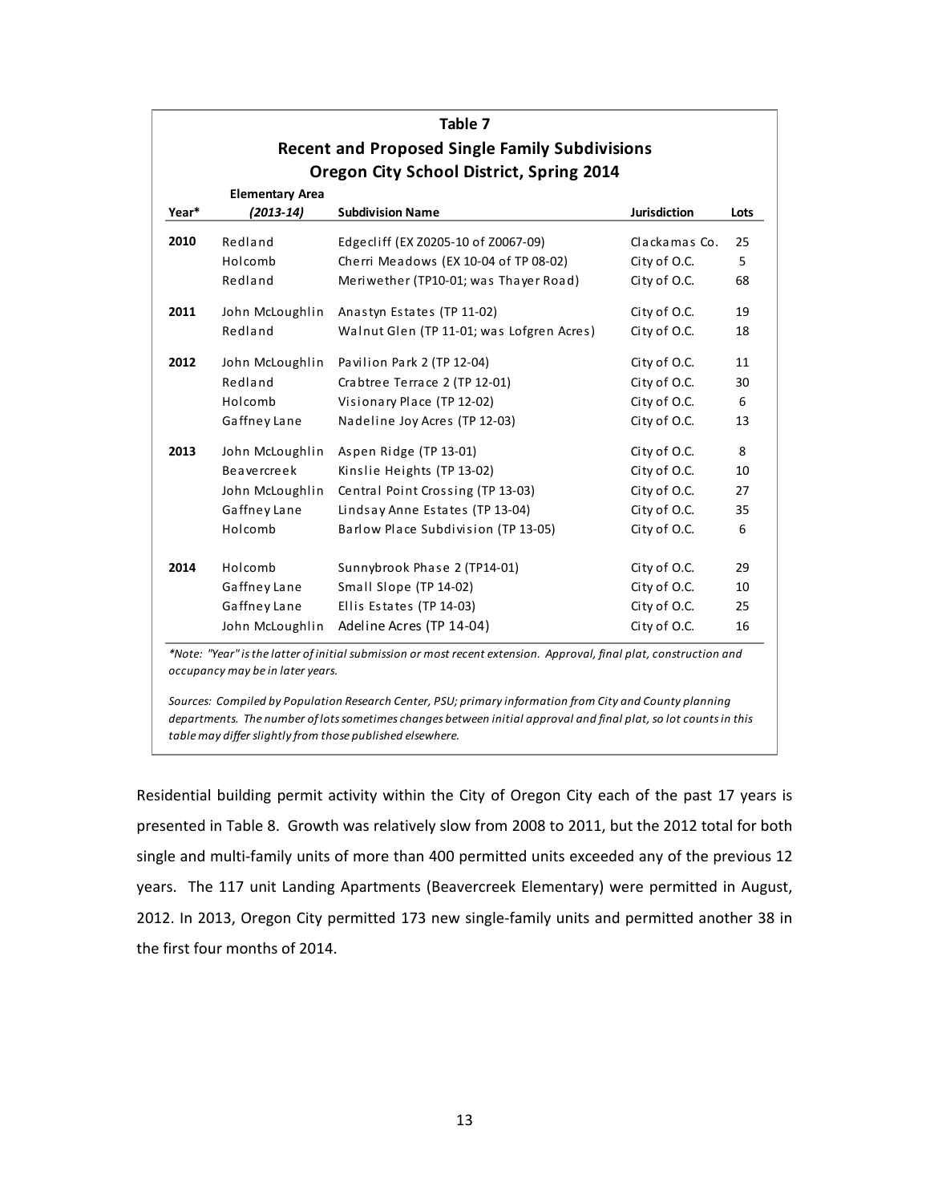**Table 7**
**Recent and Proposed Single Family Subdivisions**
**Oregon City School District, Spring 2014**

| Year* | Elementary Area *(2013-14)* | Subdivision Name | Jurisdiction | Lots |
|---|---|---|---|---|
| **2010** | Redland | Edgecliff (EX Z0205-10 of Z0067-09) | Clackamas Co. | 25 |
| | Holcomb | Cherri Meadows (EX 10-04 of TP 08-02) | City of O.C. | 5 |
| | Redland | Meriwether (TP10-01; was Thayer Road) | City of O.C. | 68 |
| **2011** | John McLoughlin | Anastyn Estates (TP 11-02) | City of O.C. | 19 |
| | Redland | Walnut Glen (TP 11-01; was Lofgren Acres) | City of O.C. | 18 |
| **2012** | John McLoughlin | Pavilion Park 2 (TP 12-04) | City of O.C. | 11 |
| | Redland | Crabtree Terrace 2 (TP 12-01) | City of O.C. | 30 |
| | Holcomb | Visionary Place (TP 12-02) | City of O.C. | 6 |
| | Gaffney Lane | Nadeline Joy Acres (TP 12-03) | City of O.C. | 13 |
| **2013** | John McLoughlin | Aspen Ridge (TP 13-01) | City of O.C. | 8 |
| | Beavercreek | Kinslie Heights (TP 13-02) | City of O.C. | 10 |
| | John McLoughlin | Central Point Crossing (TP 13-03) | City of O.C. | 27 |
| | Gaffney Lane | Lindsay Anne Estates (TP 13-04) | City of O.C. | 35 |
| | Holcomb | Barlow Place Subdivision (TP 13-05) | City of O.C. | 6 |
| **2014** | Holcomb | Sunnybrook Phase 2 (TP14-01) | City of O.C. | 29 |
| | Gaffney Lane | Small Slope (TP 14-02) | City of O.C. | 10 |
| | Gaffney Lane | Ellis Estates (TP 14-03) | City of O.C. | 25 |
| | John McLoughlin | Adeline Acres (TP 14-04) | City of O.C. | 16 |

*\*Note: "Year" is the latter of initial submission or most recent extension. Approval, final plat, construction and occupancy may be in later years.*

*Sources: Compiled by Population Research Center, PSU; primary information from City and County planning departments. The number of lots sometimes changes between initial approval and final plat, so lot counts in this table may differ slightly from those published elsewhere.*

Residential building permit activity within the City of Oregon City each of the past 17 years is presented in Table 8. Growth was relatively slow from 2008 to 2011, but the 2012 total for both single and multi-family units of more than 400 permitted units exceeded any of the previous 12 years. The 117 unit Landing Apartments (Beavercreek Elementary) were permitted in August, 2012. In 2013, Oregon City permitted 173 new single-family units and permitted another 38 in the first four months of 2014.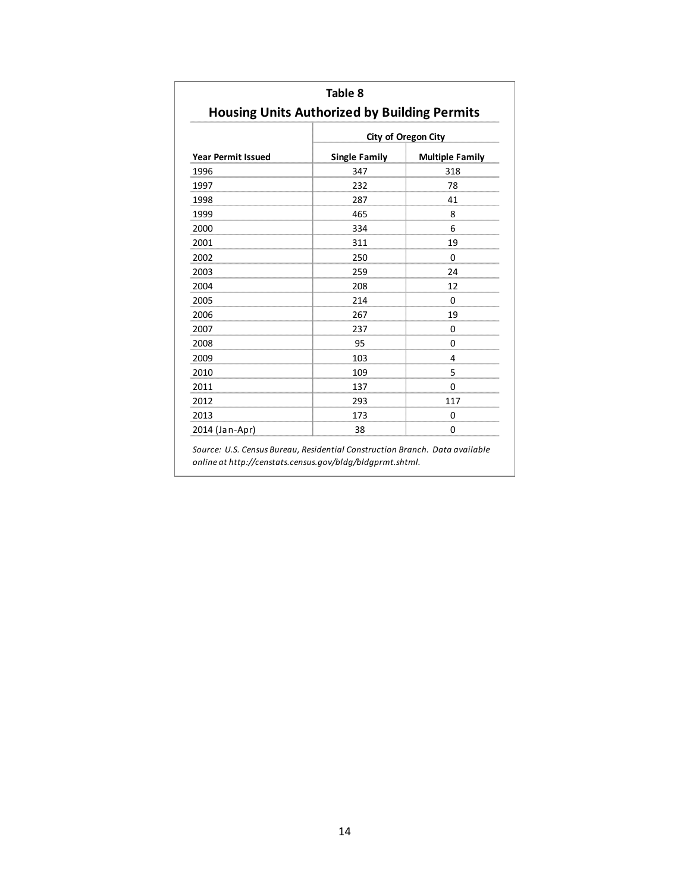## Table 8

### Housing Units Authorized by Building Permits

| Year Permit Issued | City of Oregon City | |
|---|---|---|
| | Single Family | Multiple Family |
| 1996 | 347 | 318 |
| 1997 | 232 | 78 |
| 1998 | 287 | 41 |
| 1999 | 465 | 8 |
| 2000 | 334 | 6 |
| 2001 | 311 | 19 |
| 2002 | 250 | 0 |
| 2003 | 259 | 24 |
| 2004 | 208 | 12 |
| 2005 | 214 | 0 |
| 2006 | 267 | 19 |
| 2007 | 237 | 0 |
| 2008 | 95 | 0 |
| 2009 | 103 | 4 |
| 2010 | 109 | 5 |
| 2011 | 137 | 0 |
| 2012 | 293 | 117 |
| 2013 | 173 | 0 |
| 2014 (Jan-Apr) | 38 | 0 |

*Source: U.S. Census Bureau, Residential Construction Branch. Data available online at http://censtats.census.gov/bldg/bldgprmt.shtml.*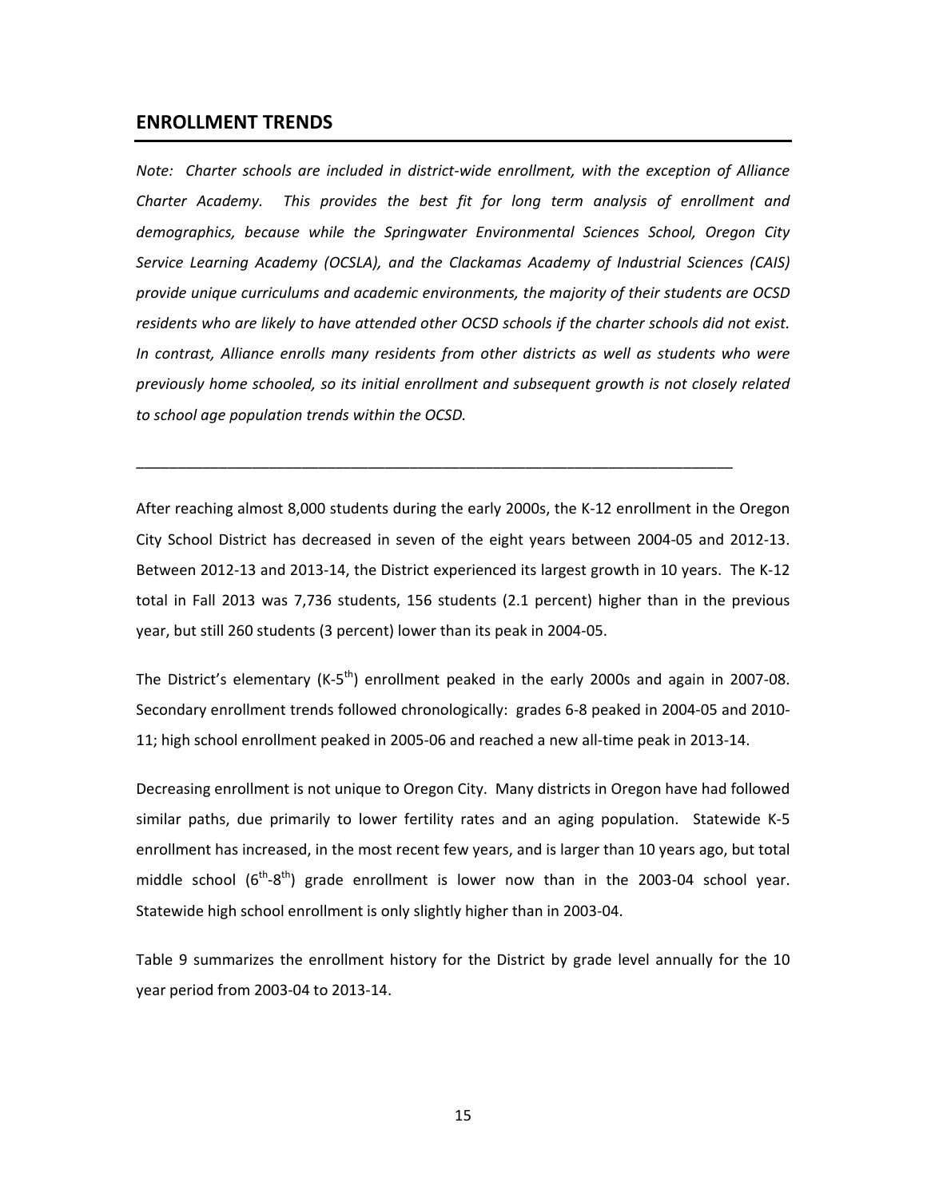## ENROLLMENT TRENDS

*Note: Charter schools are included in district-wide enrollment, with the exception of Alliance Charter Academy. This provides the best fit for long term analysis of enrollment and demographics, because while the Springwater Environmental Sciences School, Oregon City Service Learning Academy (OCSLA), and the Clackamas Academy of Industrial Sciences (CAIS) provide unique curriculums and academic environments, the majority of their students are OCSD residents who are likely to have attended other OCSD schools if the charter schools did not exist. In contrast, Alliance enrolls many residents from other districts as well as students who were previously home schooled, so its initial enrollment and subsequent growth is not closely related to school age population trends within the OCSD.*

---

After reaching almost 8,000 students during the early 2000s, the K-12 enrollment in the Oregon City School District has decreased in seven of the eight years between 2004-05 and 2012-13. Between 2012-13 and 2013-14, the District experienced its largest growth in 10 years. The K-12 total in Fall 2013 was 7,736 students, 156 students (2.1 percent) higher than in the previous year, but still 260 students (3 percent) lower than its peak in 2004-05.

The District's elementary (K-5th) enrollment peaked in the early 2000s and again in 2007-08. Secondary enrollment trends followed chronologically: grades 6-8 peaked in 2004-05 and 2010-11; high school enrollment peaked in 2005-06 and reached a new all-time peak in 2013-14.

Decreasing enrollment is not unique to Oregon City. Many districts in Oregon have had followed similar paths, due primarily to lower fertility rates and an aging population. Statewide K-5 enrollment has increased, in the most recent few years, and is larger than 10 years ago, but total middle school (6th-8th) grade enrollment is lower now than in the 2003-04 school year. Statewide high school enrollment is only slightly higher than in 2003-04.

Table 9 summarizes the enrollment history for the District by grade level annually for the 10 year period from 2003-04 to 2013-14.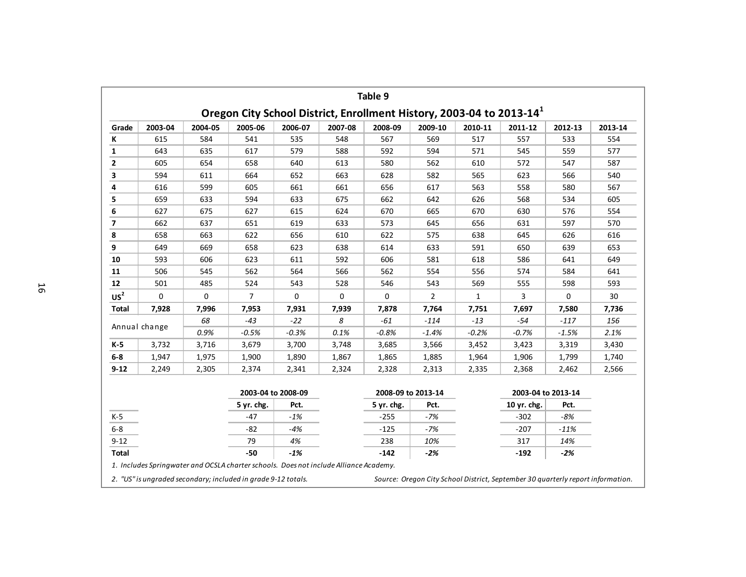# Table 9

## Oregon City School District, Enrollment History, 2003-04 to 2013-14[1]

| Grade | 2003-04 | 2004-05 | 2005-06 | 2006-07 | 2007-08 | 2008-09 | 2009-10 | 2010-11 | 2011-12 | 2012-13 | 2013-14 |
|---|---|---|---|---|---|---|---|---|---|---|---|
| **K** | 615 | 584 | 541 | 535 | 548 | 567 | 569 | 517 | 557 | 533 | 554 |
| **1** | 643 | 635 | 617 | 579 | 588 | 592 | 594 | 571 | 545 | 559 | 577 |
| **2** | 605 | 654 | 658 | 640 | 613 | 580 | 562 | 610 | 572 | 547 | 587 |
| **3** | 594 | 611 | 664 | 652 | 663 | 628 | 582 | 565 | 623 | 566 | 540 |
| **4** | 616 | 599 | 605 | 661 | 661 | 656 | 617 | 563 | 558 | 580 | 567 |
| **5** | 659 | 633 | 594 | 633 | 675 | 662 | 642 | 626 | 568 | 534 | 605 |
| **6** | 627 | 675 | 627 | 615 | 624 | 670 | 665 | 670 | 630 | 576 | 554 |
| **7** | 662 | 637 | 651 | 619 | 633 | 573 | 645 | 656 | 631 | 597 | 570 |
| **8** | 658 | 663 | 622 | 656 | 610 | 622 | 575 | 638 | 645 | 626 | 616 |
| **9** | 649 | 669 | 658 | 623 | 638 | 614 | 633 | 591 | 650 | 639 | 653 |
| **10** | 593 | 606 | 623 | 611 | 592 | 606 | 581 | 618 | 586 | 641 | 649 |
| **11** | 506 | 545 | 562 | 564 | 566 | 562 | 554 | 556 | 574 | 584 | 641 |
| **12** | 501 | 485 | 524 | 543 | 528 | 546 | 543 | 569 | 555 | 598 | 593 |
| **US**[2] | 0 | 0 | 7 | 0 | 0 | 0 | 2 | 1 | 3 | 0 | 30 |
| **Total** | **7,928** | **7,996** | **7,953** | **7,931** | **7,939** | **7,878** | **7,764** | **7,751** | **7,697** | **7,580** | **7,736** |
| Annual change | | *68* | *-43* | *-22* | *8* | *-61* | *-114* | *-13* | *-54* | *-117* | *156* |
| | | *0.9%* | *-0.5%* | *-0.3%* | *0.1%* | *-0.8%* | *-1.4%* | *-0.2%* | *-0.7%* | *-1.5%* | *2.1%* |
| **K-5** | 3,732 | 3,716 | 3,679 | 3,700 | 3,748 | 3,685 | 3,566 | 3,452 | 3,423 | 3,319 | 3,430 |
| **6-8** | 1,947 | 1,975 | 1,900 | 1,890 | 1,867 | 1,865 | 1,885 | 1,964 | 1,906 | 1,799 | 1,740 |
| **9-12** | 2,249 | 2,305 | 2,374 | 2,341 | 2,324 | 2,328 | 2,313 | 2,335 | 2,368 | 2,462 | 2,566 |

| | 2003-04 to 2008-09 | | 2008-09 to 2013-14 | | 2003-04 to 2013-14 | |
|---|---|---|---|---|---|---|
| | **5 yr. chg.** | **Pct.** | **5 yr. chg.** | **Pct.** | **10 yr. chg.** | **Pct.** |
| K-5 | -47 | *-1%* | -255 | *-7%* | -302 | *-8%* |
| 6-8 | -82 | *-4%* | -125 | *-7%* | -207 | *-11%* |
| 9-12 | 79 | *4%* | 238 | *10%* | 317 | *14%* |
| **Total** | **-50** | ***-1%*** | **-142** | ***-2%*** | **-192** | ***-2%*** |

*1. Includes Springwater and OCSLA charter schools. Does not include Alliance Academy.*

*2. "US" is ungraded secondary; included in grade 9-12 totals.*

*Source: Oregon City School District, September 30 quarterly report information.*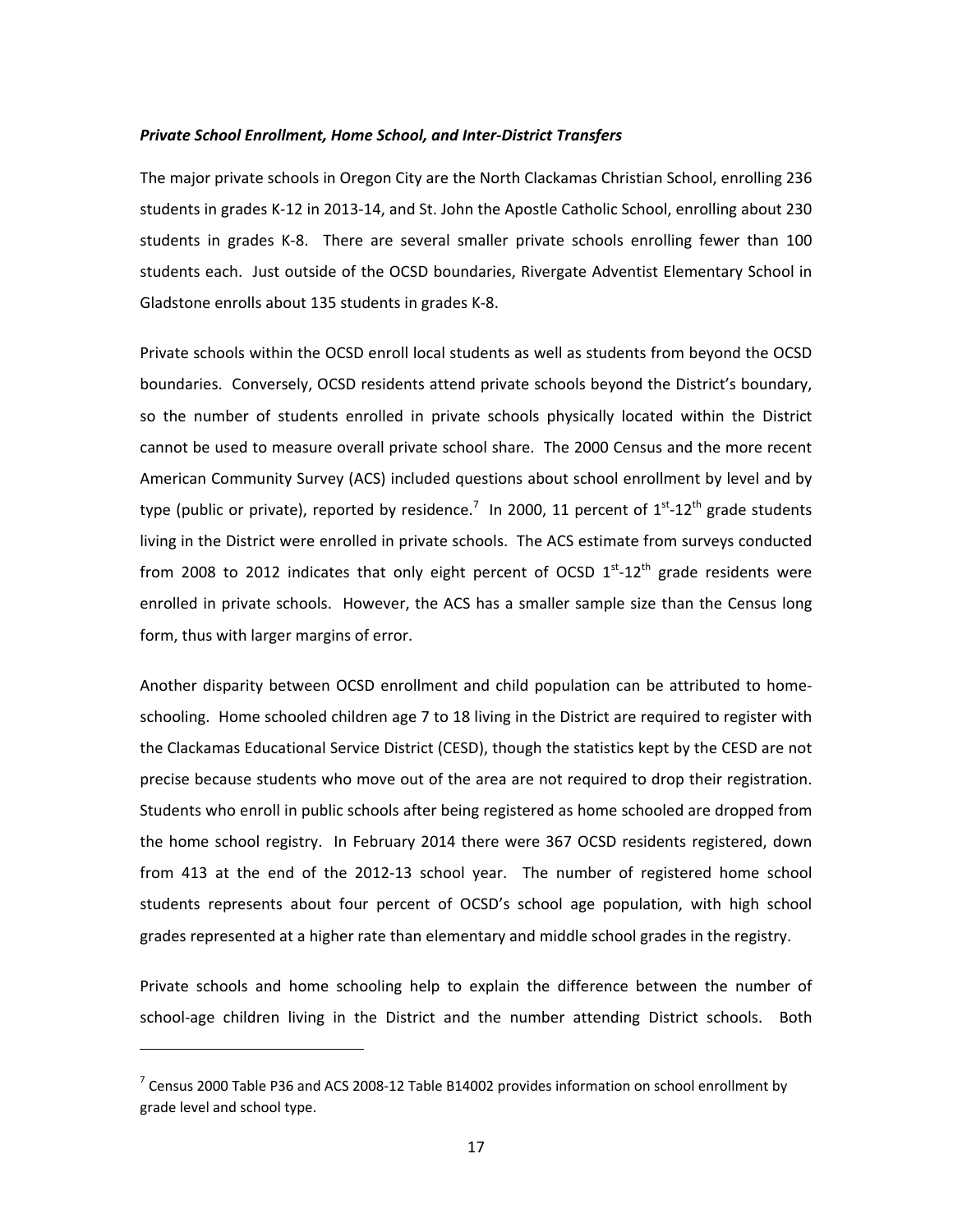### *Private School Enrollment, Home School, and Inter-District Transfers*

The major private schools in Oregon City are the North Clackamas Christian School, enrolling 236 students in grades K-12 in 2013-14, and St. John the Apostle Catholic School, enrolling about 230 students in grades K-8. There are several smaller private schools enrolling fewer than 100 students each. Just outside of the OCSD boundaries, Rivergate Adventist Elementary School in Gladstone enrolls about 135 students in grades K-8.

Private schools within the OCSD enroll local students as well as students from beyond the OCSD boundaries. Conversely, OCSD residents attend private schools beyond the District's boundary, so the number of students enrolled in private schools physically located within the District cannot be used to measure overall private school share. The 2000 Census and the more recent American Community Survey (ACS) included questions about school enrollment by level and by type (public or private), reported by residence.[7] In 2000, 11 percent of 1st-12th grade students living in the District were enrolled in private schools. The ACS estimate from surveys conducted from 2008 to 2012 indicates that only eight percent of OCSD 1st-12th grade residents were enrolled in private schools. However, the ACS has a smaller sample size than the Census long form, thus with larger margins of error.

Another disparity between OCSD enrollment and child population can be attributed to home-schooling. Home schooled children age 7 to 18 living in the District are required to register with the Clackamas Educational Service District (CESD), though the statistics kept by the CESD are not precise because students who move out of the area are not required to drop their registration. Students who enroll in public schools after being registered as home schooled are dropped from the home school registry. In February 2014 there were 367 OCSD residents registered, down from 413 at the end of the 2012-13 school year. The number of registered home school students represents about four percent of OCSD's school age population, with high school grades represented at a higher rate than elementary and middle school grades in the registry.

Private schools and home schooling help to explain the difference between the number of school-age children living in the District and the number attending District schools. Both

---

[7] Census 2000 Table P36 and ACS 2008-12 Table B14002 provides information on school enrollment by grade level and school type.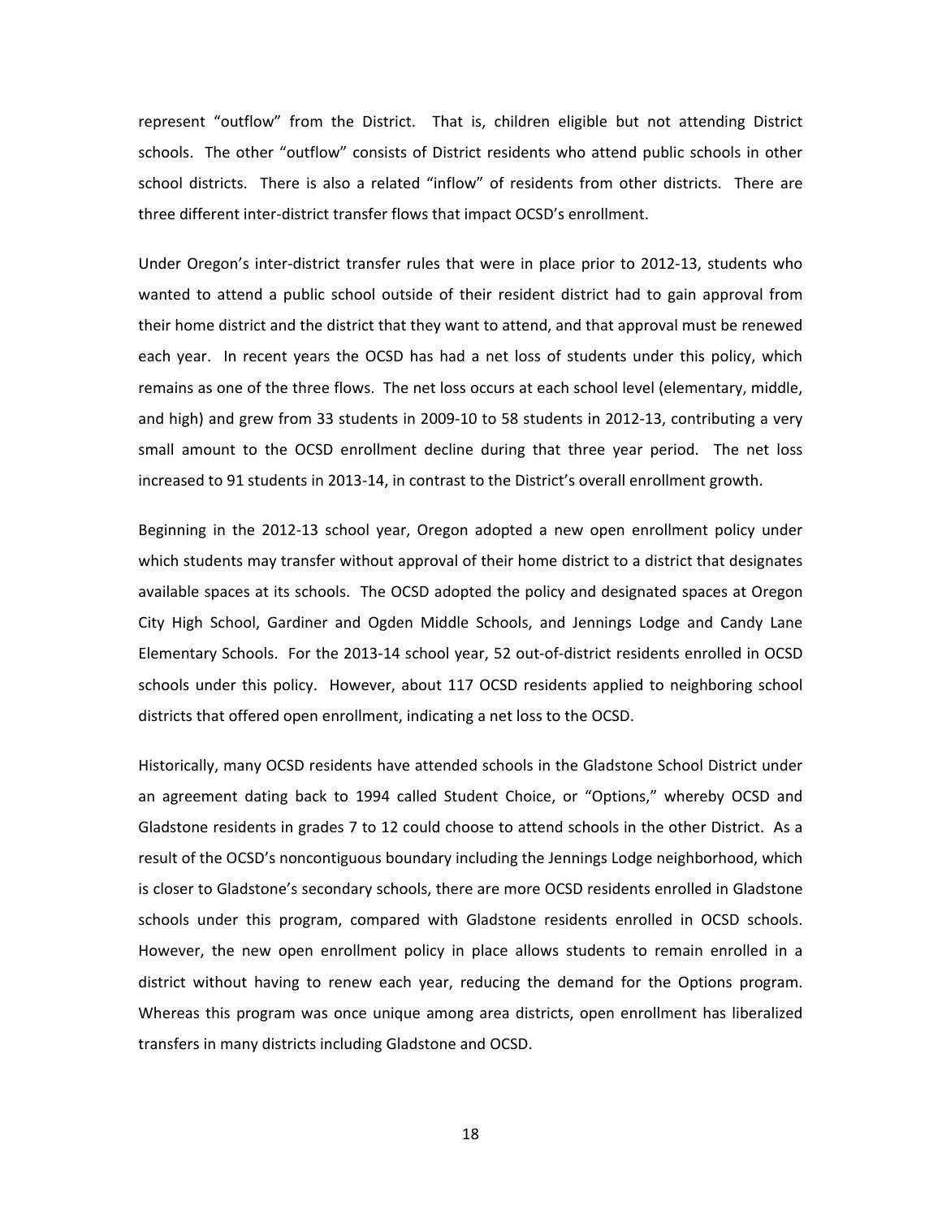represent "outflow" from the District. That is, children eligible but not attending District schools. The other "outflow" consists of District residents who attend public schools in other school districts. There is also a related "inflow" of residents from other districts. There are three different inter-district transfer flows that impact OCSD's enrollment.

Under Oregon's inter-district transfer rules that were in place prior to 2012-13, students who wanted to attend a public school outside of their resident district had to gain approval from their home district and the district that they want to attend, and that approval must be renewed each year. In recent years the OCSD has had a net loss of students under this policy, which remains as one of the three flows. The net loss occurs at each school level (elementary, middle, and high) and grew from 33 students in 2009-10 to 58 students in 2012-13, contributing a very small amount to the OCSD enrollment decline during that three year period. The net loss increased to 91 students in 2013-14, in contrast to the District's overall enrollment growth.

Beginning in the 2012-13 school year, Oregon adopted a new open enrollment policy under which students may transfer without approval of their home district to a district that designates available spaces at its schools. The OCSD adopted the policy and designated spaces at Oregon City High School, Gardiner and Ogden Middle Schools, and Jennings Lodge and Candy Lane Elementary Schools. For the 2013-14 school year, 52 out-of-district residents enrolled in OCSD schools under this policy. However, about 117 OCSD residents applied to neighboring school districts that offered open enrollment, indicating a net loss to the OCSD.

Historically, many OCSD residents have attended schools in the Gladstone School District under an agreement dating back to 1994 called Student Choice, or "Options," whereby OCSD and Gladstone residents in grades 7 to 12 could choose to attend schools in the other District. As a result of the OCSD's noncontiguous boundary including the Jennings Lodge neighborhood, which is closer to Gladstone's secondary schools, there are more OCSD residents enrolled in Gladstone schools under this program, compared with Gladstone residents enrolled in OCSD schools. However, the new open enrollment policy in place allows students to remain enrolled in a district without having to renew each year, reducing the demand for the Options program. Whereas this program was once unique among area districts, open enrollment has liberalized transfers in many districts including Gladstone and OCSD.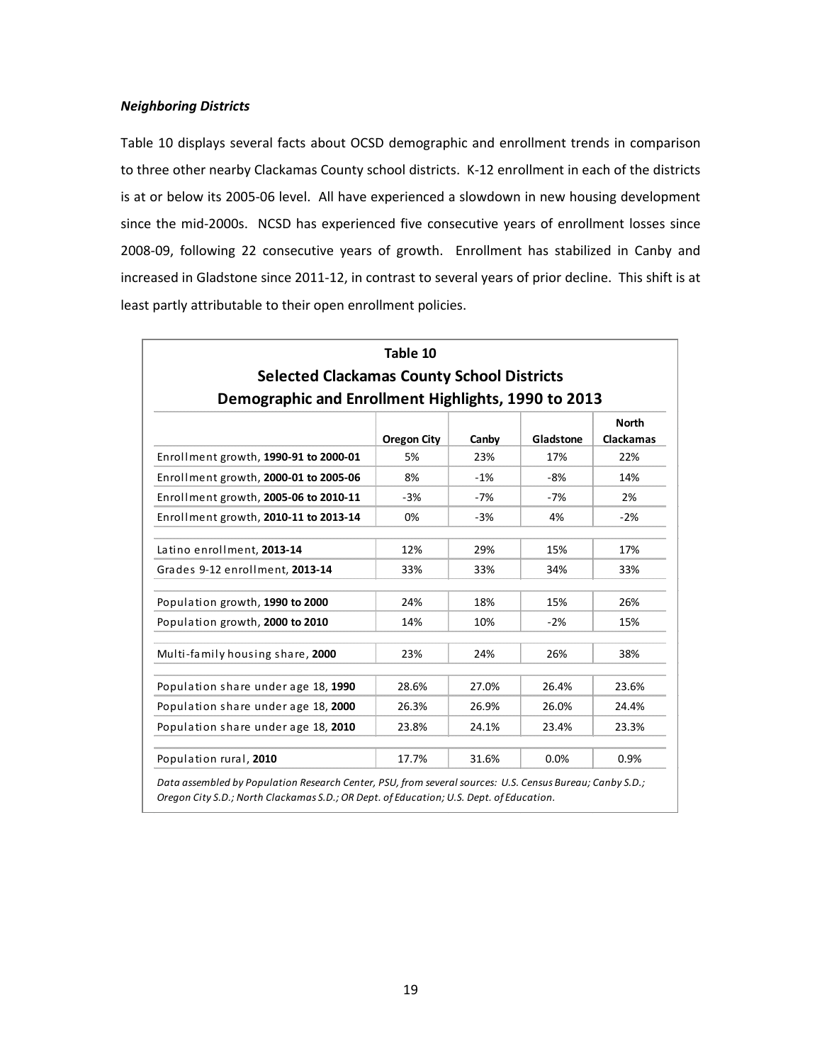#### *Neighboring Districts*

Table 10 displays several facts about OCSD demographic and enrollment trends in comparison to three other nearby Clackamas County school districts. K-12 enrollment in each of the districts is at or below its 2005-06 level. All have experienced a slowdown in new housing development since the mid-2000s. NCSD has experienced five consecutive years of enrollment losses since 2008-09, following 22 consecutive years of growth. Enrollment has stabilized in Canby and increased in Gladstone since 2011-12, in contrast to several years of prior decline. This shift is at least partly attributable to their open enrollment policies.

**Table 10**
**Selected Clackamas County School Districts**
**Demographic and Enrollment Highlights, 1990 to 2013**

| | Oregon City | Canby | Gladstone | North Clackamas |
|---|---|---|---|---|
| Enrollment growth, **1990-91 to 2000-01** | 5% | 23% | 17% | 22% |
| Enrollment growth, **2000-01 to 2005-06** | 8% | -1% | -8% | 14% |
| Enrollment growth, **2005-06 to 2010-11** | -3% | -7% | -7% | 2% |
| Enrollment growth, **2010-11 to 2013-14** | 0% | -3% | 4% | -2% |
| Latino enrollment, **2013-14** | 12% | 29% | 15% | 17% |
| Grades 9-12 enrollment, **2013-14** | 33% | 33% | 34% | 33% |
| Population growth, **1990 to 2000** | 24% | 18% | 15% | 26% |
| Population growth, **2000 to 2010** | 14% | 10% | -2% | 15% |
| Multi-family housing share, **2000** | 23% | 24% | 26% | 38% |
| Population share under age 18, **1990** | 28.6% | 27.0% | 26.4% | 23.6% |
| Population share under age 18, **2000** | 26.3% | 26.9% | 26.0% | 24.4% |
| Population share under age 18, **2010** | 23.8% | 24.1% | 23.4% | 23.3% |
| Population rural, **2010** | 17.7% | 31.6% | 0.0% | 0.9% |

*Data assembled by Population Research Center, PSU, from several sources: U.S. Census Bureau; Canby S.D.; Oregon City S.D.; North Clackamas S.D.; OR Dept. of Education; U.S. Dept. of Education.*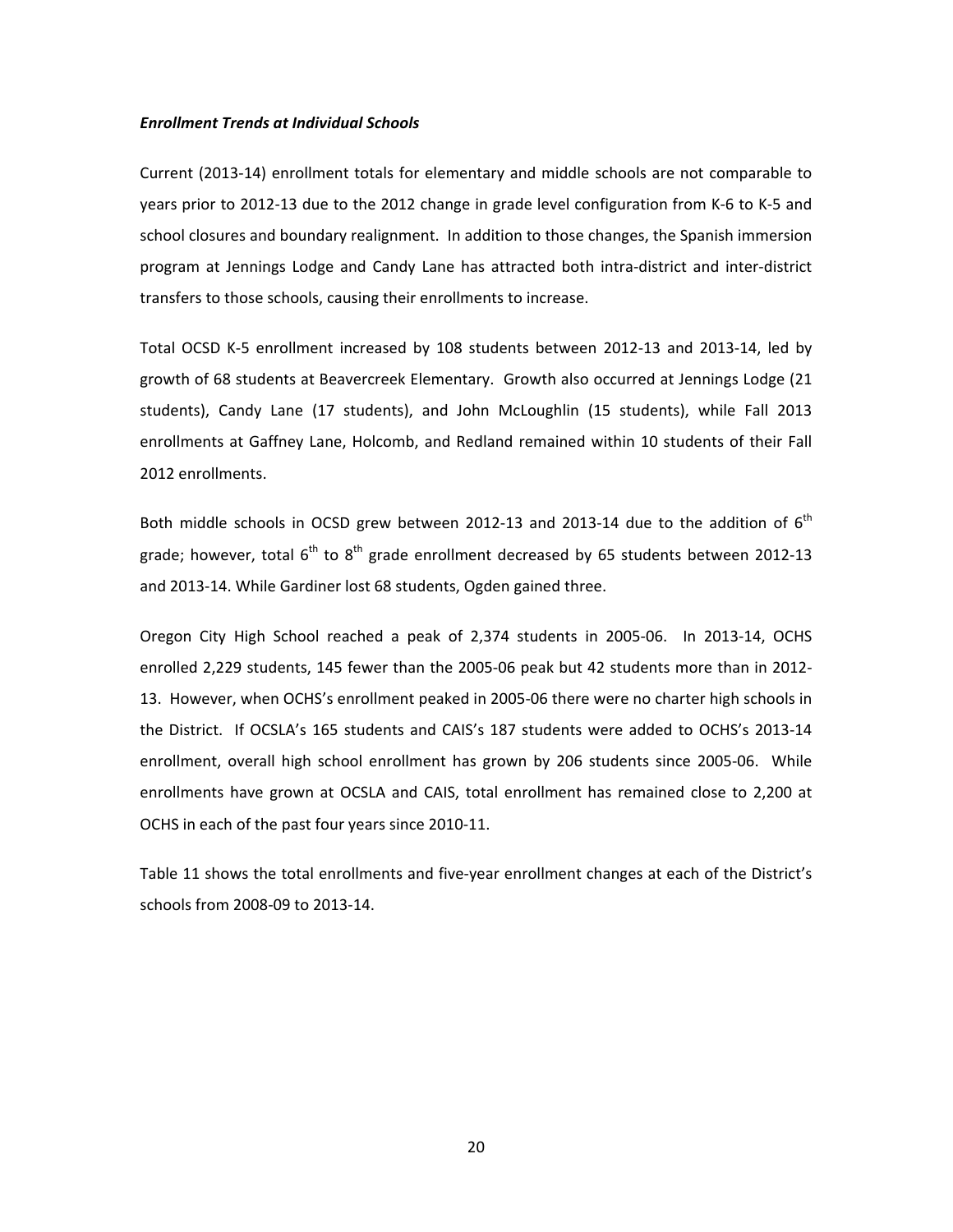***Enrollment Trends at Individual Schools***

Current (2013-14) enrollment totals for elementary and middle schools are not comparable to years prior to 2012-13 due to the 2012 change in grade level configuration from K-6 to K-5 and school closures and boundary realignment. In addition to those changes, the Spanish immersion program at Jennings Lodge and Candy Lane has attracted both intra-district and inter-district transfers to those schools, causing their enrollments to increase.

Total OCSD K-5 enrollment increased by 108 students between 2012-13 and 2013-14, led by growth of 68 students at Beavercreek Elementary. Growth also occurred at Jennings Lodge (21 students), Candy Lane (17 students), and John McLoughlin (15 students), while Fall 2013 enrollments at Gaffney Lane, Holcomb, and Redland remained within 10 students of their Fall 2012 enrollments.

Both middle schools in OCSD grew between 2012-13 and 2013-14 due to the addition of 6$^{th}$ grade; however, total 6$^{th}$ to 8$^{th}$ grade enrollment decreased by 65 students between 2012-13 and 2013-14. While Gardiner lost 68 students, Ogden gained three.

Oregon City High School reached a peak of 2,374 students in 2005-06. In 2013-14, OCHS enrolled 2,229 students, 145 fewer than the 2005-06 peak but 42 students more than in 2012-13. However, when OCHS's enrollment peaked in 2005-06 there were no charter high schools in the District. If OCSLA's 165 students and CAIS's 187 students were added to OCHS's 2013-14 enrollment, overall high school enrollment has grown by 206 students since 2005-06. While enrollments have grown at OCSLA and CAIS, total enrollment has remained close to 2,200 at OCHS in each of the past four years since 2010-11.

Table 11 shows the total enrollments and five-year enrollment changes at each of the District's schools from 2008-09 to 2013-14.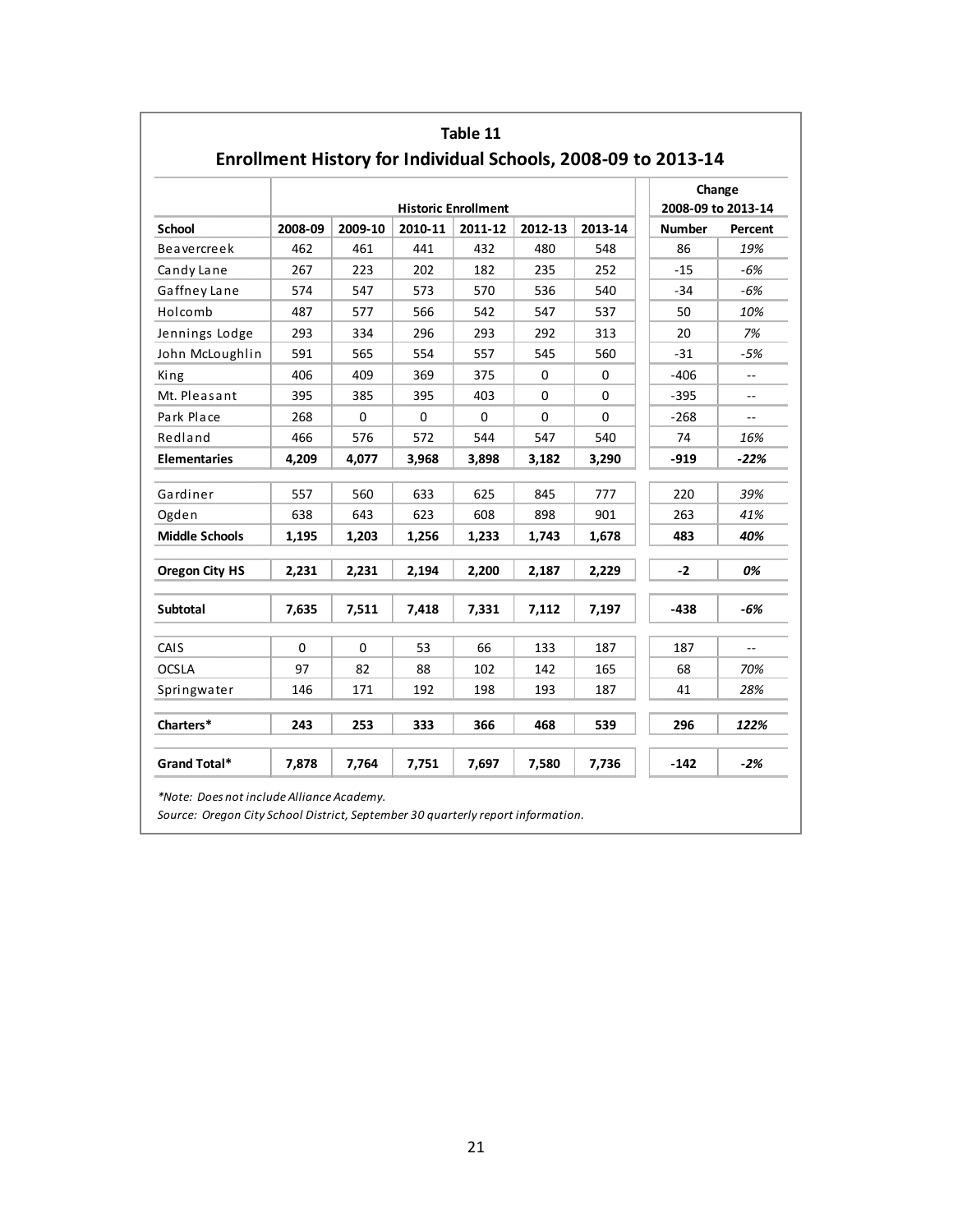### Table 11

## Enrollment History for Individual Schools, 2008-09 to 2013-14

| | Historic Enrollment | | | | | | Change 2008-09 to 2013-14 | |
|---|---|---|---|---|---|---|---|---|
| **School** | **2008-09** | **2009-10** | **2010-11** | **2011-12** | **2012-13** | **2013-14** | **Number** | **Percent** |
| Beavercreek | 462 | 461 | 441 | 432 | 480 | 548 | 86 | *19%* |
| Candy Lane | 267 | 223 | 202 | 182 | 235 | 252 | -15 | *-6%* |
| Gaffney Lane | 574 | 547 | 573 | 570 | 536 | 540 | -34 | *-6%* |
| Holcomb | 487 | 577 | 566 | 542 | 547 | 537 | 50 | *10%* |
| Jennings Lodge | 293 | 334 | 296 | 293 | 292 | 313 | 20 | *7%* |
| John McLoughlin | 591 | 565 | 554 | 557 | 545 | 560 | -31 | *-5%* |
| King | 406 | 409 | 369 | 375 | 0 | 0 | -406 | -- |
| Mt. Pleasant | 395 | 385 | 395 | 403 | 0 | 0 | -395 | -- |
| Park Place | 268 | 0 | 0 | 0 | 0 | 0 | -268 | -- |
| Redland | 466 | 576 | 572 | 544 | 547 | 540 | 74 | *16%* |
| **Elementaries** | **4,209** | **4,077** | **3,968** | **3,898** | **3,182** | **3,290** | **-919** | ***-22%*** |
| Gardiner | 557 | 560 | 633 | 625 | 845 | 777 | 220 | *39%* |
| Ogden | 638 | 643 | 623 | 608 | 898 | 901 | 263 | *41%* |
| **Middle Schools** | **1,195** | **1,203** | **1,256** | **1,233** | **1,743** | **1,678** | **483** | ***40%*** |
| **Oregon City HS** | **2,231** | **2,231** | **2,194** | **2,200** | **2,187** | **2,229** | **-2** | ***0%*** |
| **Subtotal** | **7,635** | **7,511** | **7,418** | **7,331** | **7,112** | **7,197** | **-438** | ***-6%*** |
| CAIS | 0 | 0 | 53 | 66 | 133 | 187 | 187 | -- |
| OCSLA | 97 | 82 | 88 | 102 | 142 | 165 | 68 | *70%* |
| Springwater | 146 | 171 | 192 | 198 | 193 | 187 | 41 | *28%* |
| **Charters*** | **243** | **253** | **333** | **366** | **468** | **539** | **296** | ***122%*** |
| **Grand Total*** | **7,878** | **7,764** | **7,751** | **7,697** | **7,580** | **7,736** | **-142** | ***-2%*** |

*\*Note: Does not include Alliance Academy.*

*Source: Oregon City School District, September 30 quarterly report information.*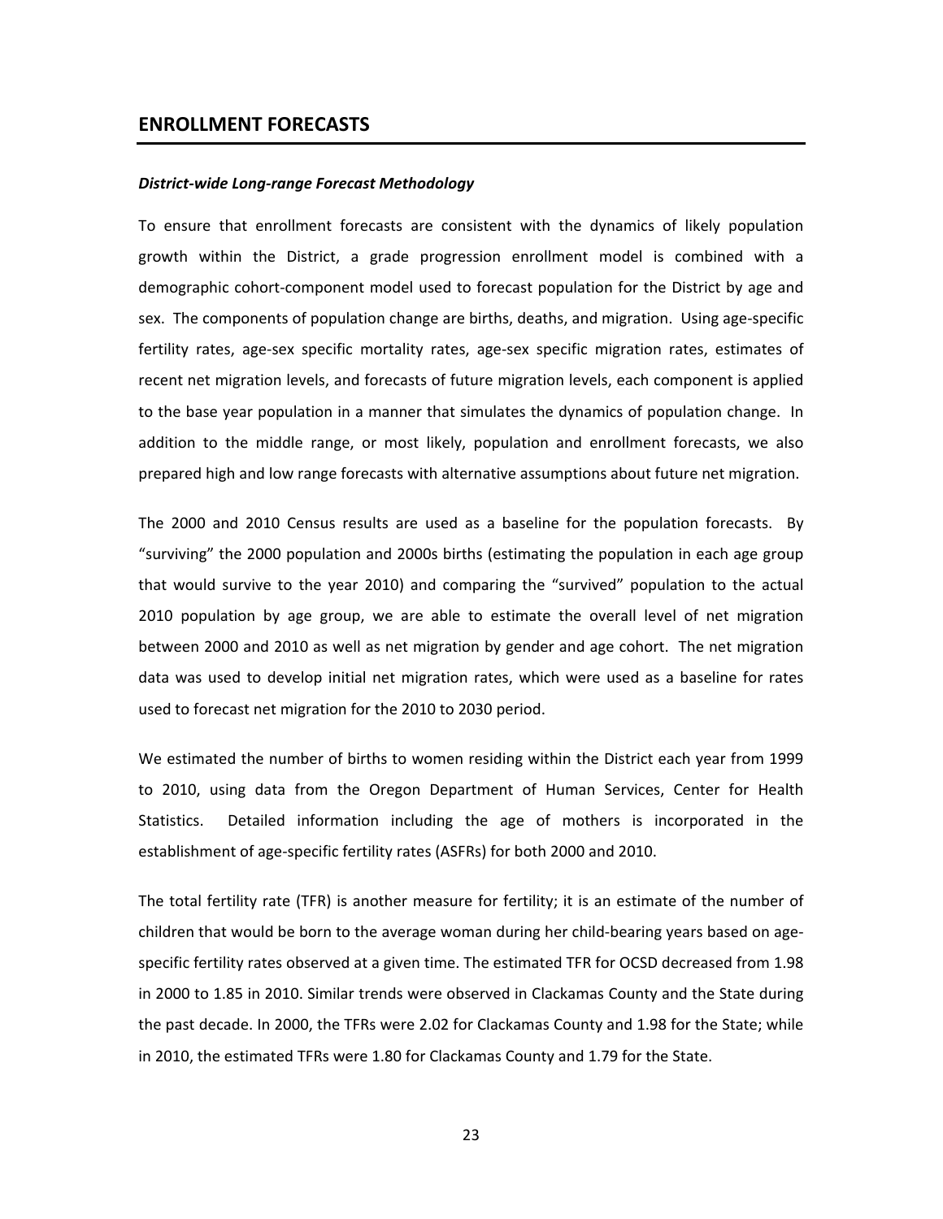## ENROLLMENT FORECASTS

***District-wide Long-range Forecast Methodology***

To ensure that enrollment forecasts are consistent with the dynamics of likely population growth within the District, a grade progression enrollment model is combined with a demographic cohort-component model used to forecast population for the District by age and sex. The components of population change are births, deaths, and migration. Using age-specific fertility rates, age-sex specific mortality rates, age-sex specific migration rates, estimates of recent net migration levels, and forecasts of future migration levels, each component is applied to the base year population in a manner that simulates the dynamics of population change. In addition to the middle range, or most likely, population and enrollment forecasts, we also prepared high and low range forecasts with alternative assumptions about future net migration.

The 2000 and 2010 Census results are used as a baseline for the population forecasts. By "surviving" the 2000 population and 2000s births (estimating the population in each age group that would survive to the year 2010) and comparing the "survived" population to the actual 2010 population by age group, we are able to estimate the overall level of net migration between 2000 and 2010 as well as net migration by gender and age cohort. The net migration data was used to develop initial net migration rates, which were used as a baseline for rates used to forecast net migration for the 2010 to 2030 period.

We estimated the number of births to women residing within the District each year from 1999 to 2010, using data from the Oregon Department of Human Services, Center for Health Statistics. Detailed information including the age of mothers is incorporated in the establishment of age-specific fertility rates (ASFRs) for both 2000 and 2010.

The total fertility rate (TFR) is another measure for fertility; it is an estimate of the number of children that would be born to the average woman during her child-bearing years based on age-specific fertility rates observed at a given time. The estimated TFR for OCSD decreased from 1.98 in 2000 to 1.85 in 2010. Similar trends were observed in Clackamas County and the State during the past decade. In 2000, the TFRs were 2.02 for Clackamas County and 1.98 for the State; while in 2010, the estimated TFRs were 1.80 for Clackamas County and 1.79 for the State.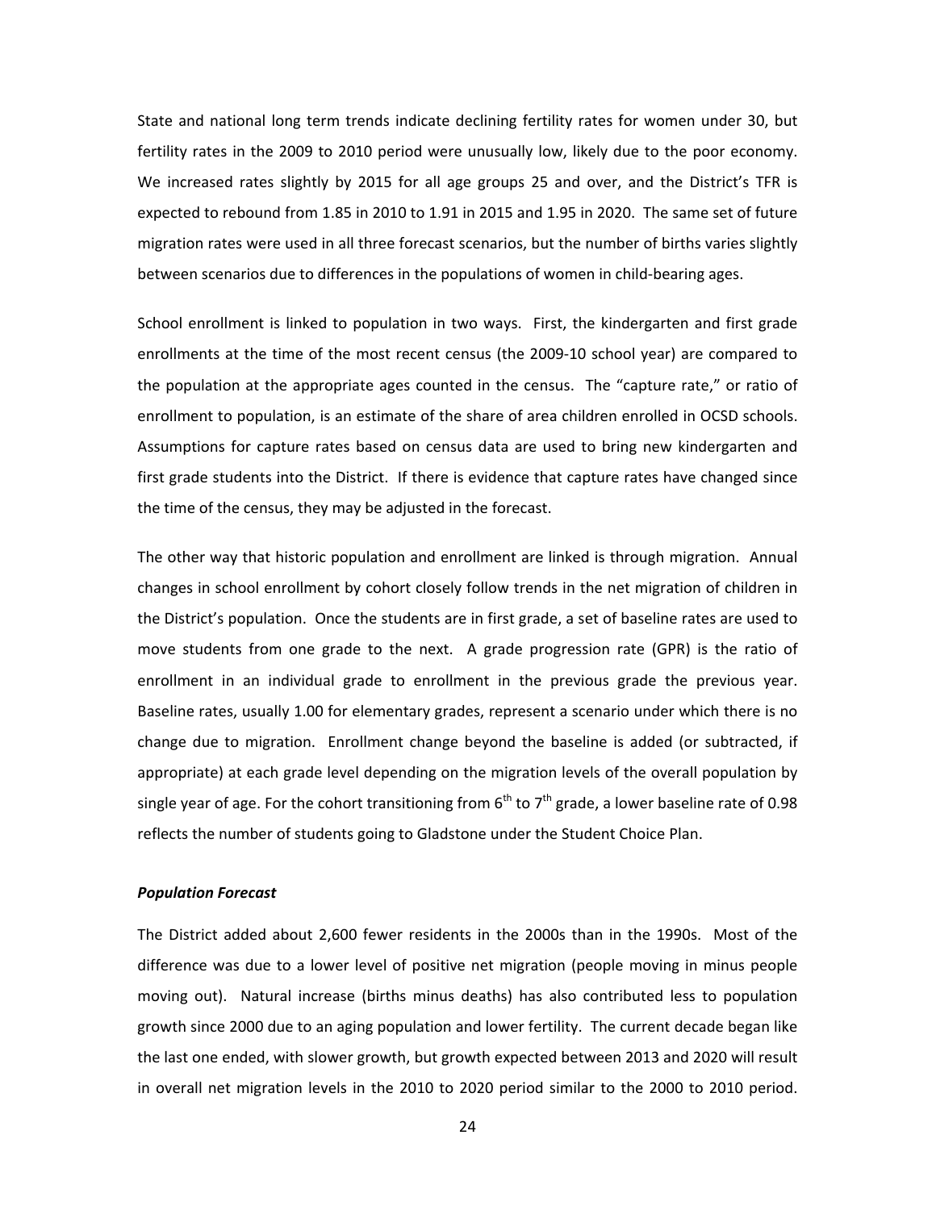State and national long term trends indicate declining fertility rates for women under 30, but fertility rates in the 2009 to 2010 period were unusually low, likely due to the poor economy. We increased rates slightly by 2015 for all age groups 25 and over, and the District's TFR is expected to rebound from 1.85 in 2010 to 1.91 in 2015 and 1.95 in 2020. The same set of future migration rates were used in all three forecast scenarios, but the number of births varies slightly between scenarios due to differences in the populations of women in child-bearing ages.

School enrollment is linked to population in two ways. First, the kindergarten and first grade enrollments at the time of the most recent census (the 2009-10 school year) are compared to the population at the appropriate ages counted in the census. The "capture rate," or ratio of enrollment to population, is an estimate of the share of area children enrolled in OCSD schools. Assumptions for capture rates based on census data are used to bring new kindergarten and first grade students into the District. If there is evidence that capture rates have changed since the time of the census, they may be adjusted in the forecast.

The other way that historic population and enrollment are linked is through migration. Annual changes in school enrollment by cohort closely follow trends in the net migration of children in the District's population. Once the students are in first grade, a set of baseline rates are used to move students from one grade to the next. A grade progression rate (GPR) is the ratio of enrollment in an individual grade to enrollment in the previous grade the previous year. Baseline rates, usually 1.00 for elementary grades, represent a scenario under which there is no change due to migration. Enrollment change beyond the baseline is added (or subtracted, if appropriate) at each grade level depending on the migration levels of the overall population by single year of age. For the cohort transitioning from 6th to 7th grade, a lower baseline rate of 0.98 reflects the number of students going to Gladstone under the Student Choice Plan.

***Population Forecast***

The District added about 2,600 fewer residents in the 2000s than in the 1990s. Most of the difference was due to a lower level of positive net migration (people moving in minus people moving out). Natural increase (births minus deaths) has also contributed less to population growth since 2000 due to an aging population and lower fertility. The current decade began like the last one ended, with slower growth, but growth expected between 2013 and 2020 will result in overall net migration levels in the 2010 to 2020 period similar to the 2000 to 2010 period.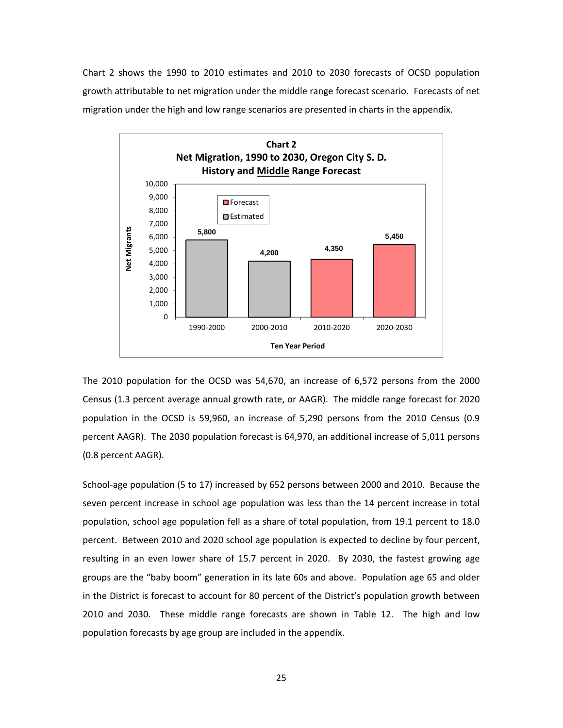Chart 2 shows the 1990 to 2010 estimates and 2010 to 2030 forecasts of OCSD population growth attributable to net migration under the middle range forecast scenario. Forecasts of net migration under the high and low range scenarios are presented in charts in the appendix.

**Chart 2**
**Net Migration, 1990 to 2030, Oregon City S. D.**
**History and Middle Range Forecast**

| Ten Year Period | Net Migrants | Type |
|---|---|---|
| 1990-2000 | 5,800 | Estimated |
| 2000-2010 | 4,200 | Estimated |
| 2010-2020 | 4,350 | Forecast |
| 2020-2030 | 5,450 | Forecast |

The 2010 population for the OCSD was 54,670, an increase of 6,572 persons from the 2000 Census (1.3 percent average annual growth rate, or AAGR). The middle range forecast for 2020 population in the OCSD is 59,960, an increase of 5,290 persons from the 2010 Census (0.9 percent AAGR). The 2030 population forecast is 64,970, an additional increase of 5,011 persons (0.8 percent AAGR).

School-age population (5 to 17) increased by 652 persons between 2000 and 2010. Because the seven percent increase in school age population was less than the 14 percent increase in total population, school age population fell as a share of total population, from 19.1 percent to 18.0 percent. Between 2010 and 2020 school age population is expected to decline by four percent, resulting in an even lower share of 15.7 percent in 2020. By 2030, the fastest growing age groups are the "baby boom" generation in its late 60s and above. Population age 65 and older in the District is forecast to account for 80 percent of the District's population growth between 2010 and 2030. These middle range forecasts are shown in Table 12. The high and low population forecasts by age group are included in the appendix.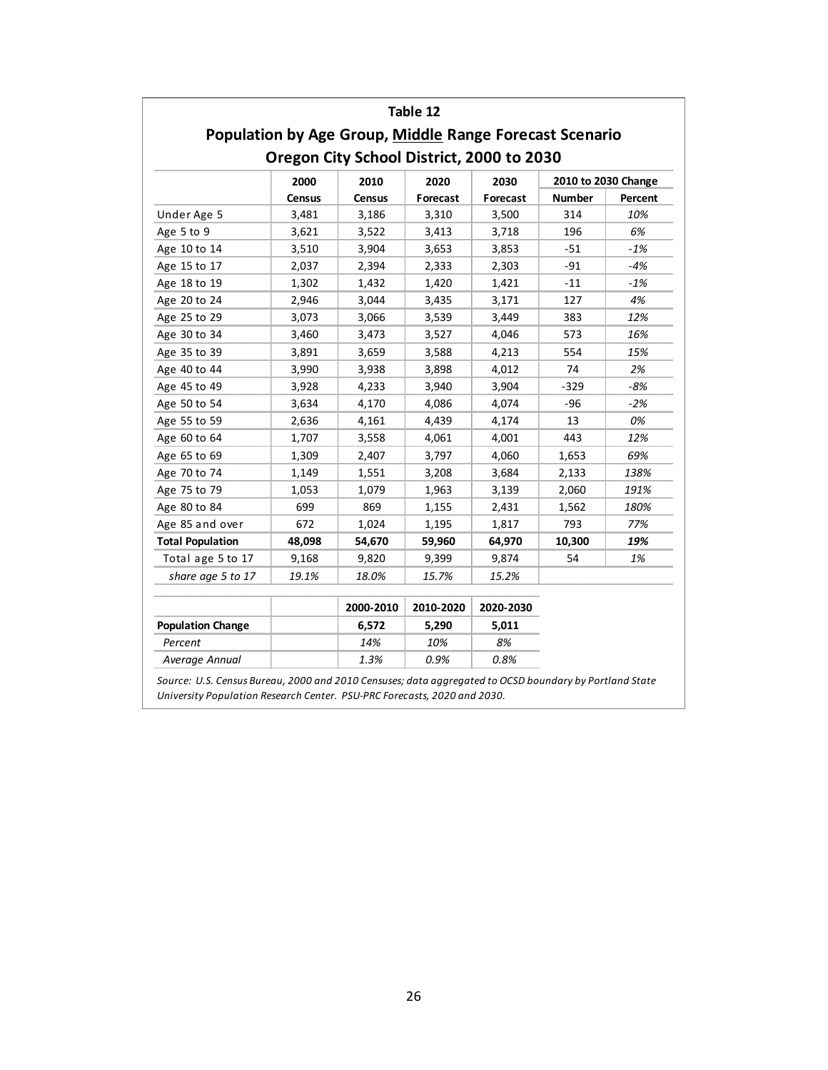**Table 12**

**Population by Age Group, Middle Range Forecast Scenario**

**Oregon City School District, 2000 to 2030**

| | 2000 Census | 2010 Census | 2020 Forecast | 2030 Forecast | 2010 to 2030 Change | |
|---|---|---|---|---|---|---|
| | | | | | Number | Percent |
| Under Age 5 | 3,481 | 3,186 | 3,310 | 3,500 | 314 | *10%* |
| Age 5 to 9 | 3,621 | 3,522 | 3,413 | 3,718 | 196 | *6%* |
| Age 10 to 14 | 3,510 | 3,904 | 3,653 | 3,853 | -51 | *-1%* |
| Age 15 to 17 | 2,037 | 2,394 | 2,333 | 2,303 | -91 | *-4%* |
| Age 18 to 19 | 1,302 | 1,432 | 1,420 | 1,421 | -11 | *-1%* |
| Age 20 to 24 | 2,946 | 3,044 | 3,435 | 3,171 | 127 | *4%* |
| Age 25 to 29 | 3,073 | 3,066 | 3,539 | 3,449 | 383 | *12%* |
| Age 30 to 34 | 3,460 | 3,473 | 3,527 | 4,046 | 573 | *16%* |
| Age 35 to 39 | 3,891 | 3,659 | 3,588 | 4,213 | 554 | *15%* |
| Age 40 to 44 | 3,990 | 3,938 | 3,898 | 4,012 | 74 | *2%* |
| Age 45 to 49 | 3,928 | 4,233 | 3,940 | 3,904 | -329 | *-8%* |
| Age 50 to 54 | 3,634 | 4,170 | 4,086 | 4,074 | -96 | *-2%* |
| Age 55 to 59 | 2,636 | 4,161 | 4,439 | 4,174 | 13 | *0%* |
| Age 60 to 64 | 1,707 | 3,558 | 4,061 | 4,001 | 443 | *12%* |
| Age 65 to 69 | 1,309 | 2,407 | 3,797 | 4,060 | 1,653 | *69%* |
| Age 70 to 74 | 1,149 | 1,551 | 3,208 | 3,684 | 2,133 | *138%* |
| Age 75 to 79 | 1,053 | 1,079 | 1,963 | 3,139 | 2,060 | *191%* |
| Age 80 to 84 | 699 | 869 | 1,155 | 2,431 | 1,562 | *180%* |
| Age 85 and over | 672 | 1,024 | 1,195 | 1,817 | 793 | *77%* |
| **Total Population** | **48,098** | **54,670** | **59,960** | **64,970** | **10,300** | ***19%*** |
| Total age 5 to 17 | 9,168 | 9,820 | 9,399 | 9,874 | 54 | *1%* |
| *share age 5 to 17* | *19.1%* | *18.0%* | *15.7%* | *15.2%* | | |

| | | 2000-2010 | 2010-2020 | 2020-2030 |
|---|---|---|---|---|
| **Population Change** | | **6,572** | **5,290** | **5,011** |
| *Percent* | | *14%* | *10%* | *8%* |
| *Average Annual* | | *1.3%* | *0.9%* | *0.8%* |

*Source: U.S. Census Bureau, 2000 and 2010 Censuses; data aggregated to OCSD boundary by Portland State University Population Research Center. PSU-PRC Forecasts, 2020 and 2030.*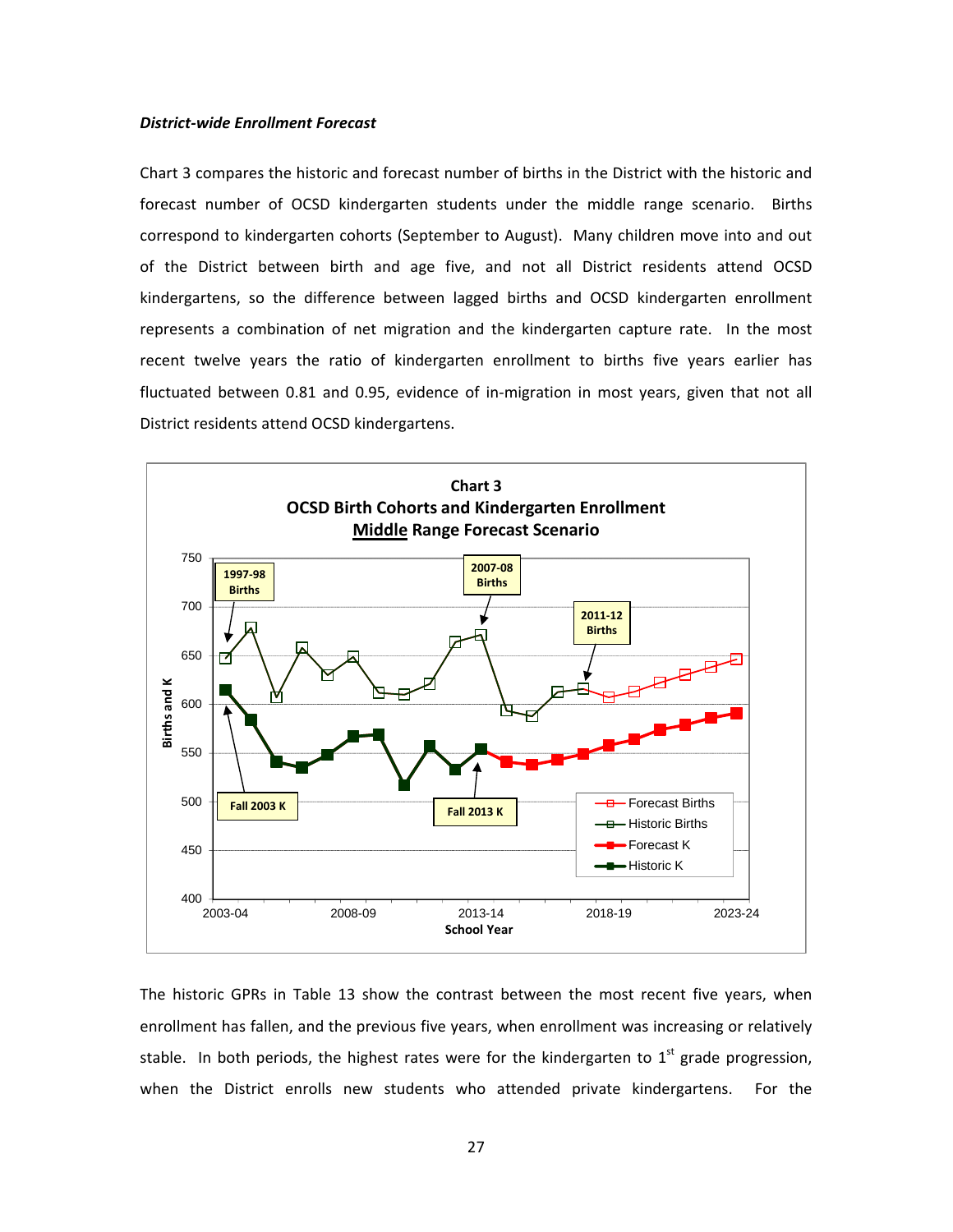***District-wide Enrollment Forecast***

Chart 3 compares the historic and forecast number of births in the District with the historic and forecast number of OCSD kindergarten students under the middle range scenario. Births correspond to kindergarten cohorts (September to August). Many children move into and out of the District between birth and age five, and not all District residents attend OCSD kindergartens, so the difference between lagged births and OCSD kindergarten enrollment represents a combination of net migration and the kindergarten capture rate. In the most recent twelve years the ratio of kindergarten enrollment to births five years earlier has fluctuated between 0.81 and 0.95, evidence of in-migration in most years, given that not all District residents attend OCSD kindergartens.

**Chart 3**
**OCSD Birth Cohorts and Kindergarten Enrollment**
**Middle Range Forecast Scenario**

The historic GPRs in Table 13 show the contrast between the most recent five years, when enrollment has fallen, and the previous five years, when enrollment was increasing or relatively stable. In both periods, the highest rates were for the kindergarten to 1st grade progression, when the District enrolls new students who attended private kindergartens. For the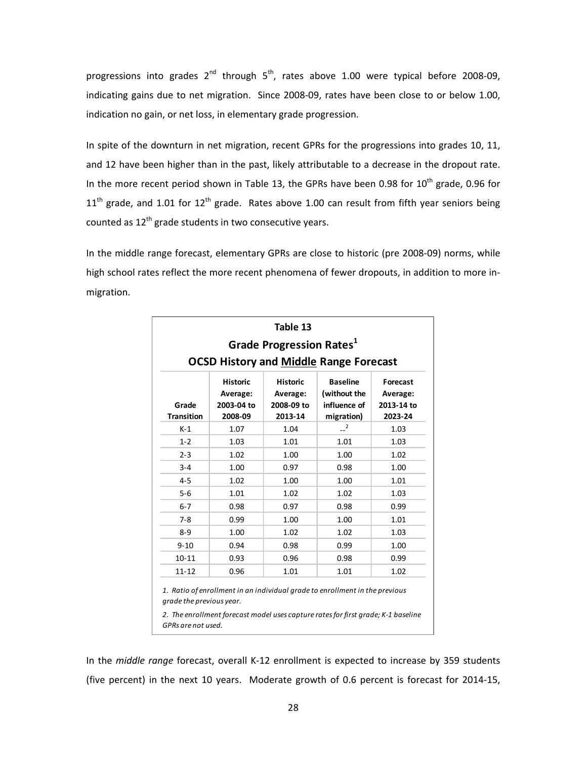progressions into grades 2nd through 5th, rates above 1.00 were typical before 2008-09, indicating gains due to net migration. Since 2008-09, rates have been close to or below 1.00, indication no gain, or net loss, in elementary grade progression.

In spite of the downturn in net migration, recent GPRs for the progressions into grades 10, 11, and 12 have been higher than in the past, likely attributable to a decrease in the dropout rate. In the more recent period shown in Table 13, the GPRs have been 0.98 for 10th grade, 0.96 for 11th grade, and 1.01 for 12th grade. Rates above 1.00 can result from fifth year seniors being counted as 12th grade students in two consecutive years.

In the middle range forecast, elementary GPRs are close to historic (pre 2008-09) norms, while high school rates reflect the more recent phenomena of fewer dropouts, in addition to more in-migration.

**Table 13**

**Grade Progression Rates[1]**

**OCSD History and Middle Range Forecast**

| Grade Transition | Historic Average: 2003-04 to 2008-09 | Historic Average: 2008-09 to 2013-14 | Baseline (without the influence of migration) | Forecast Average: 2013-14 to 2023-24 |
|---|---|---|---|---|
| K-1 | 1.07 | 1.04 | --[2] | 1.03 |
| 1-2 | 1.03 | 1.01 | 1.01 | 1.03 |
| 2-3 | 1.02 | 1.00 | 1.00 | 1.02 |
| 3-4 | 1.00 | 0.97 | 0.98 | 1.00 |
| 4-5 | 1.02 | 1.00 | 1.00 | 1.01 |
| 5-6 | 1.01 | 1.02 | 1.02 | 1.03 |
| 6-7 | 0.98 | 0.97 | 0.98 | 0.99 |
| 7-8 | 0.99 | 1.00 | 1.00 | 1.01 |
| 8-9 | 1.00 | 1.02 | 1.02 | 1.03 |
| 9-10 | 0.94 | 0.98 | 0.99 | 1.00 |
| 10-11 | 0.93 | 0.96 | 0.98 | 0.99 |
| 11-12 | 0.96 | 1.01 | 1.01 | 1.02 |

*1. Ratio of enrollment in an individual grade to enrollment in the previous grade the previous year.*

*2. The enrollment forecast model uses capture rates for first grade; K-1 baseline GPRs are not used.*

In the *middle range* forecast, overall K-12 enrollment is expected to increase by 359 students (five percent) in the next 10 years. Moderate growth of 0.6 percent is forecast for 2014-15,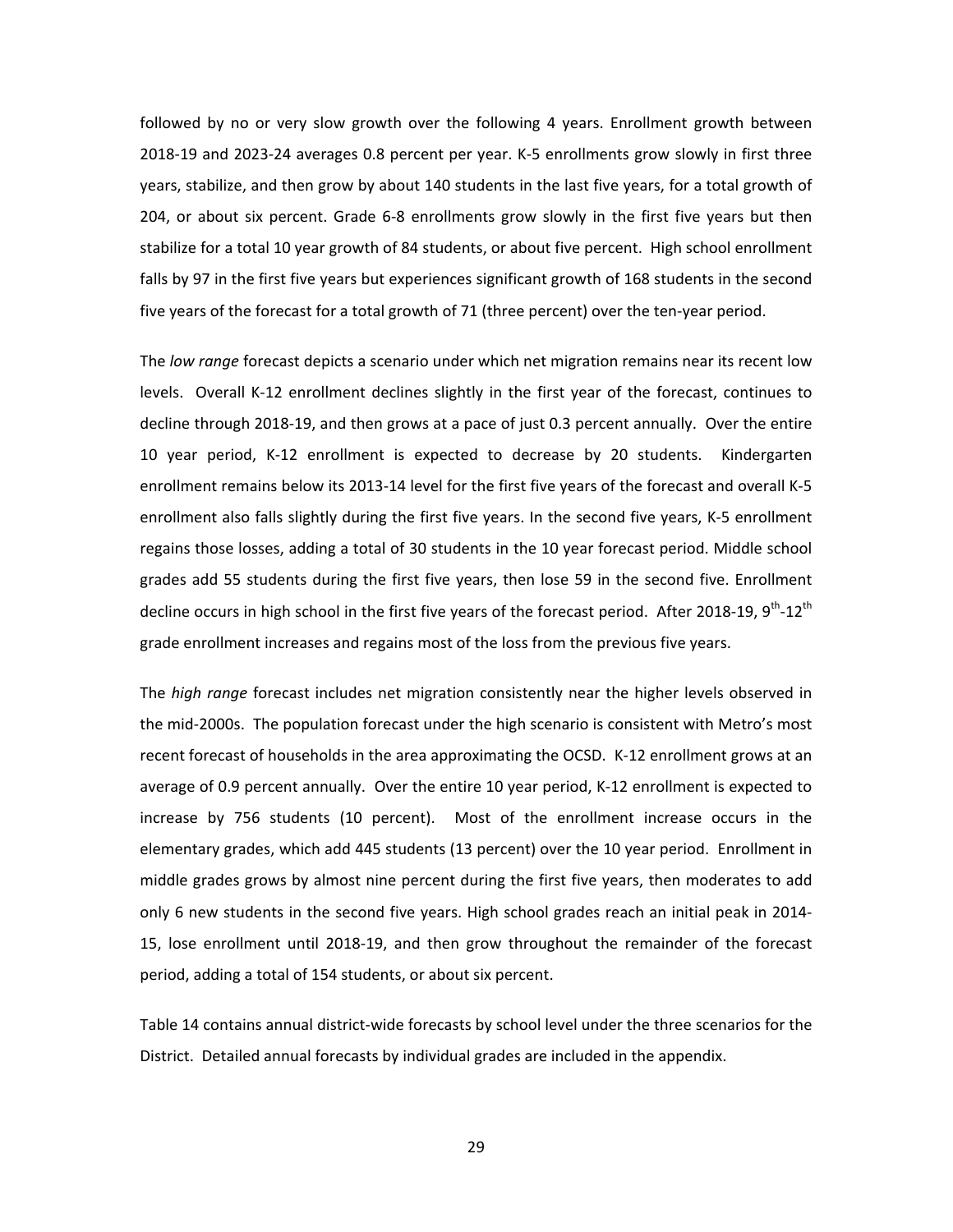followed by no or very slow growth over the following 4 years. Enrollment growth between 2018-19 and 2023-24 averages 0.8 percent per year. K-5 enrollments grow slowly in first three years, stabilize, and then grow by about 140 students in the last five years, for a total growth of 204, or about six percent. Grade 6-8 enrollments grow slowly in the first five years but then stabilize for a total 10 year growth of 84 students, or about five percent. High school enrollment falls by 97 in the first five years but experiences significant growth of 168 students in the second five years of the forecast for a total growth of 71 (three percent) over the ten-year period.

The *low range* forecast depicts a scenario under which net migration remains near its recent low levels. Overall K-12 enrollment declines slightly in the first year of the forecast, continues to decline through 2018-19, and then grows at a pace of just 0.3 percent annually. Over the entire 10 year period, K-12 enrollment is expected to decrease by 20 students. Kindergarten enrollment remains below its 2013-14 level for the first five years of the forecast and overall K-5 enrollment also falls slightly during the first five years. In the second five years, K-5 enrollment regains those losses, adding a total of 30 students in the 10 year forecast period. Middle school grades add 55 students during the first five years, then lose 59 in the second five. Enrollment decline occurs in high school in the first five years of the forecast period. After 2018-19, 9th-12th grade enrollment increases and regains most of the loss from the previous five years.

The *high range* forecast includes net migration consistently near the higher levels observed in the mid-2000s. The population forecast under the high scenario is consistent with Metro's most recent forecast of households in the area approximating the OCSD. K-12 enrollment grows at an average of 0.9 percent annually. Over the entire 10 year period, K-12 enrollment is expected to increase by 756 students (10 percent). Most of the enrollment increase occurs in the elementary grades, which add 445 students (13 percent) over the 10 year period. Enrollment in middle grades grows by almost nine percent during the first five years, then moderates to add only 6 new students in the second five years. High school grades reach an initial peak in 2014-15, lose enrollment until 2018-19, and then grow throughout the remainder of the forecast period, adding a total of 154 students, or about six percent.

Table 14 contains annual district-wide forecasts by school level under the three scenarios for the District. Detailed annual forecasts by individual grades are included in the appendix.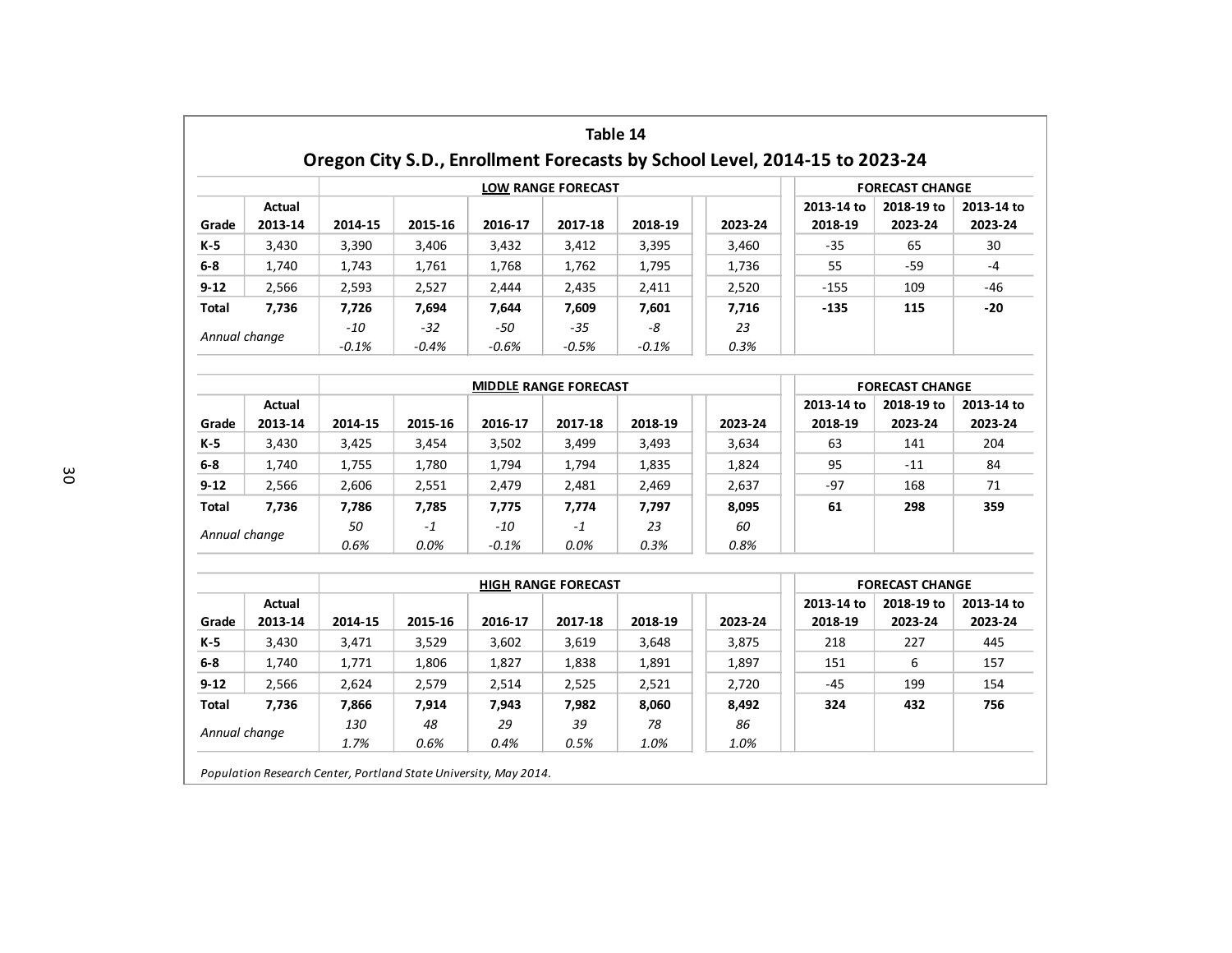## Table 14

## Oregon City S.D., Enrollment Forecasts by School Level, 2014-15 to 2023-24

| | | LOW RANGE FORECAST | | | | | | FORECAST CHANGE | | |
|---|---|---|---|---|---|---|---|---|---|---|
| Grade | Actual 2013-14 | 2014-15 | 2015-16 | 2016-17 | 2017-18 | 2018-19 | 2023-24 | 2013-14 to 2018-19 | 2018-19 to 2023-24 | 2013-14 to 2023-24 |
| K-5 | 3,430 | 3,390 | 3,406 | 3,432 | 3,412 | 3,395 | 3,460 | -35 | 65 | 30 |
| 6-8 | 1,740 | 1,743 | 1,761 | 1,768 | 1,762 | 1,795 | 1,736 | 55 | -59 | -4 |
| 9-12 | 2,566 | 2,593 | 2,527 | 2,444 | 2,435 | 2,411 | 2,520 | -155 | 109 | -46 |
| **Total** | **7,736** | **7,726** | **7,694** | **7,644** | **7,609** | **7,601** | **7,716** | **-135** | **115** | **-20** |
| *Annual change* | | *-10* | *-32* | *-50* | *-35* | *-8* | *23* | | | |
| | | *-0.1%* | *-0.4%* | *-0.6%* | *-0.5%* | *-0.1%* | *0.3%* | | | |

| | | MIDDLE RANGE FORECAST | | | | | | FORECAST CHANGE | | |
|---|---|---|---|---|---|---|---|---|---|---|
| Grade | Actual 2013-14 | 2014-15 | 2015-16 | 2016-17 | 2017-18 | 2018-19 | 2023-24 | 2013-14 to 2018-19 | 2018-19 to 2023-24 | 2013-14 to 2023-24 |
| K-5 | 3,430 | 3,425 | 3,454 | 3,502 | 3,499 | 3,493 | 3,634 | 63 | 141 | 204 |
| 6-8 | 1,740 | 1,755 | 1,780 | 1,794 | 1,794 | 1,835 | 1,824 | 95 | -11 | 84 |
| 9-12 | 2,566 | 2,606 | 2,551 | 2,479 | 2,481 | 2,469 | 2,637 | -97 | 168 | 71 |
| **Total** | **7,736** | **7,786** | **7,785** | **7,775** | **7,774** | **7,797** | **8,095** | **61** | **298** | **359** |
| *Annual change* | | *50* | *-1* | *-10* | *-1* | *23* | *60* | | | |
| | | *0.6%* | *0.0%* | *-0.1%* | *0.0%* | *0.3%* | *0.8%* | | | |

| | | HIGH RANGE FORECAST | | | | | | FORECAST CHANGE | | |
|---|---|---|---|---|---|---|---|---|---|---|
| Grade | Actual 2013-14 | 2014-15 | 2015-16 | 2016-17 | 2017-18 | 2018-19 | 2023-24 | 2013-14 to 2018-19 | 2018-19 to 2023-24 | 2013-14 to 2023-24 |
| K-5 | 3,430 | 3,471 | 3,529 | 3,602 | 3,619 | 3,648 | 3,875 | 218 | 227 | 445 |
| 6-8 | 1,740 | 1,771 | 1,806 | 1,827 | 1,838 | 1,891 | 1,897 | 151 | 6 | 157 |
| 9-12 | 2,566 | 2,624 | 2,579 | 2,514 | 2,525 | 2,521 | 2,720 | -45 | 199 | 154 |
| **Total** | **7,736** | **7,866** | **7,914** | **7,943** | **7,982** | **8,060** | **8,492** | **324** | **432** | **756** |
| *Annual change* | | *130* | *48* | *29* | *39* | *78* | *86* | | | |
| | | *1.7%* | *0.6%* | *0.4%* | *0.5%* | *1.0%* | *1.0%* | | | |

*Population Research Center, Portland State University, May 2014.*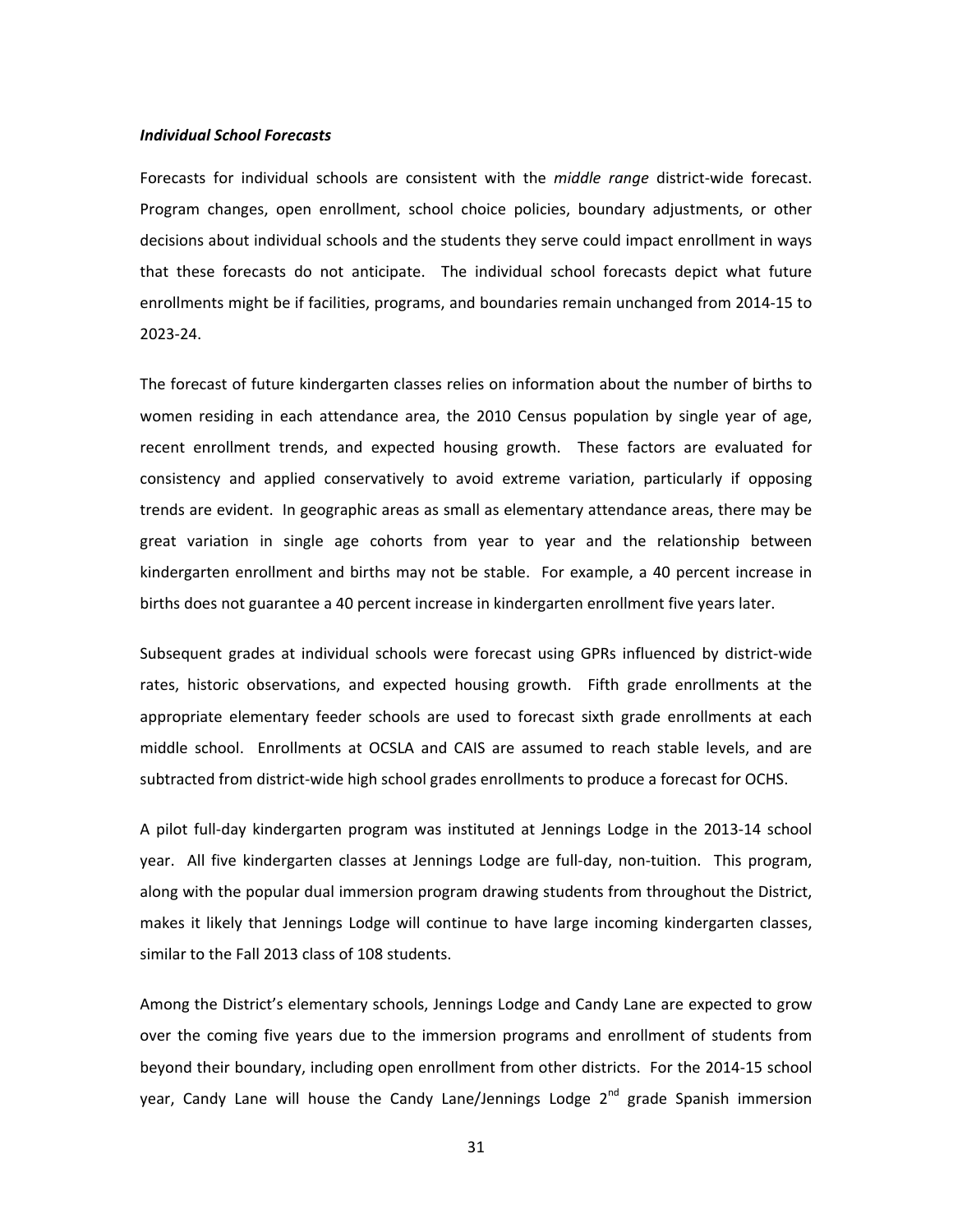***Individual School Forecasts***

Forecasts for individual schools are consistent with the *middle range* district-wide forecast. Program changes, open enrollment, school choice policies, boundary adjustments, or other decisions about individual schools and the students they serve could impact enrollment in ways that these forecasts do not anticipate. The individual school forecasts depict what future enrollments might be if facilities, programs, and boundaries remain unchanged from 2014-15 to 2023-24.

The forecast of future kindergarten classes relies on information about the number of births to women residing in each attendance area, the 2010 Census population by single year of age, recent enrollment trends, and expected housing growth. These factors are evaluated for consistency and applied conservatively to avoid extreme variation, particularly if opposing trends are evident. In geographic areas as small as elementary attendance areas, there may be great variation in single age cohorts from year to year and the relationship between kindergarten enrollment and births may not be stable. For example, a 40 percent increase in births does not guarantee a 40 percent increase in kindergarten enrollment five years later.

Subsequent grades at individual schools were forecast using GPRs influenced by district-wide rates, historic observations, and expected housing growth. Fifth grade enrollments at the appropriate elementary feeder schools are used to forecast sixth grade enrollments at each middle school. Enrollments at OCSLA and CAIS are assumed to reach stable levels, and are subtracted from district-wide high school grades enrollments to produce a forecast for OCHS.

A pilot full-day kindergarten program was instituted at Jennings Lodge in the 2013-14 school year. All five kindergarten classes at Jennings Lodge are full-day, non-tuition. This program, along with the popular dual immersion program drawing students from throughout the District, makes it likely that Jennings Lodge will continue to have large incoming kindergarten classes, similar to the Fall 2013 class of 108 students.

Among the District's elementary schools, Jennings Lodge and Candy Lane are expected to grow over the coming five years due to the immersion programs and enrollment of students from beyond their boundary, including open enrollment from other districts. For the 2014-15 school year, Candy Lane will house the Candy Lane/Jennings Lodge 2nd grade Spanish immersion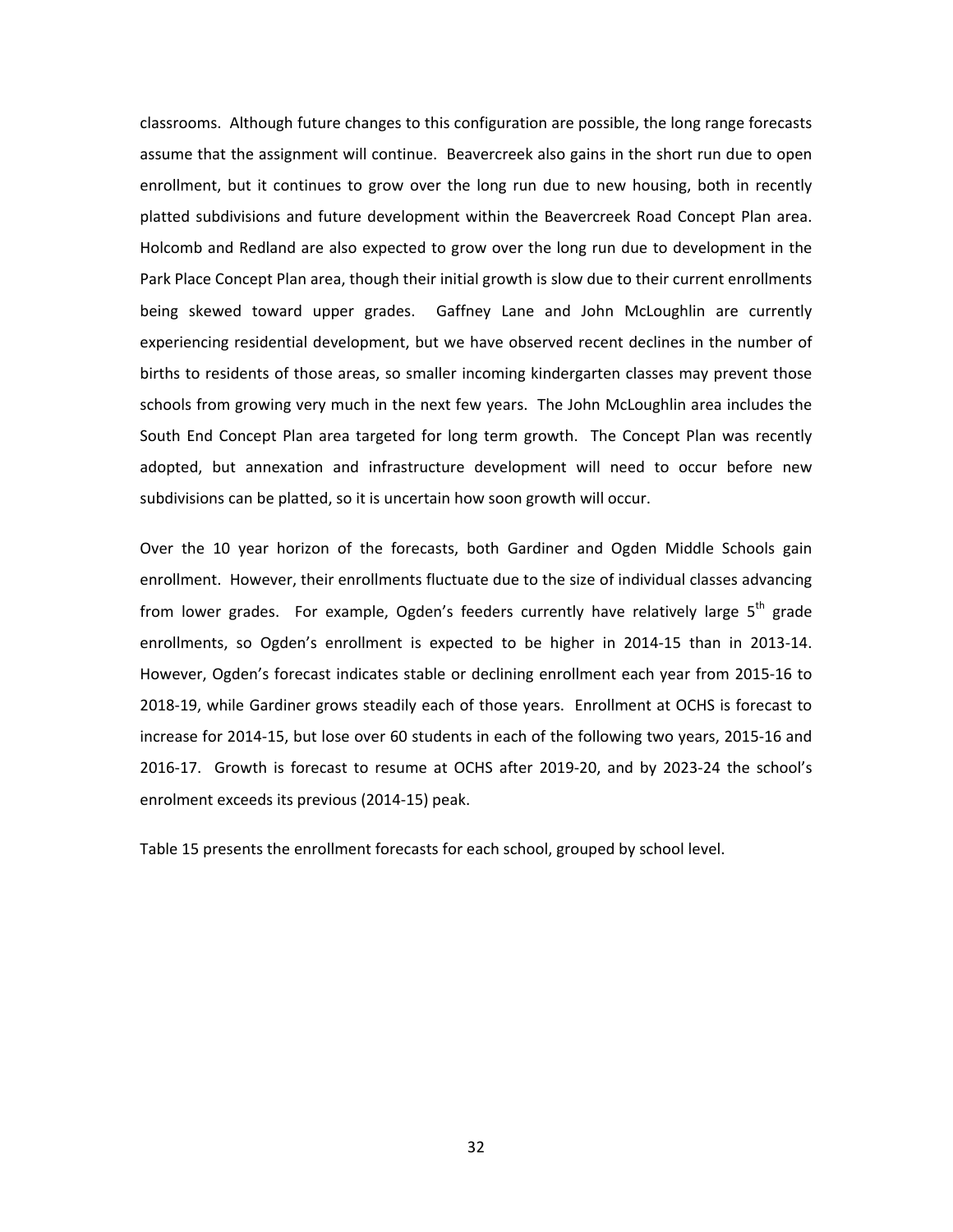classrooms. Although future changes to this configuration are possible, the long range forecasts assume that the assignment will continue. Beavercreek also gains in the short run due to open enrollment, but it continues to grow over the long run due to new housing, both in recently platted subdivisions and future development within the Beavercreek Road Concept Plan area. Holcomb and Redland are also expected to grow over the long run due to development in the Park Place Concept Plan area, though their initial growth is slow due to their current enrollments being skewed toward upper grades. Gaffney Lane and John McLoughlin are currently experiencing residential development, but we have observed recent declines in the number of births to residents of those areas, so smaller incoming kindergarten classes may prevent those schools from growing very much in the next few years. The John McLoughlin area includes the South End Concept Plan area targeted for long term growth. The Concept Plan was recently adopted, but annexation and infrastructure development will need to occur before new subdivisions can be platted, so it is uncertain how soon growth will occur.

Over the 10 year horizon of the forecasts, both Gardiner and Ogden Middle Schools gain enrollment. However, their enrollments fluctuate due to the size of individual classes advancing from lower grades. For example, Ogden's feeders currently have relatively large 5th grade enrollments, so Ogden's enrollment is expected to be higher in 2014-15 than in 2013-14. However, Ogden's forecast indicates stable or declining enrollment each year from 2015-16 to 2018-19, while Gardiner grows steadily each of those years. Enrollment at OCHS is forecast to increase for 2014-15, but lose over 60 students in each of the following two years, 2015-16 and 2016-17. Growth is forecast to resume at OCHS after 2019-20, and by 2023-24 the school's enrolment exceeds its previous (2014-15) peak.

Table 15 presents the enrollment forecasts for each school, grouped by school level.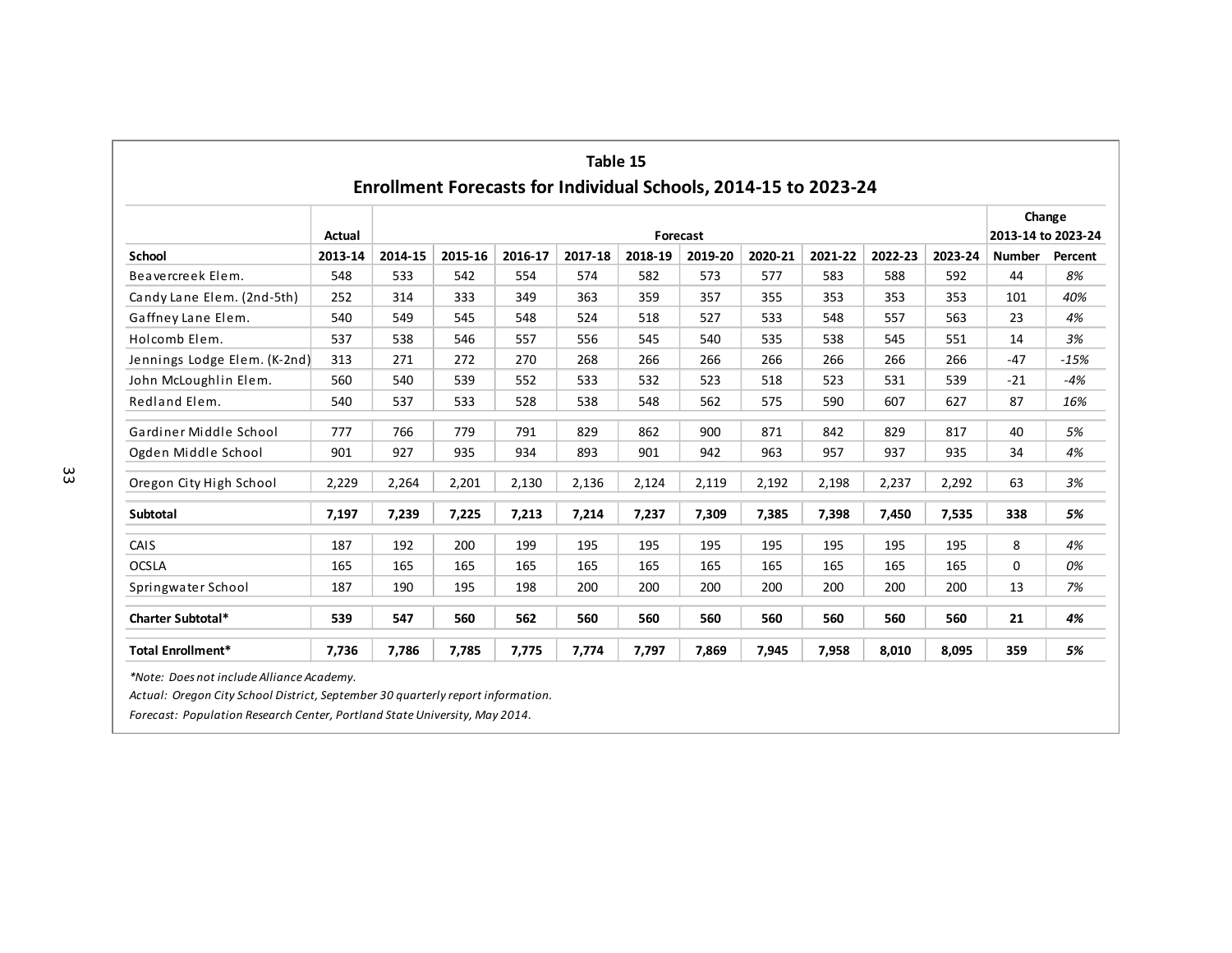## Table 15

### Enrollment Forecasts for Individual Schools, 2014-15 to 2023-24

| | Actual | Forecast | | | | | | | | | | Change 2013-14 to 2023-24 | |
|---|---|---|---|---|---|---|---|---|---|---|---|---|---|
| **School** | **2013-14** | **2014-15** | **2015-16** | **2016-17** | **2017-18** | **2018-19** | **2019-20** | **2020-21** | **2021-22** | **2022-23** | **2023-24** | **Number** | **Percent** |
| Beavercreek Elem. | 548 | 533 | 542 | 554 | 574 | 582 | 573 | 577 | 583 | 588 | 592 | 44 | *8%* |
| Candy Lane Elem. (2nd-5th) | 252 | 314 | 333 | 349 | 363 | 359 | 357 | 355 | 353 | 353 | 353 | 101 | *40%* |
| Gaffney Lane Elem. | 540 | 549 | 545 | 548 | 524 | 518 | 527 | 533 | 548 | 557 | 563 | 23 | *4%* |
| Holcomb Elem. | 537 | 538 | 546 | 557 | 556 | 545 | 540 | 535 | 538 | 545 | 551 | 14 | *3%* |
| Jennings Lodge Elem. (K-2nd) | 313 | 271 | 272 | 270 | 268 | 266 | 266 | 266 | 266 | 266 | 266 | -47 | *-15%* |
| John McLoughlin Elem. | 560 | 540 | 539 | 552 | 533 | 532 | 523 | 518 | 523 | 531 | 539 | -21 | *-4%* |
| Redland Elem. | 540 | 537 | 533 | 528 | 538 | 548 | 562 | 575 | 590 | 607 | 627 | 87 | *16%* |
| Gardiner Middle School | 777 | 766 | 779 | 791 | 829 | 862 | 900 | 871 | 842 | 829 | 817 | 40 | *5%* |
| Ogden Middle School | 901 | 927 | 935 | 934 | 893 | 901 | 942 | 963 | 957 | 937 | 935 | 34 | *4%* |
| Oregon City High School | 2,229 | 2,264 | 2,201 | 2,130 | 2,136 | 2,124 | 2,119 | 2,192 | 2,198 | 2,237 | 2,292 | 63 | *3%* |
| **Subtotal** | **7,197** | **7,239** | **7,225** | **7,213** | **7,214** | **7,237** | **7,309** | **7,385** | **7,398** | **7,450** | **7,535** | **338** | ***5%*** |
| CAIS | 187 | 192 | 200 | 199 | 195 | 195 | 195 | 195 | 195 | 195 | 195 | 8 | *4%* |
| OCSLA | 165 | 165 | 165 | 165 | 165 | 165 | 165 | 165 | 165 | 165 | 165 | 0 | *0%* |
| Springwater School | 187 | 190 | 195 | 198 | 200 | 200 | 200 | 200 | 200 | 200 | 200 | 13 | *7%* |
| **Charter Subtotal*** | **539** | **547** | **560** | **562** | **560** | **560** | **560** | **560** | **560** | **560** | **560** | **21** | ***4%*** |
| **Total Enrollment*** | **7,736** | **7,786** | **7,785** | **7,775** | **7,774** | **7,797** | **7,869** | **7,945** | **7,958** | **8,010** | **8,095** | **359** | ***5%*** |

*\*Note: Does not include Alliance Academy.*

*Actual: Oregon City School District, September 30 quarterly report information.*

*Forecast: Population Research Center, Portland State University, May 2014.*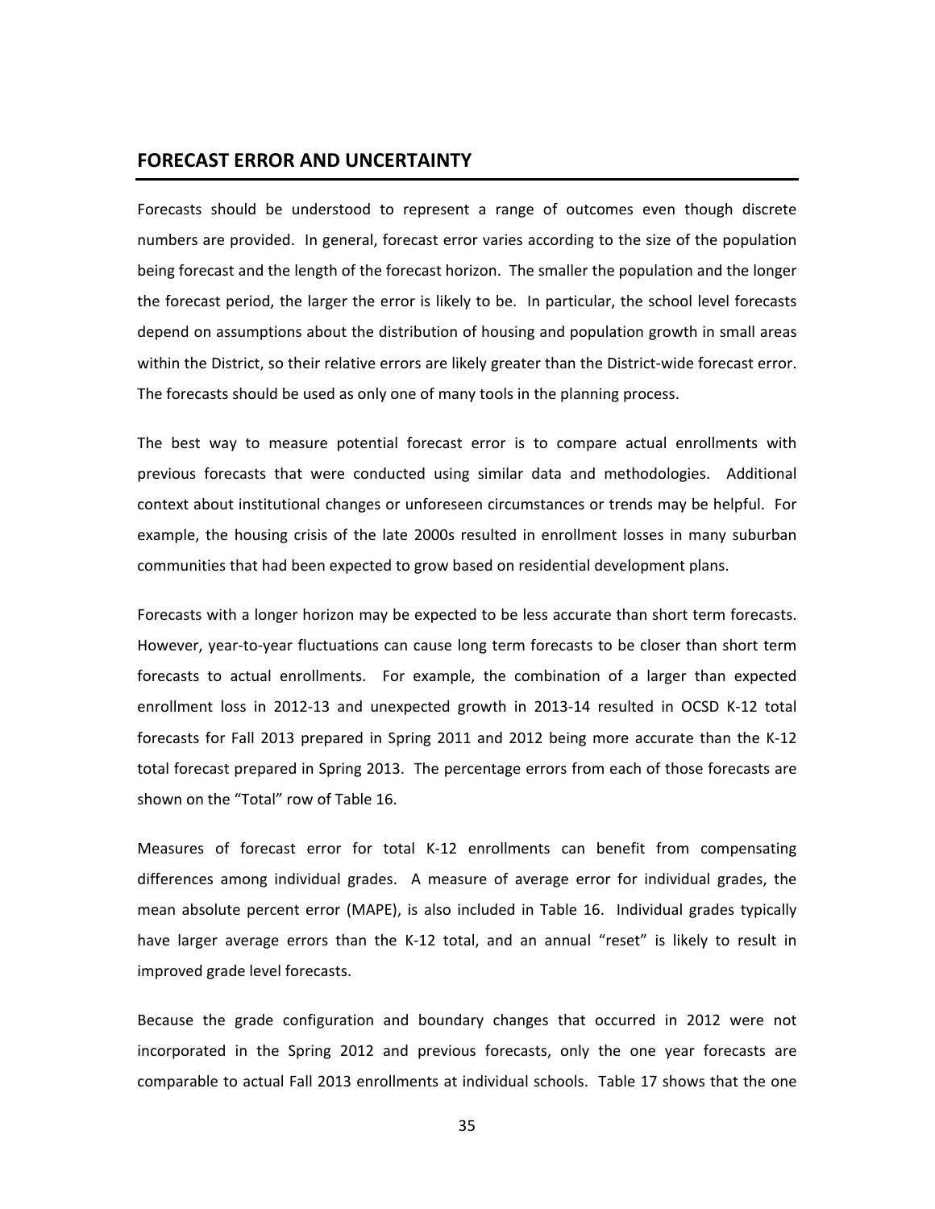## FORECAST ERROR AND UNCERTAINTY

Forecasts should be understood to represent a range of outcomes even though discrete numbers are provided. In general, forecast error varies according to the size of the population being forecast and the length of the forecast horizon. The smaller the population and the longer the forecast period, the larger the error is likely to be. In particular, the school level forecasts depend on assumptions about the distribution of housing and population growth in small areas within the District, so their relative errors are likely greater than the District-wide forecast error. The forecasts should be used as only one of many tools in the planning process.

The best way to measure potential forecast error is to compare actual enrollments with previous forecasts that were conducted using similar data and methodologies. Additional context about institutional changes or unforeseen circumstances or trends may be helpful. For example, the housing crisis of the late 2000s resulted in enrollment losses in many suburban communities that had been expected to grow based on residential development plans.

Forecasts with a longer horizon may be expected to be less accurate than short term forecasts. However, year-to-year fluctuations can cause long term forecasts to be closer than short term forecasts to actual enrollments. For example, the combination of a larger than expected enrollment loss in 2012-13 and unexpected growth in 2013-14 resulted in OCSD K-12 total forecasts for Fall 2013 prepared in Spring 2011 and 2012 being more accurate than the K-12 total forecast prepared in Spring 2013. The percentage errors from each of those forecasts are shown on the "Total" row of Table 16.

Measures of forecast error for total K-12 enrollments can benefit from compensating differences among individual grades. A measure of average error for individual grades, the mean absolute percent error (MAPE), is also included in Table 16. Individual grades typically have larger average errors than the K-12 total, and an annual "reset" is likely to result in improved grade level forecasts.

Because the grade configuration and boundary changes that occurred in 2012 were not incorporated in the Spring 2012 and previous forecasts, only the one year forecasts are comparable to actual Fall 2013 enrollments at individual schools. Table 17 shows that the one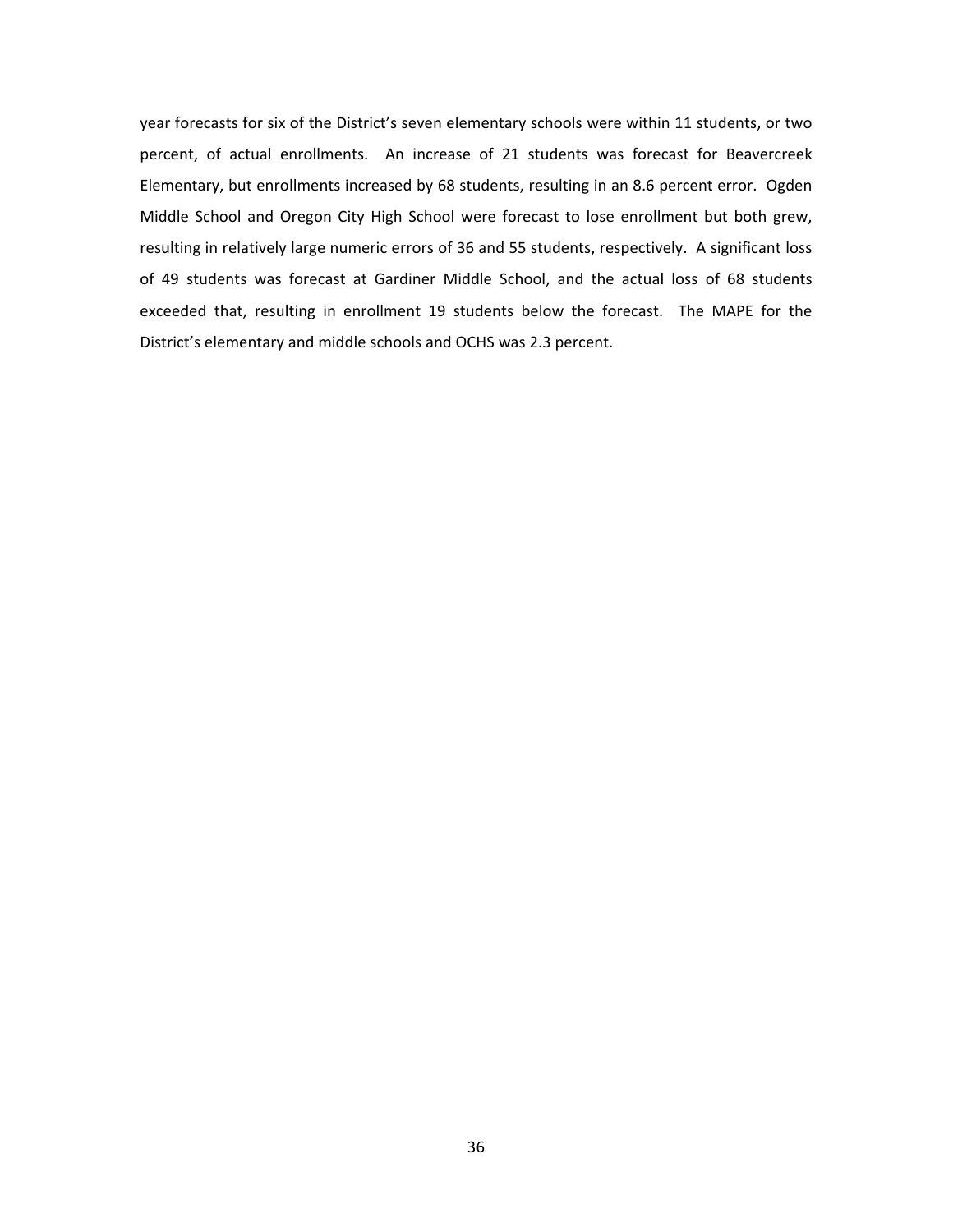year forecasts for six of the District's seven elementary schools were within 11 students, or two percent, of actual enrollments. An increase of 21 students was forecast for Beavercreek Elementary, but enrollments increased by 68 students, resulting in an 8.6 percent error. Ogden Middle School and Oregon City High School were forecast to lose enrollment but both grew, resulting in relatively large numeric errors of 36 and 55 students, respectively. A significant loss of 49 students was forecast at Gardiner Middle School, and the actual loss of 68 students exceeded that, resulting in enrollment 19 students below the forecast. The MAPE for the District's elementary and middle schools and OCHS was 2.3 percent.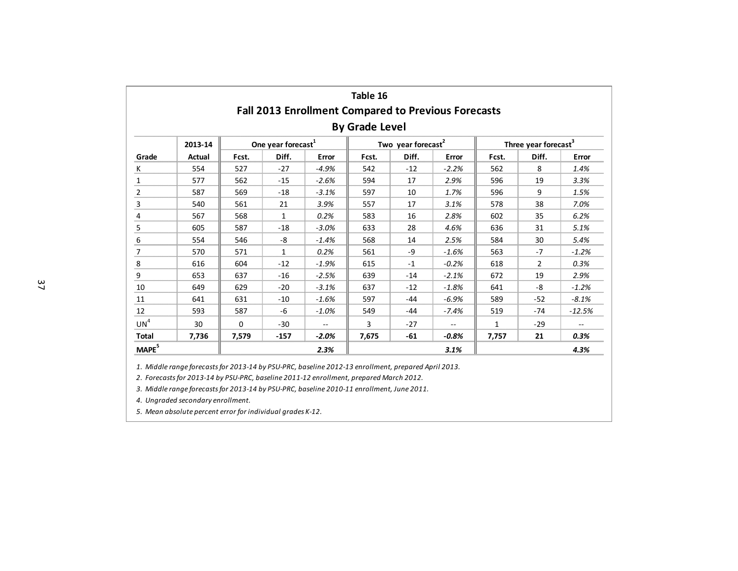# Table 16

## Fall 2013 Enrollment Compared to Previous Forecasts

### By Grade Level

| | 2013-14 | One year forecast[1] | | | Two year forecast[2] | | | Three year forecast[3] | | |
|---|---|---|---|---|---|---|---|---|---|---|
| Grade | Actual | Fcst. | Diff. | Error | Fcst. | Diff. | Error | Fcst. | Diff. | Error |
| K | 554 | 527 | -27 | *-4.9%* | 542 | -12 | *-2.2%* | 562 | 8 | *1.4%* |
| 1 | 577 | 562 | -15 | *-2.6%* | 594 | 17 | *2.9%* | 596 | 19 | *3.3%* |
| 2 | 587 | 569 | -18 | *-3.1%* | 597 | 10 | *1.7%* | 596 | 9 | *1.5%* |
| 3 | 540 | 561 | 21 | *3.9%* | 557 | 17 | *3.1%* | 578 | 38 | *7.0%* |
| 4 | 567 | 568 | 1 | *0.2%* | 583 | 16 | *2.8%* | 602 | 35 | *6.2%* |
| 5 | 605 | 587 | -18 | *-3.0%* | 633 | 28 | *4.6%* | 636 | 31 | *5.1%* |
| 6 | 554 | 546 | -8 | *-1.4%* | 568 | 14 | *2.5%* | 584 | 30 | *5.4%* |
| 7 | 570 | 571 | 1 | *0.2%* | 561 | -9 | *-1.6%* | 563 | -7 | *-1.2%* |
| 8 | 616 | 604 | -12 | *-1.9%* | 615 | -1 | *-0.2%* | 618 | 2 | *0.3%* |
| 9 | 653 | 637 | -16 | *-2.5%* | 639 | -14 | *-2.1%* | 672 | 19 | *2.9%* |
| 10 | 649 | 629 | -20 | *-3.1%* | 637 | -12 | *-1.8%* | 641 | -8 | *-1.2%* |
| 11 | 641 | 631 | -10 | *-1.6%* | 597 | -44 | *-6.9%* | 589 | -52 | *-8.1%* |
| 12 | 593 | 587 | -6 | *-1.0%* | 549 | -44 | *-7.4%* | 519 | -74 | *-12.5%* |
| UN[4] | 30 | 0 | -30 | -- | 3 | -27 | -- | 1 | -29 | -- |
| **Total** | **7,736** | **7,579** | **-157** | ***-2.0%*** | **7,675** | **-61** | ***-0.8%*** | **7,757** | **21** | ***0.3%*** |
| **MAPE[5]** | | | | ***2.3%*** | | | ***3.1%*** | | | ***4.3%*** |

*1. Middle range forecasts for 2013-14 by PSU-PRC, baseline 2012-13 enrollment, prepared April 2013.*

*2. Forecasts for 2013-14 by PSU-PRC, baseline 2011-12 enrollment, prepared March 2012.*

*3. Middle range forecasts for 2013-14 by PSU-PRC, baseline 2010-11 enrollment, June 2011.*

*4. Ungraded secondary enrollment.*

*5. Mean absolute percent error for individual grades K-12.*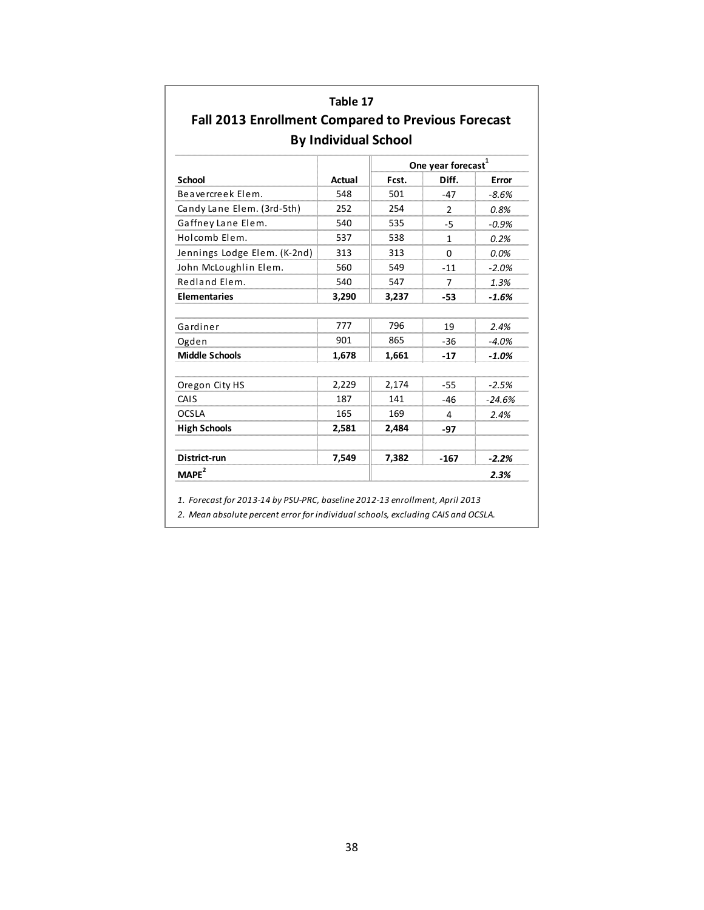**Table 17**

**Fall 2013 Enrollment Compared to Previous Forecast By Individual School**

| | | One year forecast[1] | | |
|---|---|---|---|---|
| **School** | **Actual** | **Fcst.** | **Diff.** | **Error** |
| Beavercreek Elem. | 548 | 501 | -47 | *-8.6%* |
| Candy Lane Elem. (3rd-5th) | 252 | 254 | 2 | *0.8%* |
| Gaffney Lane Elem. | 540 | 535 | -5 | *-0.9%* |
| Holcomb Elem. | 537 | 538 | 1 | *0.2%* |
| Jennings Lodge Elem. (K-2nd) | 313 | 313 | 0 | *0.0%* |
| John McLoughlin Elem. | 560 | 549 | -11 | *-2.0%* |
| Redland Elem. | 540 | 547 | 7 | *1.3%* |
| **Elementaries** | **3,290** | **3,237** | **-53** | ***-1.6%*** |
| | | | | |
| Gardiner | 777 | 796 | 19 | *2.4%* |
| Ogden | 901 | 865 | -36 | *-4.0%* |
| **Middle Schools** | **1,678** | **1,661** | **-17** | ***-1.0%*** |
| | | | | |
| Oregon City HS | 2,229 | 2,174 | -55 | *-2.5%* |
| CAIS | 187 | 141 | -46 | *-24.6%* |
| OCSLA | 165 | 169 | 4 | *2.4%* |
| **High Schools** | **2,581** | **2,484** | **-97** | |
| | | | | |
| **District-run** | **7,549** | **7,382** | **-167** | ***-2.2%*** |
| **MAPE**[2] | | | | ***2.3%*** |

*1. Forecast for 2013-14 by PSU-PRC, baseline 2012-13 enrollment, April 2013*

*2. Mean absolute percent error for individual schools, excluding CAIS and OCSLA.*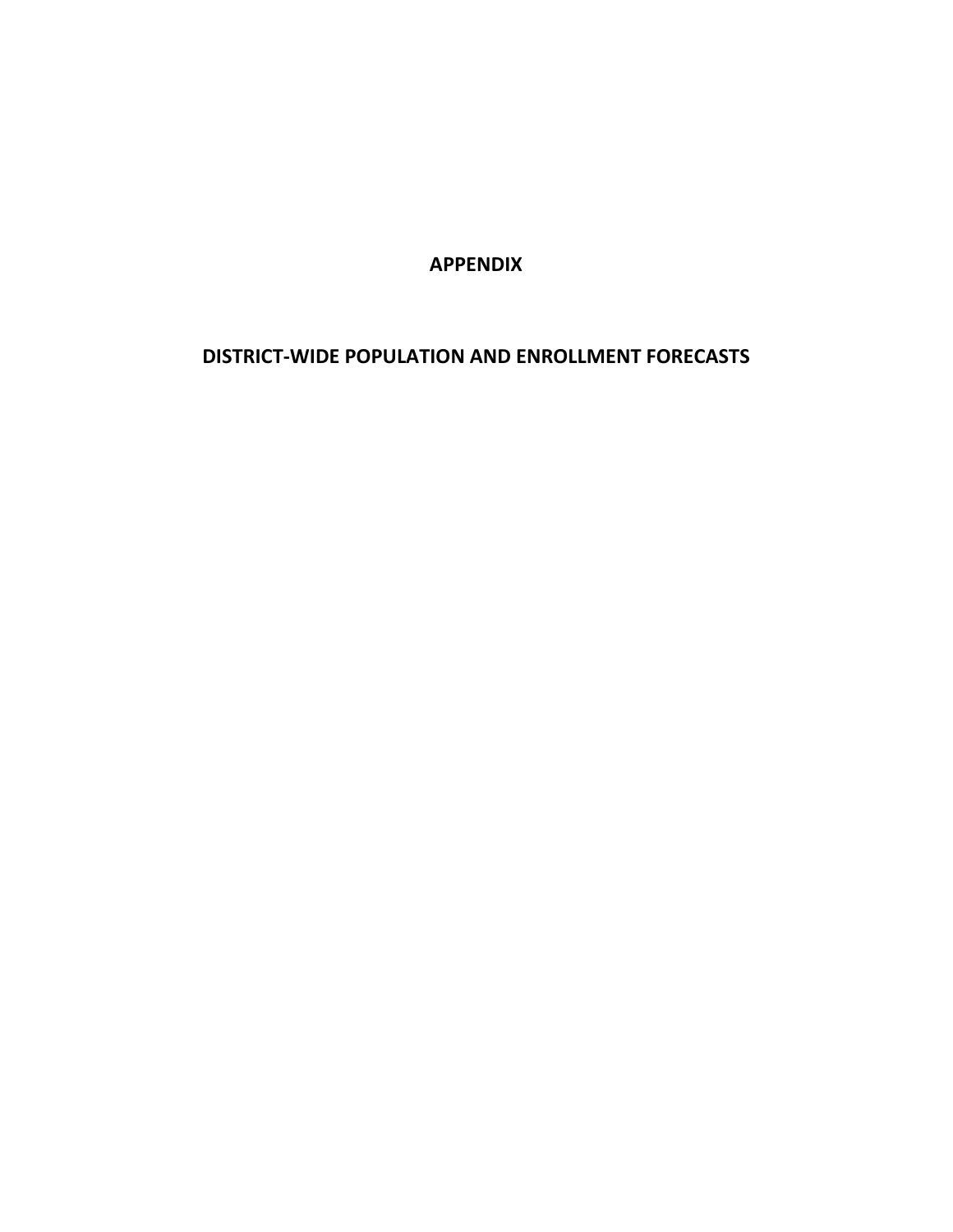# APPENDIX

## DISTRICT-WIDE POPULATION AND ENROLLMENT FORECASTS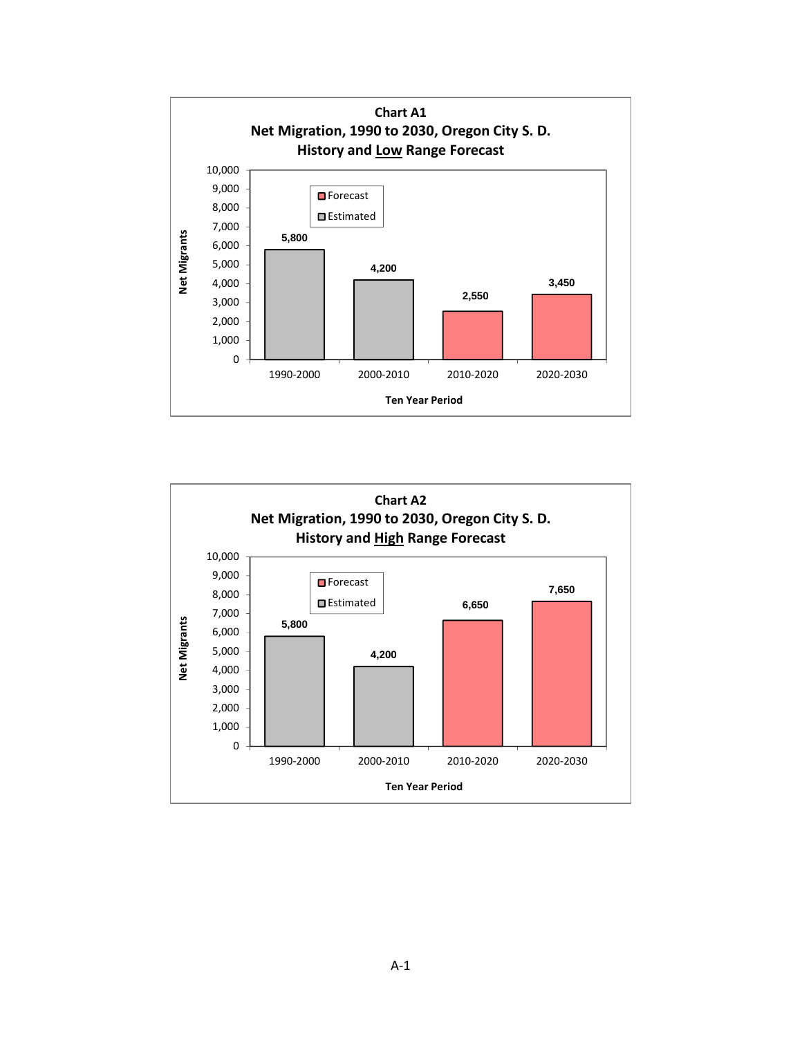**Chart A1**
**Net Migration, 1990 to 2030, Oregon City S. D.**
**History and Low Range Forecast**

| Ten Year Period | Net Migrants | Type |
| --- | --- | --- |
| 1990-2000 | 5,800 | Estimated |
| 2000-2010 | 4,200 | Estimated |
| 2010-2020 | 2,550 | Forecast |
| 2020-2030 | 3,450 | Forecast |

**Chart A2**
**Net Migration, 1990 to 2030, Oregon City S. D.**
**History and High Range Forecast**

| Ten Year Period | Net Migrants | Type |
| --- | --- | --- |
| 1990-2000 | 5,800 | Estimated |
| 2000-2010 | 4,200 | Estimated |
| 2010-2020 | 6,650 | Forecast |
| 2020-2030 | 7,650 | Forecast |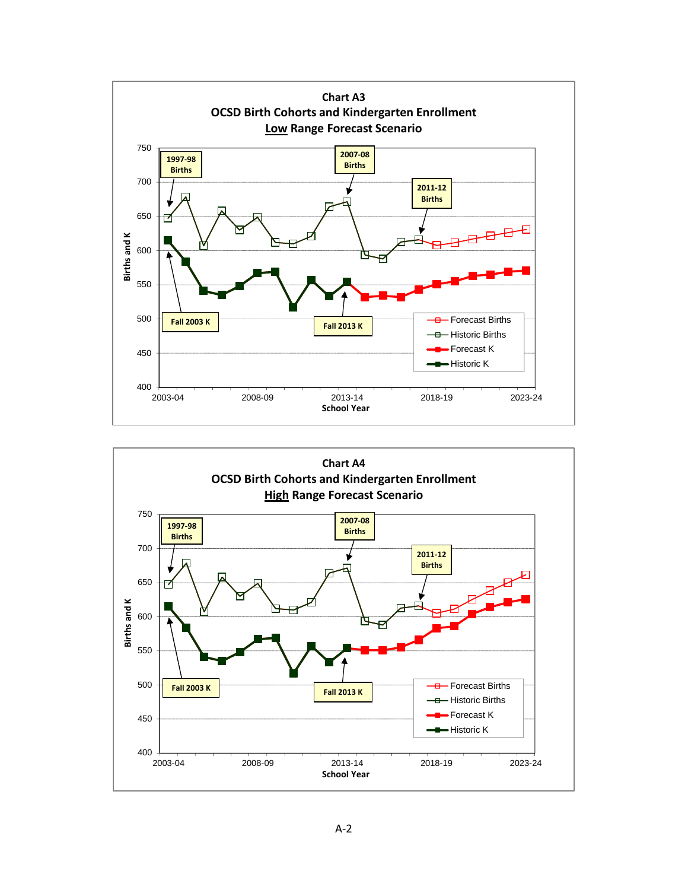**Chart A3**
**OCSD Birth Cohorts and Kindergarten Enrollment**
**Low Range Forecast Scenario**

1997-98 Births

2007-08 Births

2011-12 Births

Fall 2003 K

Fall 2013 K

Births and K

School Year

750, 700, 650, 600, 550, 500, 450, 400

2003-04, 2008-09, 2013-14, 2018-19, 2023-24

Forecast Births
Historic Births
Forecast K
Historic K

**Chart A4**
**OCSD Birth Cohorts and Kindergarten Enrollment**
**High Range Forecast Scenario**

1997-98 Births

2007-08 Births

2011-12 Births

Fall 2003 K

Fall 2013 K

Births and K

School Year

750, 700, 650, 600, 550, 500, 450, 400

2003-04, 2008-09, 2013-14, 2018-19, 2023-24

Forecast Births
Historic Births
Forecast K
Historic K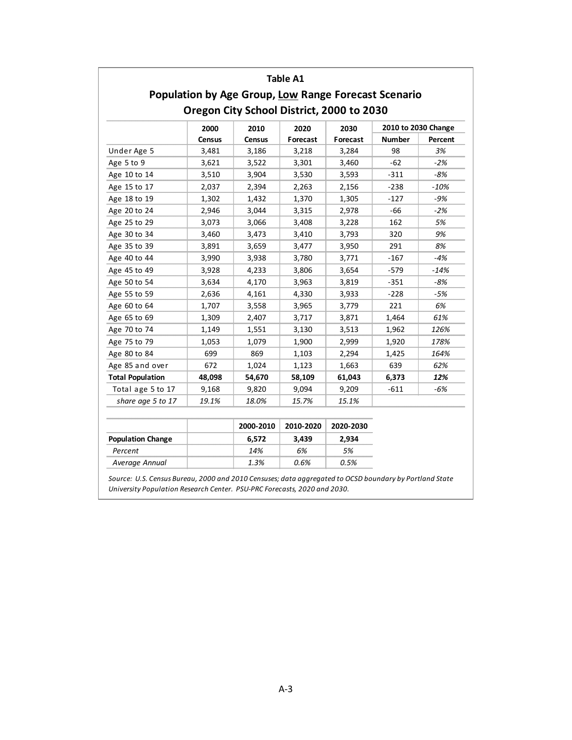## Table A1

### Population by Age Group, <u>Low</u> Range Forecast Scenario
### Oregon City School District, 2000 to 2030

| | 2000 Census | 2010 Census | 2020 Forecast | 2030 Forecast | 2010 to 2030 Change | |
|---|---|---|---|---|---|---|
| | | | | | Number | Percent |
| Under Age 5 | 3,481 | 3,186 | 3,218 | 3,284 | 98 | *3%* |
| Age 5 to 9 | 3,621 | 3,522 | 3,301 | 3,460 | -62 | *-2%* |
| Age 10 to 14 | 3,510 | 3,904 | 3,530 | 3,593 | -311 | *-8%* |
| Age 15 to 17 | 2,037 | 2,394 | 2,263 | 2,156 | -238 | *-10%* |
| Age 18 to 19 | 1,302 | 1,432 | 1,370 | 1,305 | -127 | *-9%* |
| Age 20 to 24 | 2,946 | 3,044 | 3,315 | 2,978 | -66 | *-2%* |
| Age 25 to 29 | 3,073 | 3,066 | 3,408 | 3,228 | 162 | *5%* |
| Age 30 to 34 | 3,460 | 3,473 | 3,410 | 3,793 | 320 | *9%* |
| Age 35 to 39 | 3,891 | 3,659 | 3,477 | 3,950 | 291 | *8%* |
| Age 40 to 44 | 3,990 | 3,938 | 3,780 | 3,771 | -167 | *-4%* |
| Age 45 to 49 | 3,928 | 4,233 | 3,806 | 3,654 | -579 | *-14%* |
| Age 50 to 54 | 3,634 | 4,170 | 3,963 | 3,819 | -351 | *-8%* |
| Age 55 to 59 | 2,636 | 4,161 | 4,330 | 3,933 | -228 | *-5%* |
| Age 60 to 64 | 1,707 | 3,558 | 3,965 | 3,779 | 221 | *6%* |
| Age 65 to 69 | 1,309 | 2,407 | 3,717 | 3,871 | 1,464 | *61%* |
| Age 70 to 74 | 1,149 | 1,551 | 3,130 | 3,513 | 1,962 | *126%* |
| Age 75 to 79 | 1,053 | 1,079 | 1,900 | 2,999 | 1,920 | *178%* |
| Age 80 to 84 | 699 | 869 | 1,103 | 2,294 | 1,425 | *164%* |
| Age 85 and over | 672 | 1,024 | 1,123 | 1,663 | 639 | *62%* |
| **Total Population** | **48,098** | **54,670** | **58,109** | **61,043** | **6,373** | ***12%*** |
| Total age 5 to 17 | 9,168 | 9,820 | 9,094 | 9,209 | -611 | *-6%* |
| *share age 5 to 17* | *19.1%* | *18.0%* | *15.7%* | *15.1%* | | |

| | | 2000-2010 | 2010-2020 | 2020-2030 |
|---|---|---|---|---|
| **Population Change** | | **6,572** | **3,439** | **2,934** |
| *Percent* | | *14%* | *6%* | *5%* |
| *Average Annual* | | *1.3%* | *0.6%* | *0.5%* |

*Source: U.S. Census Bureau, 2000 and 2010 Censuses; data aggregated to OCSD boundary by Portland State University Population Research Center. PSU-PRC Forecasts, 2020 and 2030.*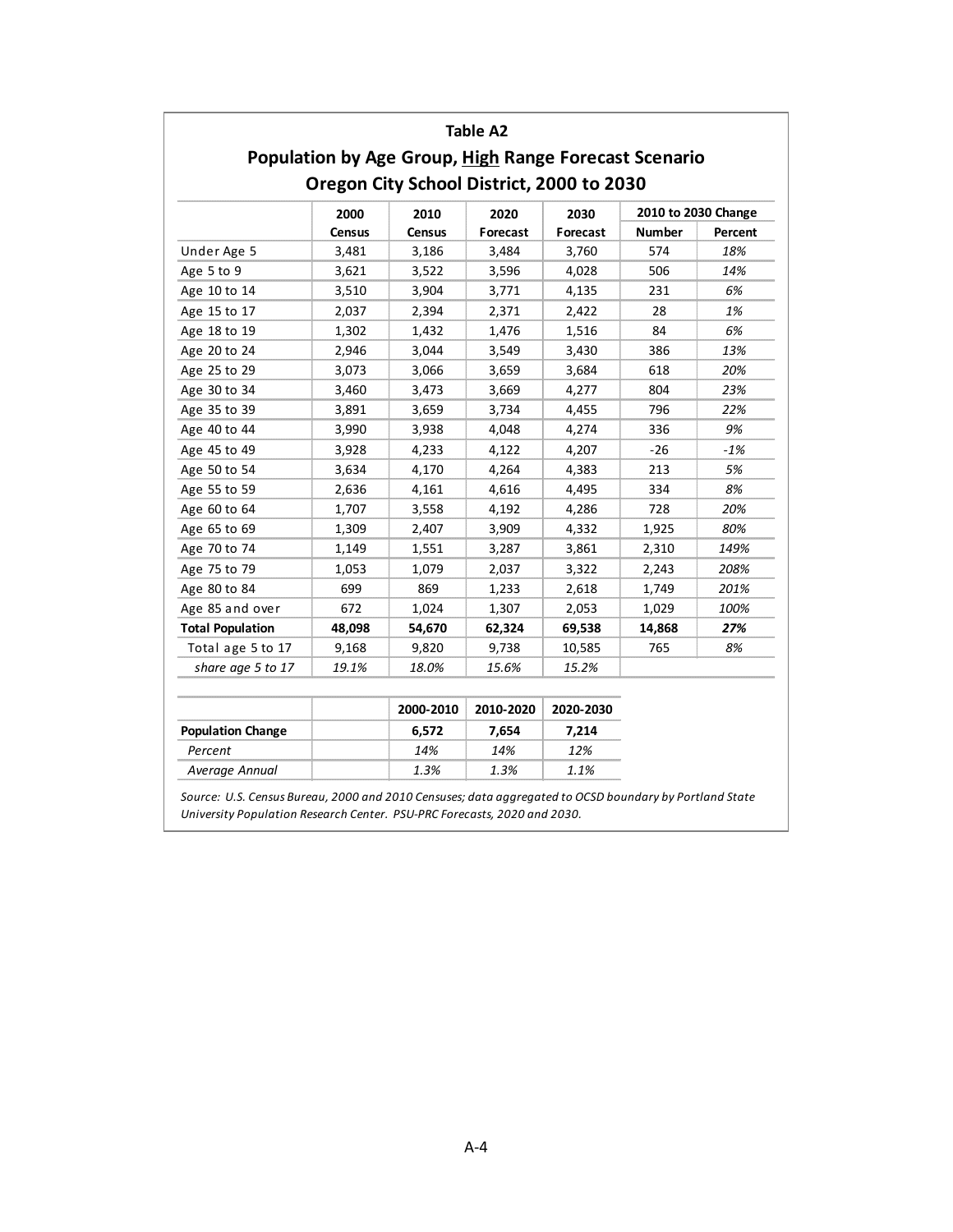### Table A2

## Population by Age Group, High Range Forecast Scenario Oregon City School District, 2000 to 2030

| | 2000 Census | 2010 Census | 2020 Forecast | 2030 Forecast | 2010 to 2030 Change | |
|---|---|---|---|---|---|---|
| | | | | | Number | Percent |
| Under Age 5 | 3,481 | 3,186 | 3,484 | 3,760 | 574 | *18%* |
| Age 5 to 9 | 3,621 | 3,522 | 3,596 | 4,028 | 506 | *14%* |
| Age 10 to 14 | 3,510 | 3,904 | 3,771 | 4,135 | 231 | *6%* |
| Age 15 to 17 | 2,037 | 2,394 | 2,371 | 2,422 | 28 | *1%* |
| Age 18 to 19 | 1,302 | 1,432 | 1,476 | 1,516 | 84 | *6%* |
| Age 20 to 24 | 2,946 | 3,044 | 3,549 | 3,430 | 386 | *13%* |
| Age 25 to 29 | 3,073 | 3,066 | 3,659 | 3,684 | 618 | *20%* |
| Age 30 to 34 | 3,460 | 3,473 | 3,669 | 4,277 | 804 | *23%* |
| Age 35 to 39 | 3,891 | 3,659 | 3,734 | 4,455 | 796 | *22%* |
| Age 40 to 44 | 3,990 | 3,938 | 4,048 | 4,274 | 336 | *9%* |
| Age 45 to 49 | 3,928 | 4,233 | 4,122 | 4,207 | -26 | *-1%* |
| Age 50 to 54 | 3,634 | 4,170 | 4,264 | 4,383 | 213 | *5%* |
| Age 55 to 59 | 2,636 | 4,161 | 4,616 | 4,495 | 334 | *8%* |
| Age 60 to 64 | 1,707 | 3,558 | 4,192 | 4,286 | 728 | *20%* |
| Age 65 to 69 | 1,309 | 2,407 | 3,909 | 4,332 | 1,925 | *80%* |
| Age 70 to 74 | 1,149 | 1,551 | 3,287 | 3,861 | 2,310 | *149%* |
| Age 75 to 79 | 1,053 | 1,079 | 2,037 | 3,322 | 2,243 | *208%* |
| Age 80 to 84 | 699 | 869 | 1,233 | 2,618 | 1,749 | *201%* |
| Age 85 and over | 672 | 1,024 | 1,307 | 2,053 | 1,029 | *100%* |
| **Total Population** | **48,098** | **54,670** | **62,324** | **69,538** | **14,868** | ***27%*** |
| Total age 5 to 17 | 9,168 | 9,820 | 9,738 | 10,585 | 765 | *8%* |
| *share age 5 to 17* | *19.1%* | *18.0%* | *15.6%* | *15.2%* | | |

| | | 2000-2010 | 2010-2020 | 2020-2030 |
|---|---|---|---|---|
| **Population Change** | | **6,572** | **7,654** | **7,214** |
| *Percent* | | *14%* | *14%* | *12%* |
| *Average Annual* | | *1.3%* | *1.3%* | *1.1%* |

*Source: U.S. Census Bureau, 2000 and 2010 Censuses; data aggregated to OCSD boundary by Portland State University Population Research Center. PSU-PRC Forecasts, 2020 and 2030.*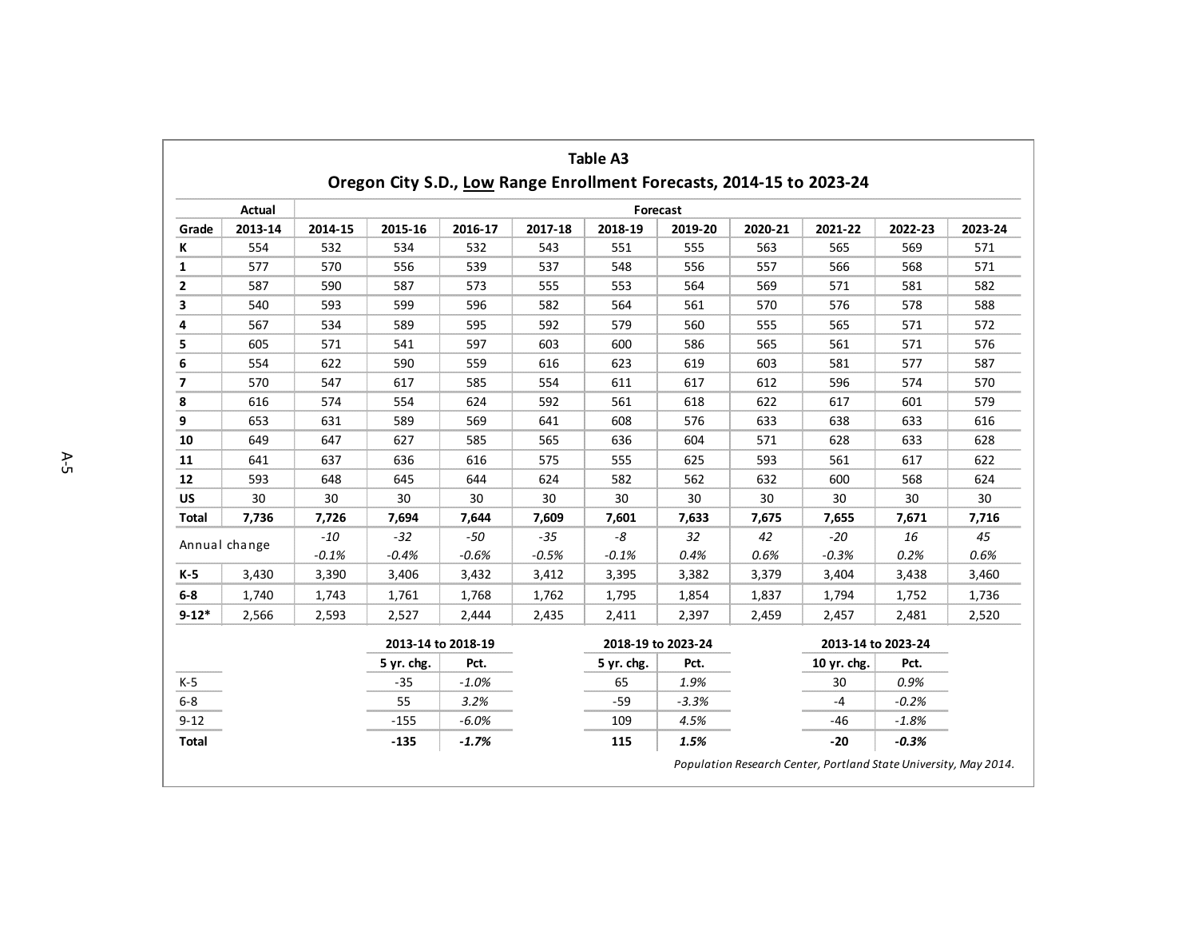## Table A3

## Oregon City S.D., Low Range Enrollment Forecasts, 2014-15 to 2023-24

| | Actual | Forecast | | | | | | | | | |
|---|---|---|---|---|---|---|---|---|---|---|---|
| Grade | 2013-14 | 2014-15 | 2015-16 | 2016-17 | 2017-18 | 2018-19 | 2019-20 | 2020-21 | 2021-22 | 2022-23 | 2023-24 |
| **K** | 554 | 532 | 534 | 532 | 543 | 551 | 555 | 563 | 565 | 569 | 571 |
| **1** | 577 | 570 | 556 | 539 | 537 | 548 | 556 | 557 | 566 | 568 | 571 |
| **2** | 587 | 590 | 587 | 573 | 555 | 553 | 564 | 569 | 571 | 581 | 582 |
| **3** | 540 | 593 | 599 | 596 | 582 | 564 | 561 | 570 | 576 | 578 | 588 |
| **4** | 567 | 534 | 589 | 595 | 592 | 579 | 560 | 555 | 565 | 571 | 572 |
| **5** | 605 | 571 | 541 | 597 | 603 | 600 | 586 | 565 | 561 | 571 | 576 |
| **6** | 554 | 622 | 590 | 559 | 616 | 623 | 619 | 603 | 581 | 577 | 587 |
| **7** | 570 | 547 | 617 | 585 | 554 | 611 | 617 | 612 | 596 | 574 | 570 |
| **8** | 616 | 574 | 554 | 624 | 592 | 561 | 618 | 622 | 617 | 601 | 579 |
| **9** | 653 | 631 | 589 | 569 | 641 | 608 | 576 | 633 | 638 | 633 | 616 |
| **10** | 649 | 647 | 627 | 585 | 565 | 636 | 604 | 571 | 628 | 633 | 628 |
| **11** | 641 | 637 | 636 | 616 | 575 | 555 | 625 | 593 | 561 | 617 | 622 |
| **12** | 593 | 648 | 645 | 644 | 624 | 582 | 562 | 632 | 600 | 568 | 624 |
| **US** | 30 | 30 | 30 | 30 | 30 | 30 | 30 | 30 | 30 | 30 | 30 |
| **Total** | **7,736** | **7,726** | **7,694** | **7,644** | **7,609** | **7,601** | **7,633** | **7,675** | **7,655** | **7,671** | **7,716** |
| Annual change | | *-10* | *-32* | *-50* | *-35* | *-8* | *32* | *42* | *-20* | *16* | *45* |
| | | *-0.1%* | *-0.4%* | *-0.6%* | *-0.5%* | *-0.1%* | *0.4%* | *0.6%* | *-0.3%* | *0.2%* | *0.6%* |
| **K-5** | 3,430 | 3,390 | 3,406 | 3,432 | 3,412 | 3,395 | 3,382 | 3,379 | 3,404 | 3,438 | 3,460 |
| **6-8** | 1,740 | 1,743 | 1,761 | 1,768 | 1,762 | 1,795 | 1,854 | 1,837 | 1,794 | 1,752 | 1,736 |
| **9-12*** | 2,566 | 2,593 | 2,527 | 2,444 | 2,435 | 2,411 | 2,397 | 2,459 | 2,457 | 2,481 | 2,520 |

| | 2013-14 to 2018-19 | | 2018-19 to 2023-24 | | 2013-14 to 2023-24 | |
|---|---|---|---|---|---|---|
| | 5 yr. chg. | Pct. | 5 yr. chg. | Pct. | 10 yr. chg. | Pct. |
| K-5 | -35 | *-1.0%* | 65 | *1.9%* | 30 | *0.9%* |
| 6-8 | 55 | *3.2%* | -59 | *-3.3%* | -4 | *-0.2%* |
| 9-12 | -155 | *-6.0%* | 109 | *4.5%* | -46 | *-1.8%* |
| **Total** | **-135** | ***-1.7%*** | **115** | ***1.5%*** | **-20** | ***-0.3%*** |

*Population Research Center, Portland State University, May 2014.*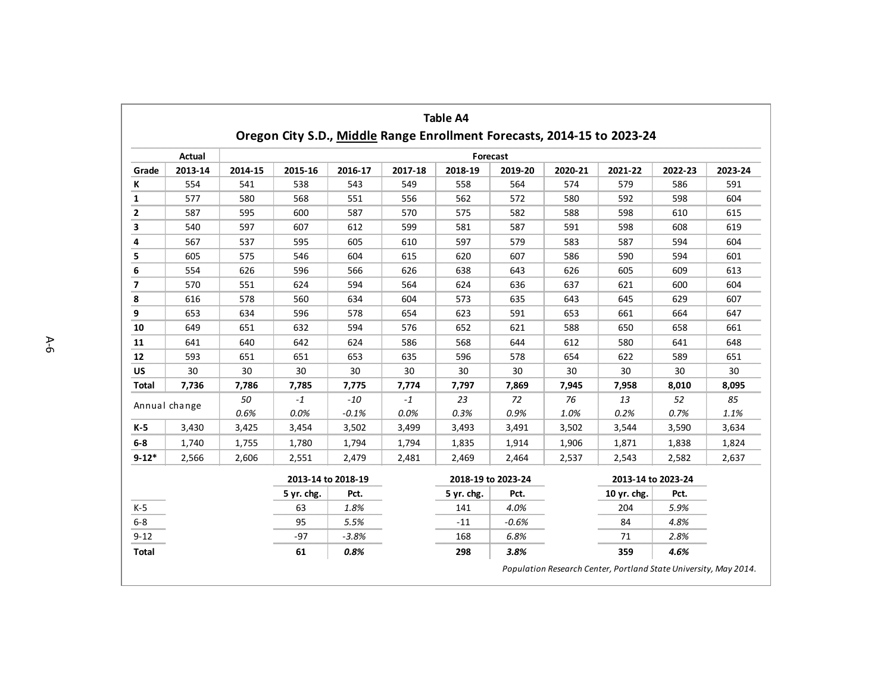## Table A4

### Oregon City S.D., Middle Range Enrollment Forecasts, 2014-15 to 2023-24

| | Actual | Forecast | | | | | | | | | |
|---|---|---|---|---|---|---|---|---|---|---|---|
| Grade | 2013-14 | 2014-15 | 2015-16 | 2016-17 | 2017-18 | 2018-19 | 2019-20 | 2020-21 | 2021-22 | 2022-23 | 2023-24 |
| **K** | 554 | 541 | 538 | 543 | 549 | 558 | 564 | 574 | 579 | 586 | 591 |
| **1** | 577 | 580 | 568 | 551 | 556 | 562 | 572 | 580 | 592 | 598 | 604 |
| **2** | 587 | 595 | 600 | 587 | 570 | 575 | 582 | 588 | 598 | 610 | 615 |
| **3** | 540 | 597 | 607 | 612 | 599 | 581 | 587 | 591 | 598 | 608 | 619 |
| **4** | 567 | 537 | 595 | 605 | 610 | 597 | 579 | 583 | 587 | 594 | 604 |
| **5** | 605 | 575 | 546 | 604 | 615 | 620 | 607 | 586 | 590 | 594 | 601 |
| **6** | 554 | 626 | 596 | 566 | 626 | 638 | 643 | 626 | 605 | 609 | 613 |
| **7** | 570 | 551 | 624 | 594 | 564 | 624 | 636 | 637 | 621 | 600 | 604 |
| **8** | 616 | 578 | 560 | 634 | 604 | 573 | 635 | 643 | 645 | 629 | 607 |
| **9** | 653 | 634 | 596 | 578 | 654 | 623 | 591 | 653 | 661 | 664 | 647 |
| **10** | 649 | 651 | 632 | 594 | 576 | 652 | 621 | 588 | 650 | 658 | 661 |
| **11** | 641 | 640 | 642 | 624 | 586 | 568 | 644 | 612 | 580 | 641 | 648 |
| **12** | 593 | 651 | 651 | 653 | 635 | 596 | 578 | 654 | 622 | 589 | 651 |
| **US** | 30 | 30 | 30 | 30 | 30 | 30 | 30 | 30 | 30 | 30 | 30 |
| **Total** | **7,736** | **7,786** | **7,785** | **7,775** | **7,774** | **7,797** | **7,869** | **7,945** | **7,958** | **8,010** | **8,095** |
| Annual change | | *50* | *-1* | *-10* | *-1* | *23* | *72* | *76* | *13* | *52* | *85* |
| | | *0.6%* | *0.0%* | *-0.1%* | *0.0%* | *0.3%* | *0.9%* | *1.0%* | *0.2%* | *0.7%* | *1.1%* |
| **K-5** | 3,430 | 3,425 | 3,454 | 3,502 | 3,499 | 3,493 | 3,491 | 3,502 | 3,544 | 3,590 | 3,634 |
| **6-8** | 1,740 | 1,755 | 1,780 | 1,794 | 1,794 | 1,835 | 1,914 | 1,906 | 1,871 | 1,838 | 1,824 |
| **9-12*** | 2,566 | 2,606 | 2,551 | 2,479 | 2,481 | 2,469 | 2,464 | 2,537 | 2,543 | 2,582 | 2,637 |

| | 2013-14 to 2018-19 | | 2018-19 to 2023-24 | | 2013-14 to 2023-24 | |
|---|---|---|---|---|---|---|
| | 5 yr. chg. | Pct. | 5 yr. chg. | Pct. | 10 yr. chg. | Pct. |
| K-5 | 63 | *1.8%* | 141 | *4.0%* | 204 | *5.9%* |
| 6-8 | 95 | *5.5%* | -11 | *-0.6%* | 84 | *4.8%* |
| 9-12 | -97 | *-3.8%* | 168 | *6.8%* | 71 | *2.8%* |
| **Total** | **61** | ***0.8%*** | **298** | ***3.8%*** | **359** | ***4.6%*** |

*Population Research Center, Portland State University, May 2014.*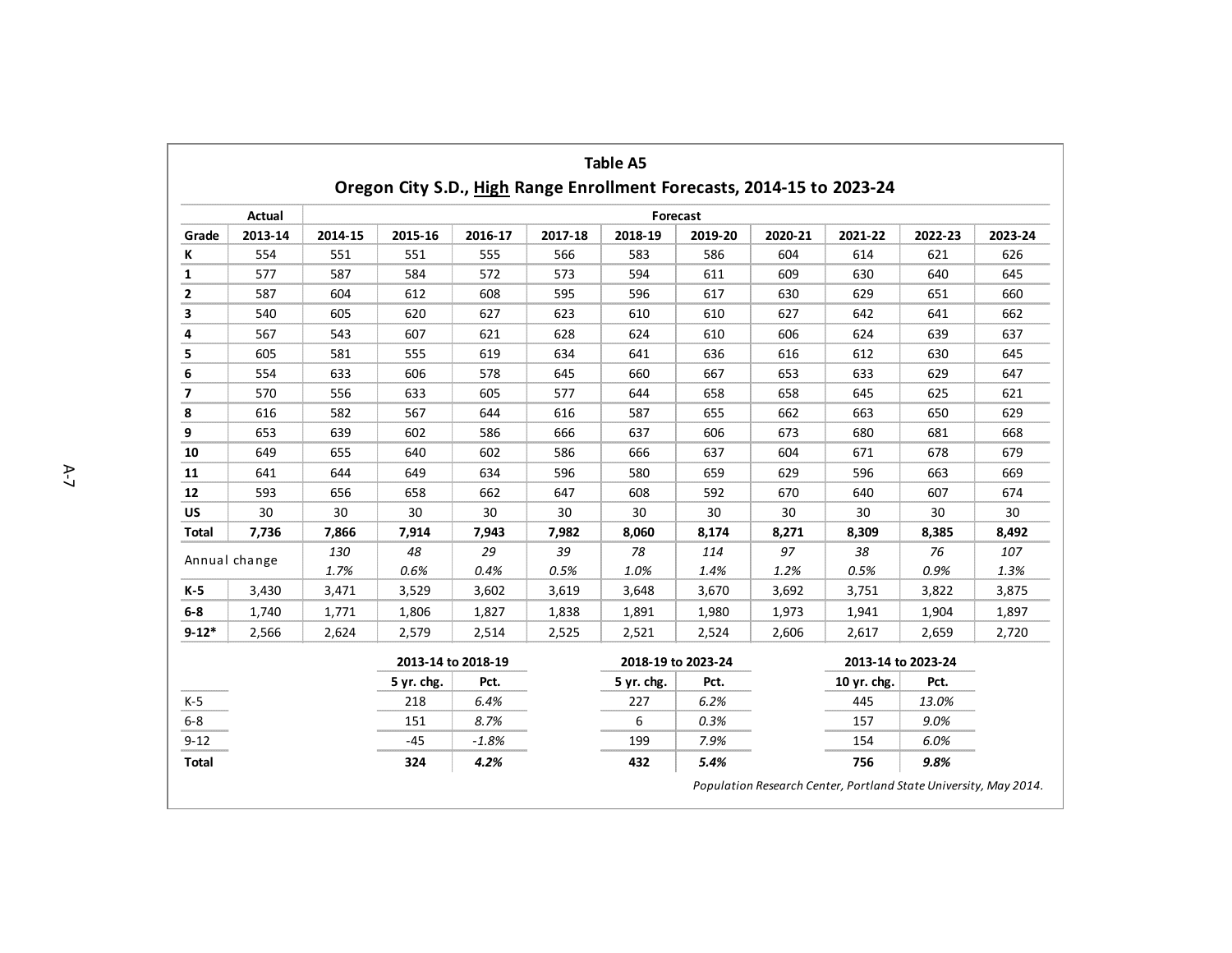## Table A5

### Oregon City S.D., <u>High</u> Range Enrollment Forecasts, 2014-15 to 2023-24

| | Actual | Forecast | | | | | | | | | |
|---|---|---|---|---|---|---|---|---|---|---|---|
| **Grade** | **2013-14** | **2014-15** | **2015-16** | **2016-17** | **2017-18** | **2018-19** | **2019-20** | **2020-21** | **2021-22** | **2022-23** | **2023-24** |
| **K** | 554 | 551 | 551 | 555 | 566 | 583 | 586 | 604 | 614 | 621 | 626 |
| **1** | 577 | 587 | 584 | 572 | 573 | 594 | 611 | 609 | 630 | 640 | 645 |
| **2** | 587 | 604 | 612 | 608 | 595 | 596 | 617 | 630 | 629 | 651 | 660 |
| **3** | 540 | 605 | 620 | 627 | 623 | 610 | 610 | 627 | 642 | 641 | 662 |
| **4** | 567 | 543 | 607 | 621 | 628 | 624 | 610 | 606 | 624 | 639 | 637 |
| **5** | 605 | 581 | 555 | 619 | 634 | 641 | 636 | 616 | 612 | 630 | 645 |
| **6** | 554 | 633 | 606 | 578 | 645 | 660 | 667 | 653 | 633 | 629 | 647 |
| **7** | 570 | 556 | 633 | 605 | 577 | 644 | 658 | 658 | 645 | 625 | 621 |
| **8** | 616 | 582 | 567 | 644 | 616 | 587 | 655 | 662 | 663 | 650 | 629 |
| **9** | 653 | 639 | 602 | 586 | 666 | 637 | 606 | 673 | 680 | 681 | 668 |
| **10** | 649 | 655 | 640 | 602 | 586 | 666 | 637 | 604 | 671 | 678 | 679 |
| **11** | 641 | 644 | 649 | 634 | 596 | 580 | 659 | 629 | 596 | 663 | 669 |
| **12** | 593 | 656 | 658 | 662 | 647 | 608 | 592 | 670 | 640 | 607 | 674 |
| **US** | 30 | 30 | 30 | 30 | 30 | 30 | 30 | 30 | 30 | 30 | 30 |
| **Total** | **7,736** | **7,866** | **7,914** | **7,943** | **7,982** | **8,060** | **8,174** | **8,271** | **8,309** | **8,385** | **8,492** |
| Annual change | | *130* | *48* | *29* | *39* | *78* | *114* | *97* | *38* | *76* | *107* |
| | | *1.7%* | *0.6%* | *0.4%* | *0.5%* | *1.0%* | *1.4%* | *1.2%* | *0.5%* | *0.9%* | *1.3%* |
| **K-5** | 3,430 | 3,471 | 3,529 | 3,602 | 3,619 | 3,648 | 3,670 | 3,692 | 3,751 | 3,822 | 3,875 |
| **6-8** | 1,740 | 1,771 | 1,806 | 1,827 | 1,838 | 1,891 | 1,980 | 1,973 | 1,941 | 1,904 | 1,897 |
| **9-12*** | 2,566 | 2,624 | 2,579 | 2,514 | 2,525 | 2,521 | 2,524 | 2,606 | 2,617 | 2,659 | 2,720 |

| | 2013-14 to 2018-19 | | 2018-19 to 2023-24 | | 2013-14 to 2023-24 | |
|---|---|---|---|---|---|---|
| | **5 yr. chg.** | **Pct.** | **5 yr. chg.** | **Pct.** | **10 yr. chg.** | **Pct.** |
| K-5 | 218 | *6.4%* | 227 | *6.2%* | 445 | *13.0%* |
| 6-8 | 151 | *8.7%* | 6 | *0.3%* | 157 | *9.0%* |
| 9-12 | -45 | *-1.8%* | 199 | *7.9%* | 154 | *6.0%* |
| **Total** | **324** | ***4.2%*** | **432** | ***5.4%*** | **756** | ***9.8%*** |

*Population Research Center, Portland State University, May 2014.*